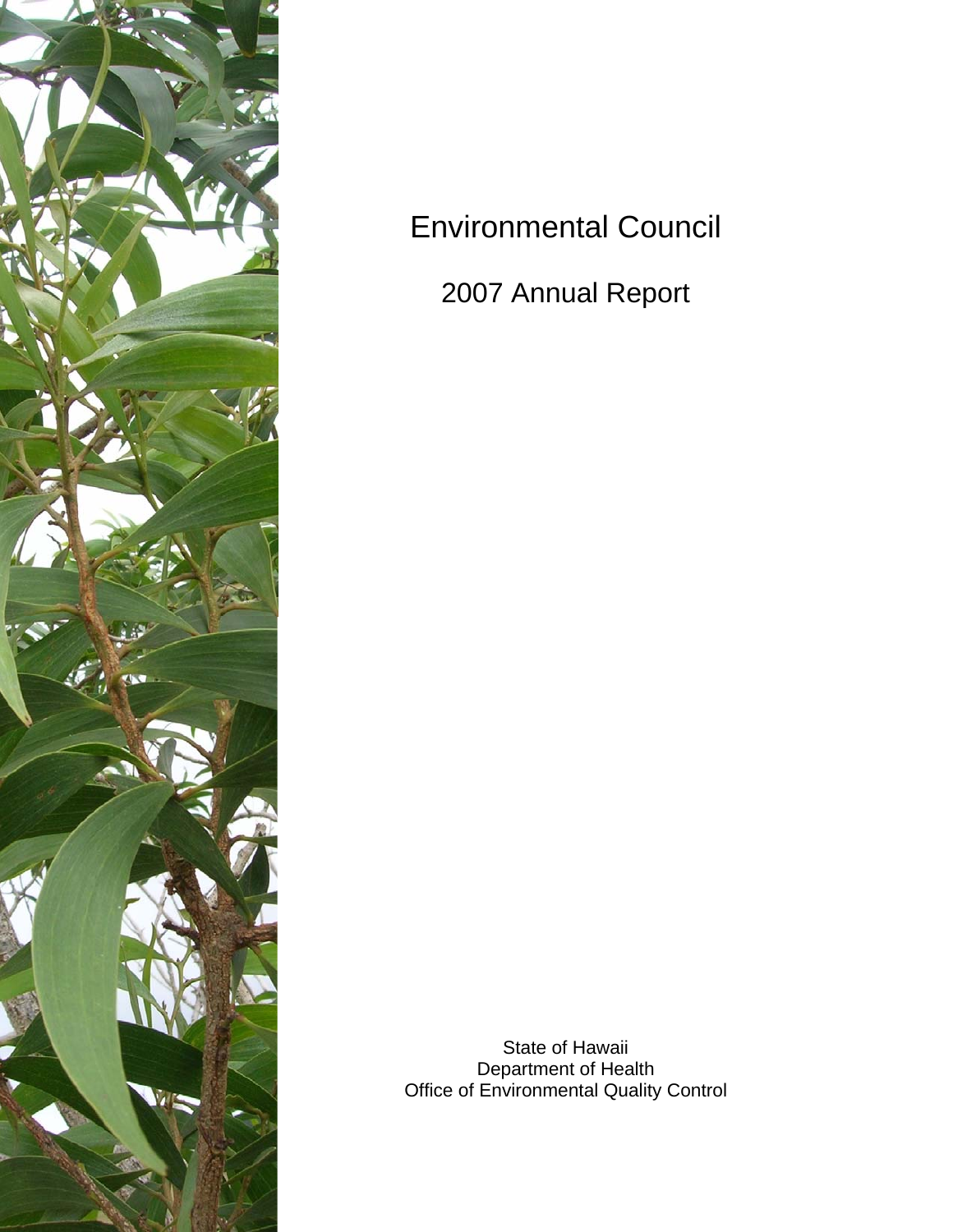# Environmental Council

## 2007 Annual Report

State of Hawaii
Department of Health
Office of Environmental Quality Control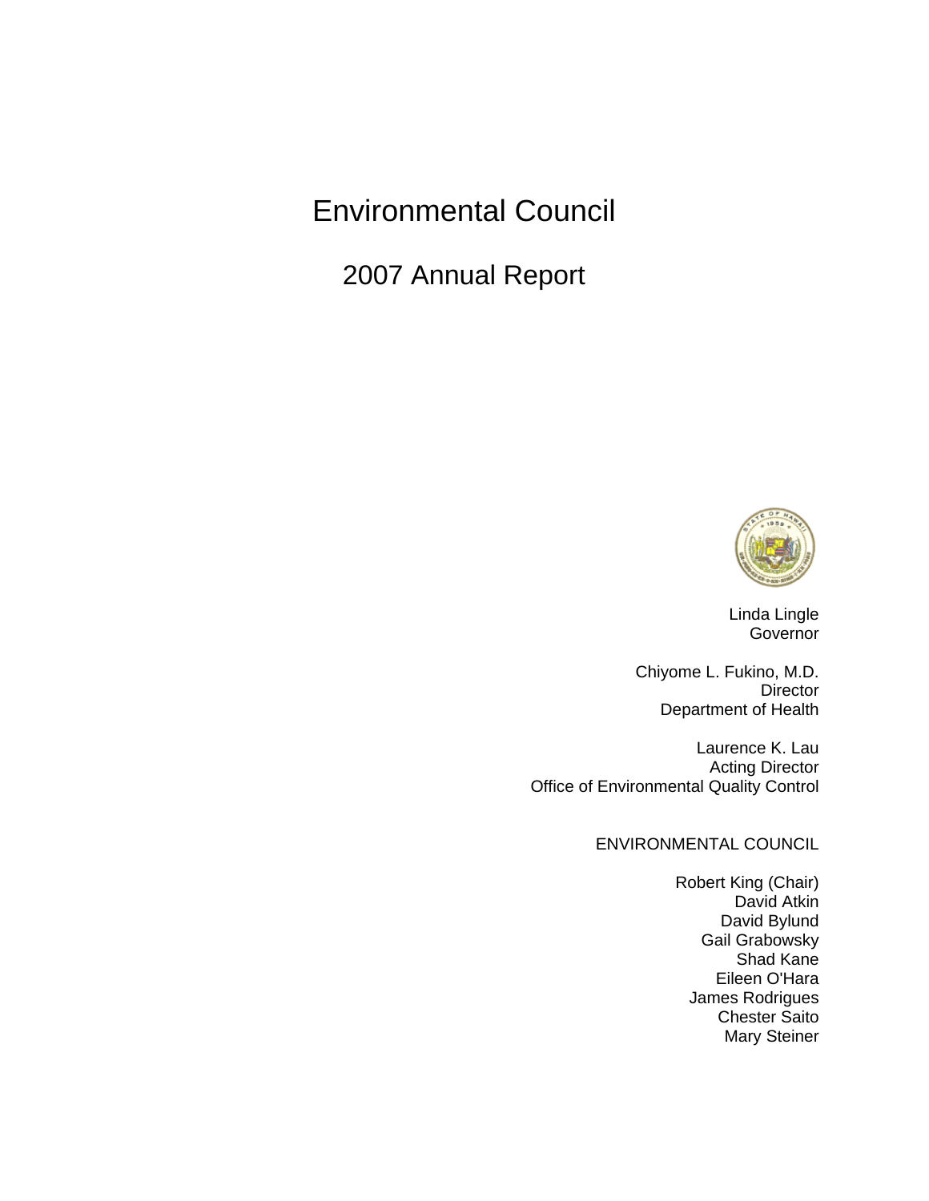# Environmental Council

## 2007 Annual Report

Linda Lingle
Governor

Chiyome L. Fukino, M.D.
Director
Department of Health

Laurence K. Lau
Acting Director
Office of Environmental Quality Control

ENVIRONMENTAL COUNCIL

Robert King (Chair)
David Atkin
David Bylund
Gail Grabowsky
Shad Kane
Eileen O'Hara
James Rodrigues
Chester Saito
Mary Steiner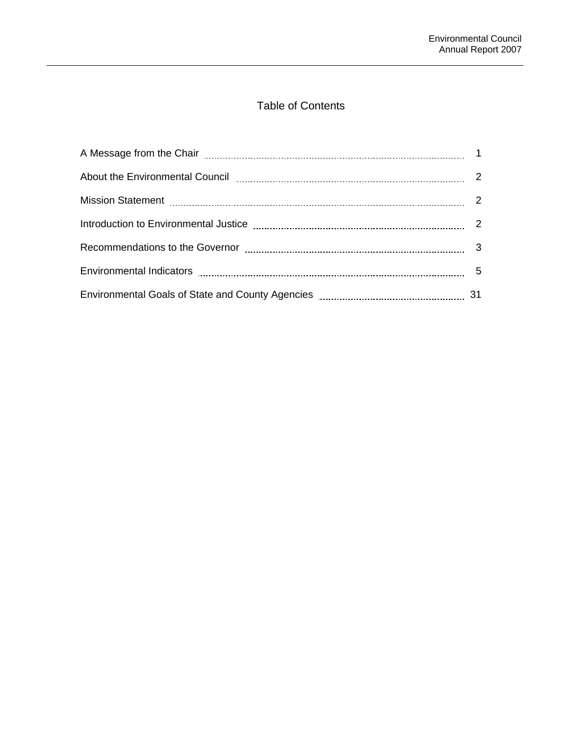# Table of Contents

| | |
|---|---|
| A Message from the Chair | 1 |
| About the Environmental Council | 2 |
| Mission Statement | 2 |
| Introduction to Environmental Justice | 2 |
| Recommendations to the Governor | 3 |
| Environmental Indicators | 5 |
| Environmental Goals of State and County Agencies | 31 |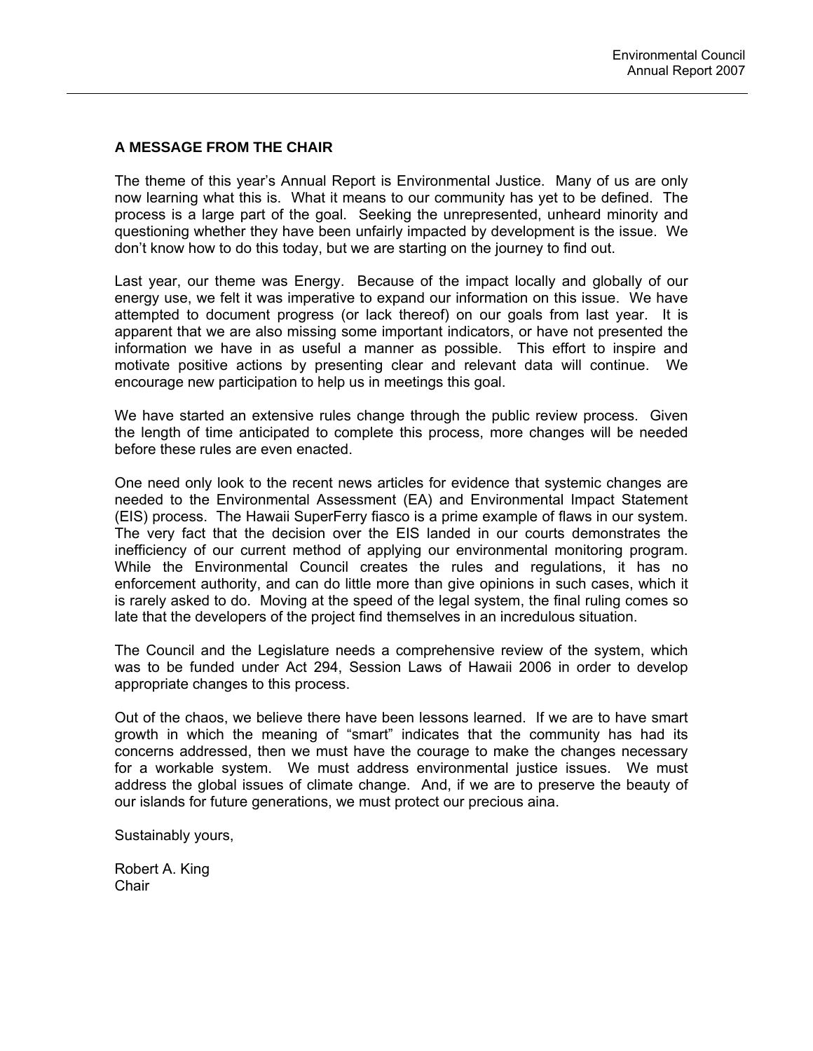## A MESSAGE FROM THE CHAIR

The theme of this year's Annual Report is Environmental Justice. Many of us are only now learning what this is. What it means to our community has yet to be defined. The process is a large part of the goal. Seeking the unrepresented, unheard minority and questioning whether they have been unfairly impacted by development is the issue. We don't know how to do this today, but we are starting on the journey to find out.

Last year, our theme was Energy. Because of the impact locally and globally of our energy use, we felt it was imperative to expand our information on this issue. We have attempted to document progress (or lack thereof) on our goals from last year. It is apparent that we are also missing some important indicators, or have not presented the information we have in as useful a manner as possible. This effort to inspire and motivate positive actions by presenting clear and relevant data will continue. We encourage new participation to help us in meetings this goal.

We have started an extensive rules change through the public review process. Given the length of time anticipated to complete this process, more changes will be needed before these rules are even enacted.

One need only look to the recent news articles for evidence that systemic changes are needed to the Environmental Assessment (EA) and Environmental Impact Statement (EIS) process. The Hawaii SuperFerry fiasco is a prime example of flaws in our system. The very fact that the decision over the EIS landed in our courts demonstrates the inefficiency of our current method of applying our environmental monitoring program. While the Environmental Council creates the rules and regulations, it has no enforcement authority, and can do little more than give opinions in such cases, which it is rarely asked to do. Moving at the speed of the legal system, the final ruling comes so late that the developers of the project find themselves in an incredulous situation.

The Council and the Legislature needs a comprehensive review of the system, which was to be funded under Act 294, Session Laws of Hawaii 2006 in order to develop appropriate changes to this process.

Out of the chaos, we believe there have been lessons learned. If we are to have smart growth in which the meaning of "smart" indicates that the community has had its concerns addressed, then we must have the courage to make the changes necessary for a workable system. We must address environmental justice issues. We must address the global issues of climate change. And, if we are to preserve the beauty of our islands for future generations, we must protect our precious aina.

Sustainably yours,

Robert A. King
Chair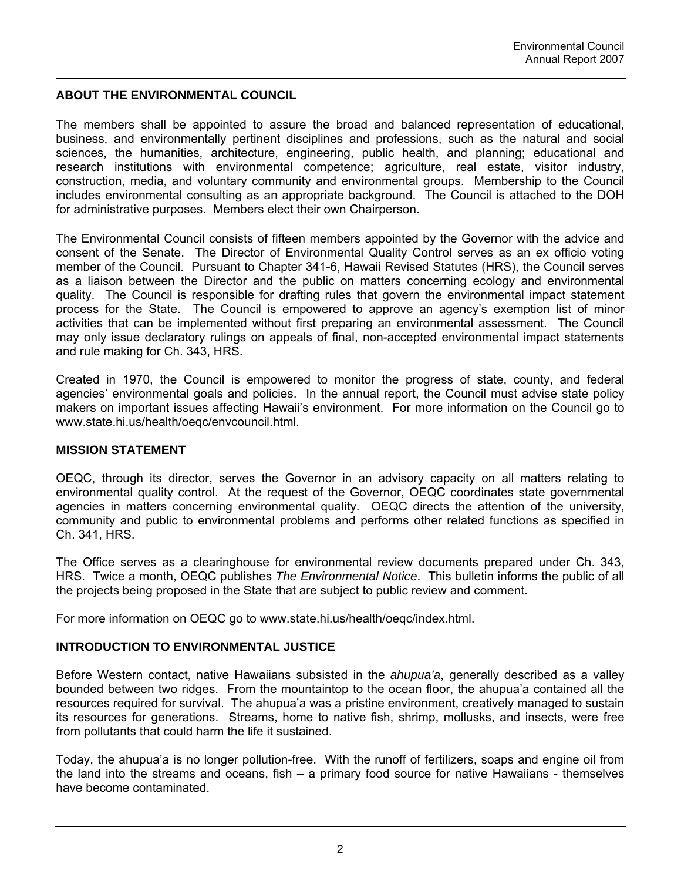## ABOUT THE ENVIRONMENTAL COUNCIL

The members shall be appointed to assure the broad and balanced representation of educational, business, and environmentally pertinent disciplines and professions, such as the natural and social sciences, the humanities, architecture, engineering, public health, and planning; educational and research institutions with environmental competence; agriculture, real estate, visitor industry, construction, media, and voluntary community and environmental groups. Membership to the Council includes environmental consulting as an appropriate background. The Council is attached to the DOH for administrative purposes. Members elect their own Chairperson.

The Environmental Council consists of fifteen members appointed by the Governor with the advice and consent of the Senate. The Director of Environmental Quality Control serves as an ex officio voting member of the Council. Pursuant to Chapter 341-6, Hawaii Revised Statutes (HRS), the Council serves as a liaison between the Director and the public on matters concerning ecology and environmental quality. The Council is responsible for drafting rules that govern the environmental impact statement process for the State. The Council is empowered to approve an agency's exemption list of minor activities that can be implemented without first preparing an environmental assessment. The Council may only issue declaratory rulings on appeals of final, non-accepted environmental impact statements and rule making for Ch. 343, HRS.

Created in 1970, the Council is empowered to monitor the progress of state, county, and federal agencies' environmental goals and policies. In the annual report, the Council must advise state policy makers on important issues affecting Hawaii's environment. For more information on the Council go to www.state.hi.us/health/oeqc/envcouncil.html.

## MISSION STATEMENT

OEQC, through its director, serves the Governor in an advisory capacity on all matters relating to environmental quality control. At the request of the Governor, OEQC coordinates state governmental agencies in matters concerning environmental quality. OEQC directs the attention of the university, community and public to environmental problems and performs other related functions as specified in Ch. 341, HRS.

The Office serves as a clearinghouse for environmental review documents prepared under Ch. 343, HRS. Twice a month, OEQC publishes *The Environmental Notice*. This bulletin informs the public of all the projects being proposed in the State that are subject to public review and comment.

For more information on OEQC go to www.state.hi.us/health/oeqc/index.html.

## INTRODUCTION TO ENVIRONMENTAL JUSTICE

Before Western contact, native Hawaiians subsisted in the *ahupua'a*, generally described as a valley bounded between two ridges. From the mountaintop to the ocean floor, the ahupua'a contained all the resources required for survival. The ahupua'a was a pristine environment, creatively managed to sustain its resources for generations. Streams, home to native fish, shrimp, mollusks, and insects, were free from pollutants that could harm the life it sustained.

Today, the ahupua'a is no longer pollution-free. With the runoff of fertilizers, soaps and engine oil from the land into the streams and oceans, fish – a primary food source for native Hawaiians - themselves have become contaminated.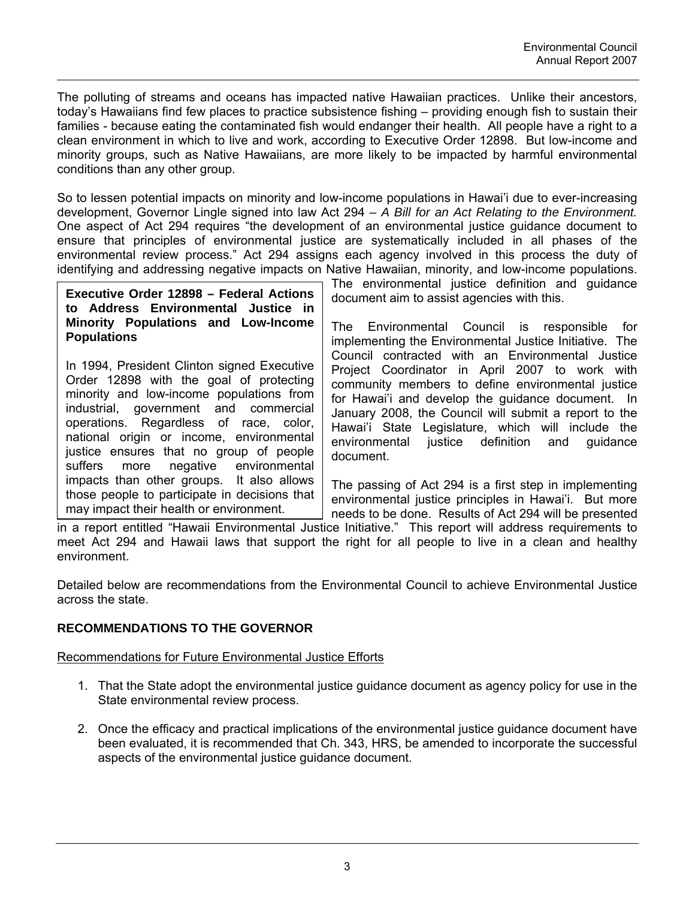The polluting of streams and oceans has impacted native Hawaiian practices. Unlike their ancestors, today's Hawaiians find few places to practice subsistence fishing – providing enough fish to sustain their families - because eating the contaminated fish would endanger their health. All people have a right to a clean environment in which to live and work, according to Executive Order 12898. But low-income and minority groups, such as Native Hawaiians, are more likely to be impacted by harmful environmental conditions than any other group.

So to lessen potential impacts on minority and low-income populations in Hawai'i due to ever-increasing development, Governor Lingle signed into law Act 294 – *A Bill for an Act Relating to the Environment.* One aspect of Act 294 requires "the development of an environmental justice guidance document to ensure that principles of environmental justice are systematically included in all phases of the environmental review process." Act 294 assigns each agency involved in this process the duty of identifying and addressing negative impacts on Native Hawaiian, minority, and low-income populations. The environmental justice definition and guidance document aim to assist agencies with this.

> **Executive Order 12898 – Federal Actions to Address Environmental Justice in Minority Populations and Low-Income Populations**
>
> In 1994, President Clinton signed Executive Order 12898 with the goal of protecting minority and low-income populations from industrial, government and commercial operations. Regardless of race, color, national origin or income, environmental justice ensures that no group of people suffers more negative environmental impacts than other groups. It also allows those people to participate in decisions that may impact their health or environment.

The Environmental Council is responsible for implementing the Environmental Justice Initiative. The Council contracted with an Environmental Justice Project Coordinator in April 2007 to work with community members to define environmental justice for Hawai'i and develop the guidance document. In January 2008, the Council will submit a report to the Hawai'i State Legislature, which will include the environmental justice definition and guidance document.

The passing of Act 294 is a first step in implementing environmental justice principles in Hawai'i. But more needs to be done. Results of Act 294 will be presented in a report entitled "Hawaii Environmental Justice Initiative." This report will address requirements to meet Act 294 and Hawaii laws that support the right for all people to live in a clean and healthy environment.

Detailed below are recommendations from the Environmental Council to achieve Environmental Justice across the state.

## RECOMMENDATIONS TO THE GOVERNOR

Recommendations for Future Environmental Justice Efforts

1. That the State adopt the environmental justice guidance document as agency policy for use in the State environmental review process.

2. Once the efficacy and practical implications of the environmental justice guidance document have been evaluated, it is recommended that Ch. 343, HRS, be amended to incorporate the successful aspects of the environmental justice guidance document.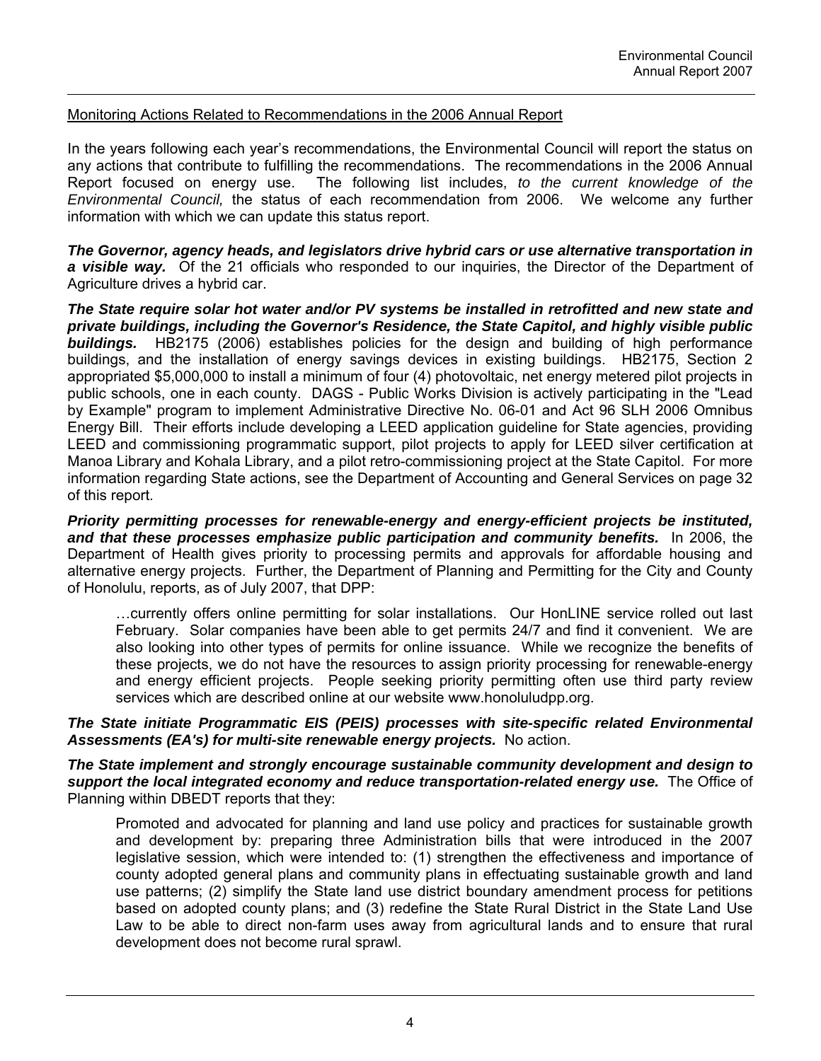Monitoring Actions Related to Recommendations in the 2006 Annual Report

In the years following each year's recommendations, the Environmental Council will report the status on any actions that contribute to fulfilling the recommendations. The recommendations in the 2006 Annual Report focused on energy use. The following list includes, *to the current knowledge of the Environmental Council,* the status of each recommendation from 2006. We welcome any further information with which we can update this status report.

***The Governor, agency heads, and legislators drive hybrid cars or use alternative transportation in a visible way.*** Of the 21 officials who responded to our inquiries, the Director of the Department of Agriculture drives a hybrid car.

***The State require solar hot water and/or PV systems be installed in retrofitted and new state and private buildings, including the Governor's Residence, the State Capitol, and highly visible public buildings.*** HB2175 (2006) establishes policies for the design and building of high performance buildings, and the installation of energy savings devices in existing buildings. HB2175, Section 2 appropriated $5,000,000 to install a minimum of four (4) photovoltaic, net energy metered pilot projects in public schools, one in each county. DAGS - Public Works Division is actively participating in the "Lead by Example" program to implement Administrative Directive No. 06-01 and Act 96 SLH 2006 Omnibus Energy Bill. Their efforts include developing a LEED application guideline for State agencies, providing LEED and commissioning programmatic support, pilot projects to apply for LEED silver certification at Manoa Library and Kohala Library, and a pilot retro-commissioning project at the State Capitol. For more information regarding State actions, see the Department of Accounting and General Services on page 32 of this report.

***Priority permitting processes for renewable-energy and energy-efficient projects be instituted, and that these processes emphasize public participation and community benefits.*** In 2006, the Department of Health gives priority to processing permits and approvals for affordable housing and alternative energy projects. Further, the Department of Planning and Permitting for the City and County of Honolulu, reports, as of July 2007, that DPP:

> …currently offers online permitting for solar installations. Our HonLINE service rolled out last February. Solar companies have been able to get permits 24/7 and find it convenient. We are also looking into other types of permits for online issuance. While we recognize the benefits of these projects, we do not have the resources to assign priority processing for renewable-energy and energy efficient projects. People seeking priority permitting often use third party review services which are described online at our website www.honoluludpp.org.

***The State initiate Programmatic EIS (PEIS) processes with site-specific related Environmental Assessments (EA's) for multi-site renewable energy projects.*** No action.

***The State implement and strongly encourage sustainable community development and design to support the local integrated economy and reduce transportation-related energy use.*** The Office of Planning within DBEDT reports that they:

> Promoted and advocated for planning and land use policy and practices for sustainable growth and development by: preparing three Administration bills that were introduced in the 2007 legislative session, which were intended to: (1) strengthen the effectiveness and importance of county adopted general plans and community plans in effectuating sustainable growth and land use patterns; (2) simplify the State land use district boundary amendment process for petitions based on adopted county plans; and (3) redefine the State Rural District in the State Land Use Law to be able to direct non-farm uses away from agricultural lands and to ensure that rural development does not become rural sprawl.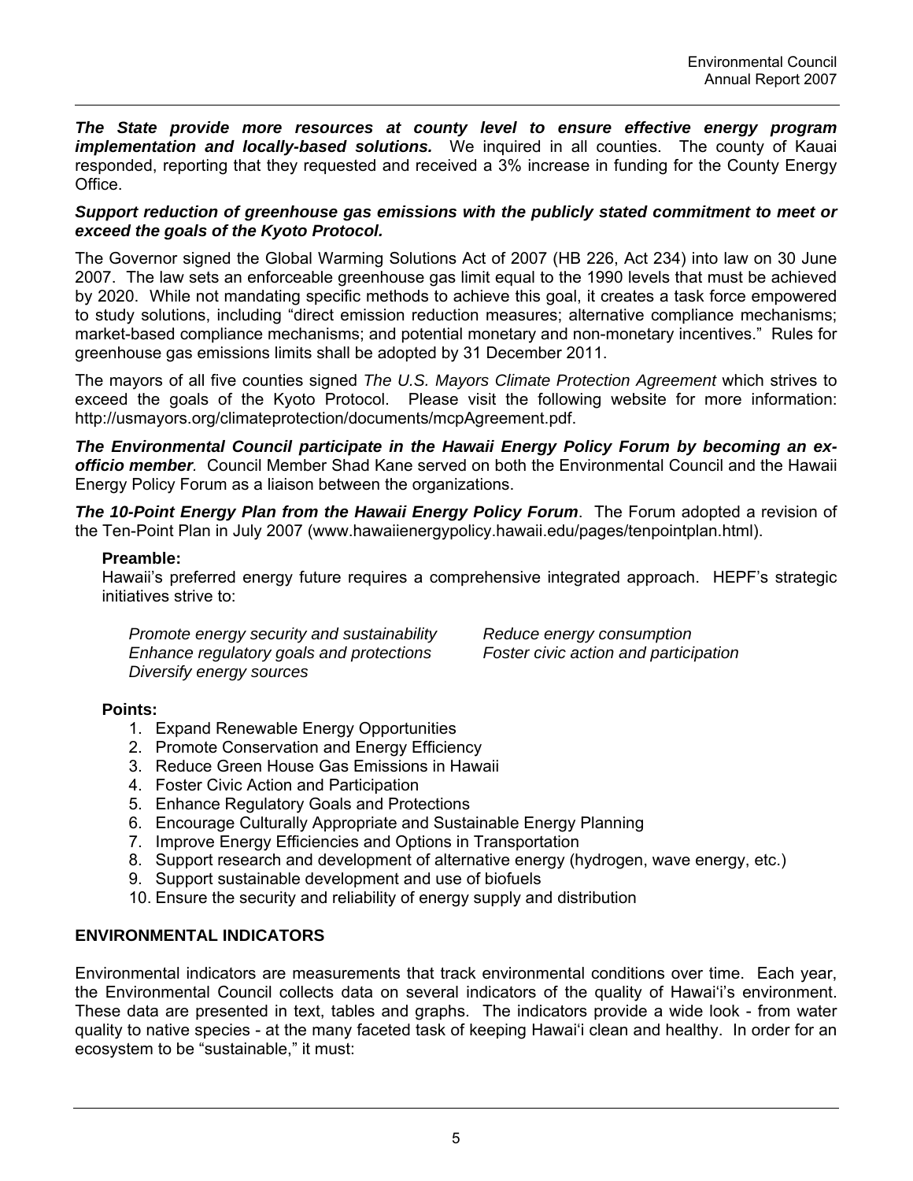***The State provide more resources at county level to ensure effective energy program implementation and locally-based solutions.*** We inquired in all counties. The county of Kauai responded, reporting that they requested and received a 3% increase in funding for the County Energy Office.

***Support reduction of greenhouse gas emissions with the publicly stated commitment to meet or exceed the goals of the Kyoto Protocol.***

The Governor signed the Global Warming Solutions Act of 2007 (HB 226, Act 234) into law on 30 June 2007. The law sets an enforceable greenhouse gas limit equal to the 1990 levels that must be achieved by 2020. While not mandating specific methods to achieve this goal, it creates a task force empowered to study solutions, including "direct emission reduction measures; alternative compliance mechanisms; market-based compliance mechanisms; and potential monetary and non-monetary incentives." Rules for greenhouse gas emissions limits shall be adopted by 31 December 2011.

The mayors of all five counties signed *The U.S. Mayors Climate Protection Agreement* which strives to exceed the goals of the Kyoto Protocol. Please visit the following website for more information: http://usmayors.org/climateprotection/documents/mcpAgreement.pdf.

***The Environmental Council participate in the Hawaii Energy Policy Forum by becoming an ex-officio member**.* Council Member Shad Kane served on both the Environmental Council and the Hawaii Energy Policy Forum as a liaison between the organizations.

***The 10-Point Energy Plan from the Hawaii Energy Policy Forum***. The Forum adopted a revision of the Ten-Point Plan in July 2007 (www.hawaiienergypolicy.hawaii.edu/pages/tenpointplan.html).

**Preamble:**

Hawaii's preferred energy future requires a comprehensive integrated approach. HEPF's strategic initiatives strive to:

*Promote energy security and sustainability*
*Enhance regulatory goals and protections*
*Diversify energy sources*
*Reduce energy consumption*
*Foster civic action and participation*

**Points:**

1. Expand Renewable Energy Opportunities
2. Promote Conservation and Energy Efficiency
3. Reduce Green House Gas Emissions in Hawaii
4. Foster Civic Action and Participation
5. Enhance Regulatory Goals and Protections
6. Encourage Culturally Appropriate and Sustainable Energy Planning
7. Improve Energy Efficiencies and Options in Transportation
8. Support research and development of alternative energy (hydrogen, wave energy, etc.)
9. Support sustainable development and use of biofuels
10. Ensure the security and reliability of energy supply and distribution

## ENVIRONMENTAL INDICATORS

Environmental indicators are measurements that track environmental conditions over time. Each year, the Environmental Council collects data on several indicators of the quality of Hawai'i's environment. These data are presented in text, tables and graphs. The indicators provide a wide look - from water quality to native species - at the many faceted task of keeping Hawai'i clean and healthy. In order for an ecosystem to be "sustainable," it must: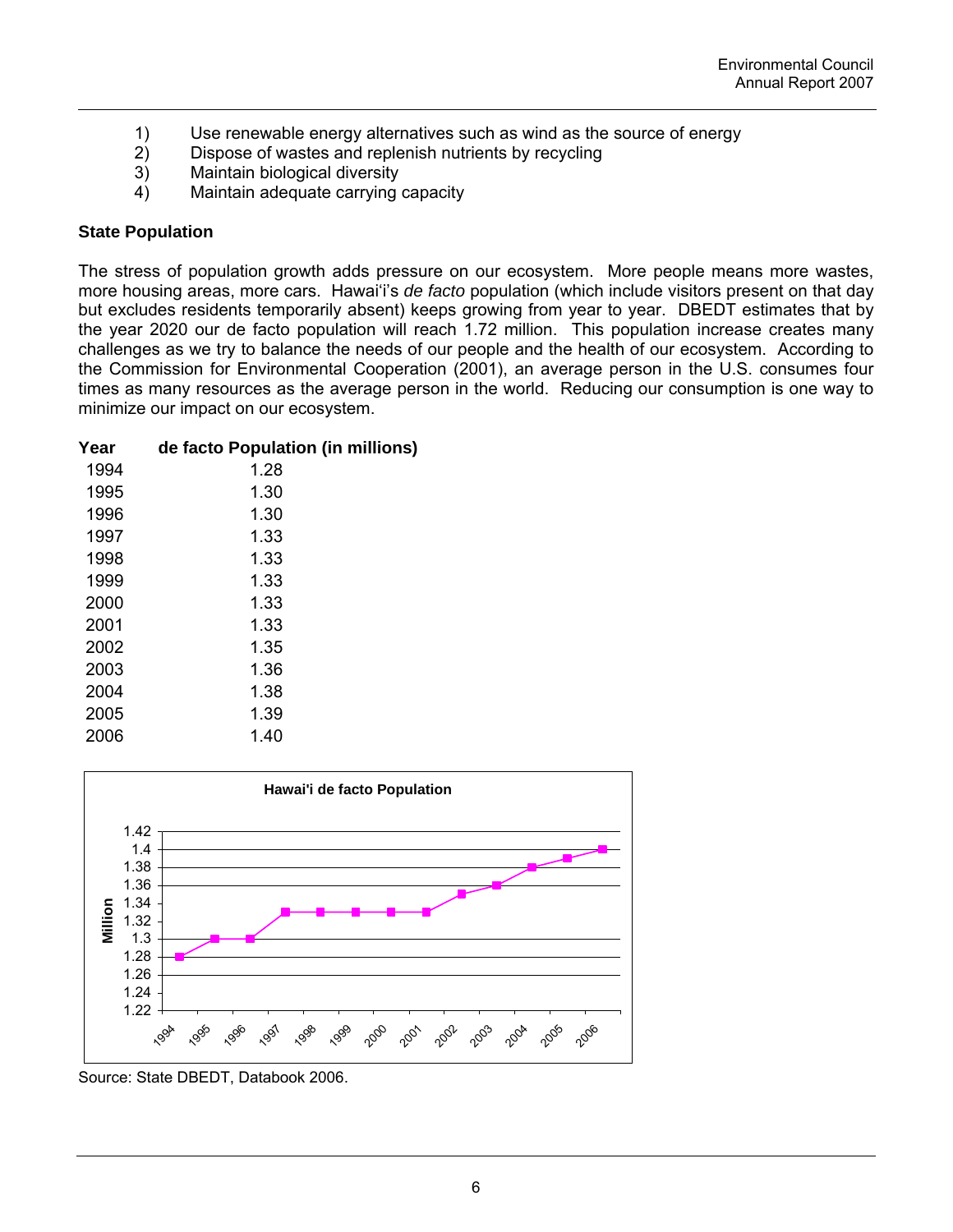1) Use renewable energy alternatives such as wind as the source of energy
2) Dispose of wastes and replenish nutrients by recycling
3) Maintain biological diversity
4) Maintain adequate carrying capacity

**State Population**

The stress of population growth adds pressure on our ecosystem. More people means more wastes, more housing areas, more cars. Hawai'i's *de facto* population (which include visitors present on that day but excludes residents temporarily absent) keeps growing from year to year. DBEDT estimates that by the year 2020 our de facto population will reach 1.72 million. This population increase creates many challenges as we try to balance the needs of our people and the health of our ecosystem. According to the Commission for Environmental Cooperation (2001), an average person in the U.S. consumes four times as many resources as the average person in the world. Reducing our consumption is one way to minimize our impact on our ecosystem.

| Year | de facto Population (in millions) |
|---|---|
| 1994 | 1.28 |
| 1995 | 1.30 |
| 1996 | 1.30 |
| 1997 | 1.33 |
| 1998 | 1.33 |
| 1999 | 1.33 |
| 2000 | 1.33 |
| 2001 | 1.33 |
| 2002 | 1.35 |
| 2003 | 1.36 |
| 2004 | 1.38 |
| 2005 | 1.39 |
| 2006 | 1.40 |

**Hawai'i de facto Population**

Source: State DBEDT, Databook 2006.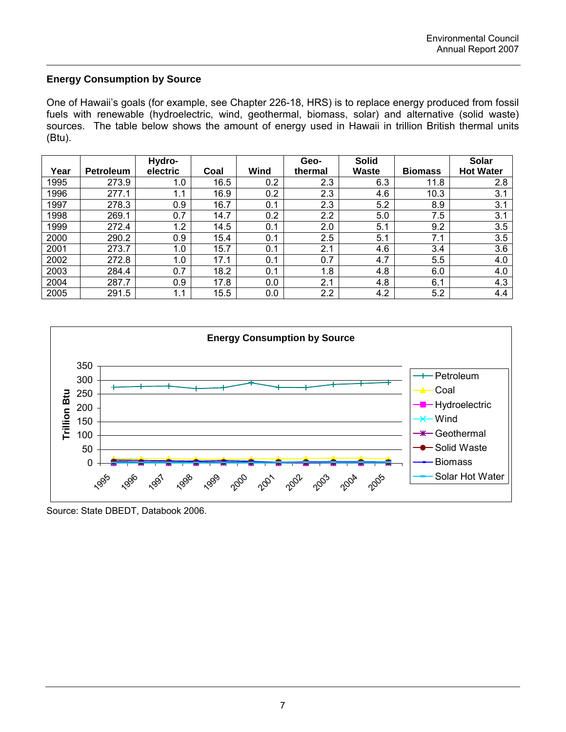## Energy Consumption by Source

One of Hawaii's goals (for example, see Chapter 226-18, HRS) is to replace energy produced from fossil fuels with renewable (hydroelectric, wind, geothermal, biomass, solar) and alternative (solid waste) sources. The table below shows the amount of energy used in Hawaii in trillion British thermal units (Btu).

| Year | Petroleum | Hydro-electric | Coal | Wind | Geo-thermal | Solid Waste | Biomass | Solar Hot Water |
|---|---|---|---|---|---|---|---|---|
| 1995 | 273.9 | 1.0 | 16.5 | 0.2 | 2.3 | 6.3 | 11.8 | 2.8 |
| 1996 | 277.1 | 1.1 | 16.9 | 0.2 | 2.3 | 4.6 | 10.3 | 3.1 |
| 1997 | 278.3 | 0.9 | 16.7 | 0.1 | 2.3 | 5.2 | 8.9 | 3.1 |
| 1998 | 269.1 | 0.7 | 14.7 | 0.2 | 2.2 | 5.0 | 7.5 | 3.1 |
| 1999 | 272.4 | 1.2 | 14.5 | 0.1 | 2.0 | 5.1 | 9.2 | 3.5 |
| 2000 | 290.2 | 0.9 | 15.4 | 0.1 | 2.5 | 5.1 | 7.1 | 3.5 |
| 2001 | 273.7 | 1.0 | 15.7 | 0.1 | 2.1 | 4.6 | 3.4 | 3.6 |
| 2002 | 272.8 | 1.0 | 17.1 | 0.1 | 0.7 | 4.7 | 5.5 | 4.0 |
| 2003 | 284.4 | 0.7 | 18.2 | 0.1 | 1.8 | 4.8 | 6.0 | 4.0 |
| 2004 | 287.7 | 0.9 | 17.8 | 0.0 | 2.1 | 4.8 | 6.1 | 4.3 |
| 2005 | 291.5 | 1.1 | 15.5 | 0.0 | 2.2 | 4.2 | 5.2 | 4.4 |

**Energy Consumption by Source**

Source: State DBEDT, Databook 2006.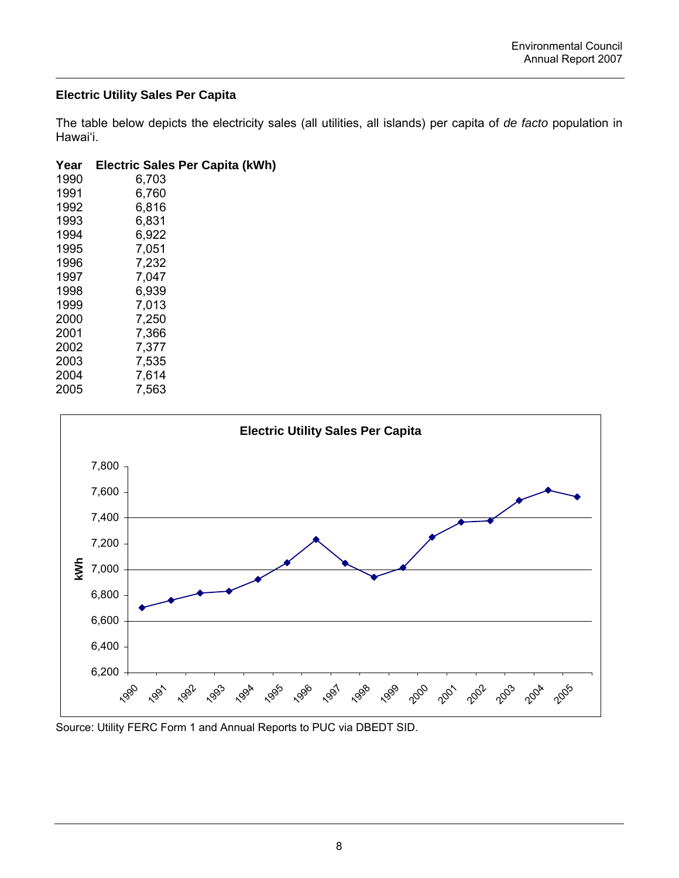## Electric Utility Sales Per Capita

The table below depicts the electricity sales (all utilities, all islands) per capita of *de facto* population in Hawai'i.

| Year | Electric Sales Per Capita (kWh) |
|---|---|
| 1990 | 6,703 |
| 1991 | 6,760 |
| 1992 | 6,816 |
| 1993 | 6,831 |
| 1994 | 6,922 |
| 1995 | 7,051 |
| 1996 | 7,232 |
| 1997 | 7,047 |
| 1998 | 6,939 |
| 1999 | 7,013 |
| 2000 | 7,250 |
| 2001 | 7,366 |
| 2002 | 7,377 |
| 2003 | 7,535 |
| 2004 | 7,614 |
| 2005 | 7,563 |

**Electric Utility Sales Per Capita**

Source: Utility FERC Form 1 and Annual Reports to PUC via DBEDT SID.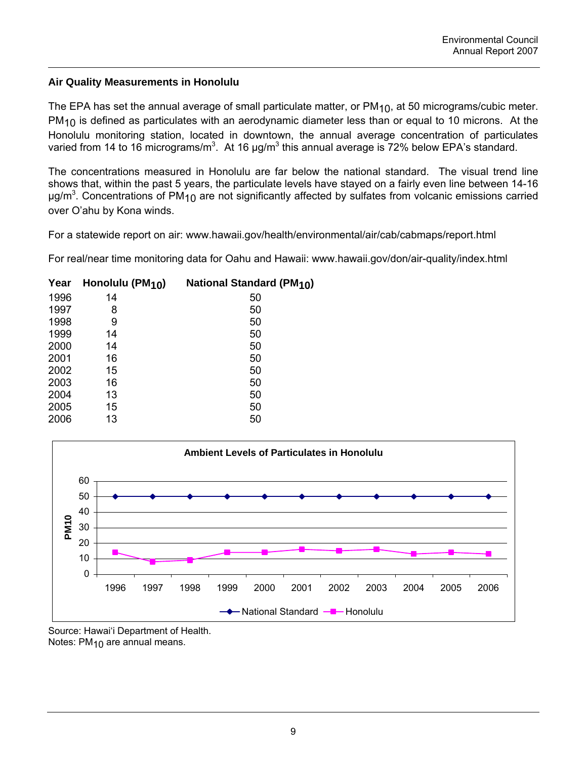## Air Quality Measurements in Honolulu

The EPA has set the annual average of small particulate matter, or $PM_{10}$, at 50 micrograms/cubic meter. $PM_{10}$ is defined as particulates with an aerodynamic diameter less than or equal to 10 microns. At the Honolulu monitoring station, located in downtown, the annual average concentration of particulates varied from 14 to 16 micrograms/$m^3$. At 16 µg/$m^3$ this annual average is 72% below EPA's standard.

The concentrations measured in Honolulu are far below the national standard. The visual trend line shows that, within the past 5 years, the particulate levels have stayed on a fairly even line between 14-16 µg/$m^3$. Concentrations of $PM_{10}$ are not significantly affected by sulfates from volcanic emissions carried over O'ahu by Kona winds.

For a statewide report on air: www.hawaii.gov/health/environmental/air/cab/cabmaps/report.html

For real/near time monitoring data for Oahu and Hawaii: www.hawaii.gov/don/air-quality/index.html

| Year | Honolulu ($PM_{10}$) | National Standard ($PM_{10}$) |
|---|---|---|
| 1996 | 14 | 50 |
| 1997 | 8 | 50 |
| 1998 | 9 | 50 |
| 1999 | 14 | 50 |
| 2000 | 14 | 50 |
| 2001 | 16 | 50 |
| 2002 | 15 | 50 |
| 2003 | 16 | 50 |
| 2004 | 13 | 50 |
| 2005 | 15 | 50 |
| 2006 | 13 | 50 |

**Ambient Levels of Particulates in Honolulu**

Source: Hawai'i Department of Health.
Notes: $PM_{10}$ are annual means.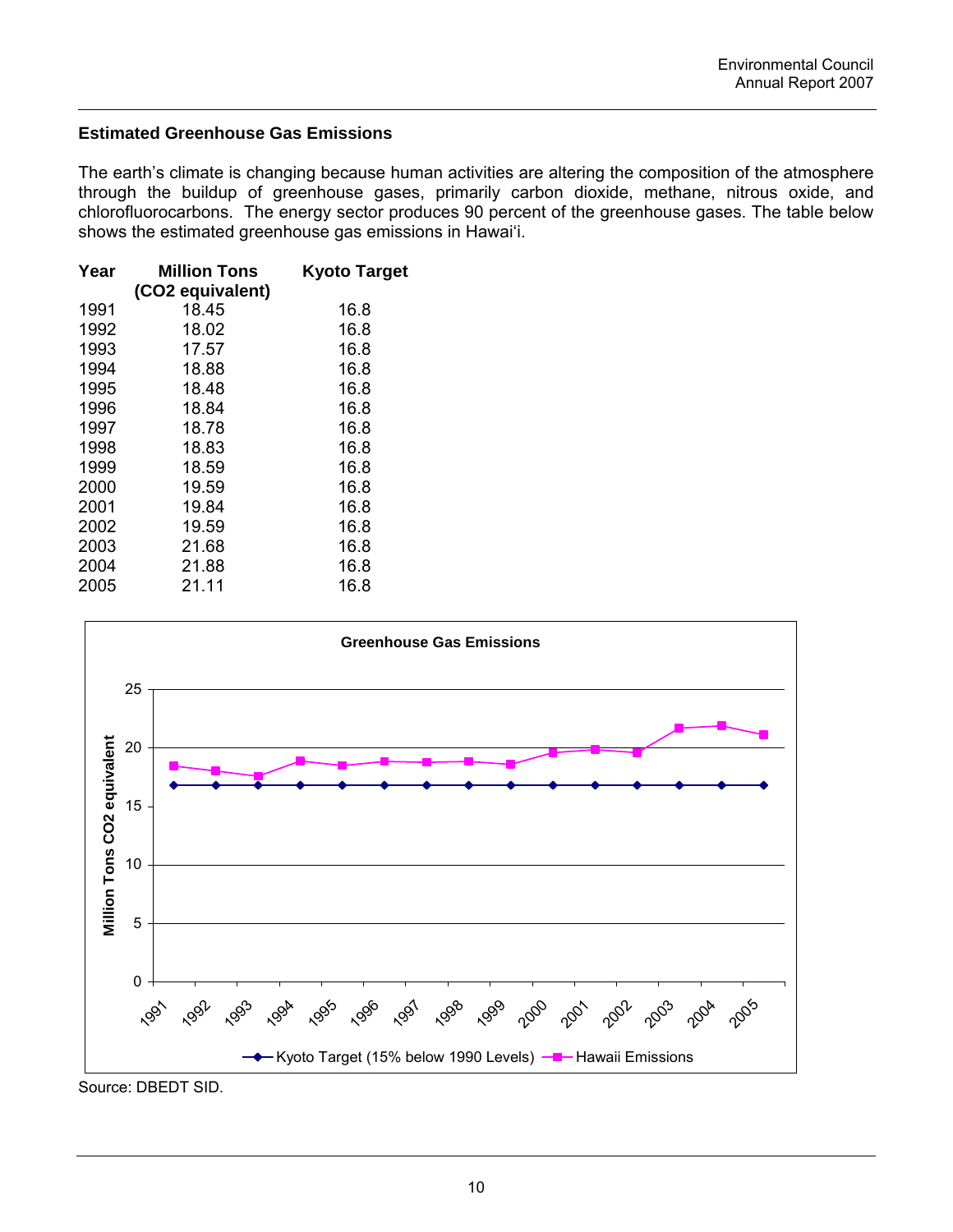### Estimated Greenhouse Gas Emissions

The earth's climate is changing because human activities are altering the composition of the atmosphere through the buildup of greenhouse gases, primarily carbon dioxide, methane, nitrous oxide, and chlorofluorocarbons. The energy sector produces 90 percent of the greenhouse gases. The table below shows the estimated greenhouse gas emissions in Hawai'i.

| Year | Million Tons ($CO_2$ equivalent) | Kyoto Target |
|---|---|---|
| 1991 | 18.45 | 16.8 |
| 1992 | 18.02 | 16.8 |
| 1993 | 17.57 | 16.8 |
| 1994 | 18.88 | 16.8 |
| 1995 | 18.48 | 16.8 |
| 1996 | 18.84 | 16.8 |
| 1997 | 18.78 | 16.8 |
| 1998 | 18.83 | 16.8 |
| 1999 | 18.59 | 16.8 |
| 2000 | 19.59 | 16.8 |
| 2001 | 19.84 | 16.8 |
| 2002 | 19.59 | 16.8 |
| 2003 | 21.68 | 16.8 |
| 2004 | 21.88 | 16.8 |
| 2005 | 21.11 | 16.8 |

**Greenhouse Gas Emissions**

Source: DBEDT SID.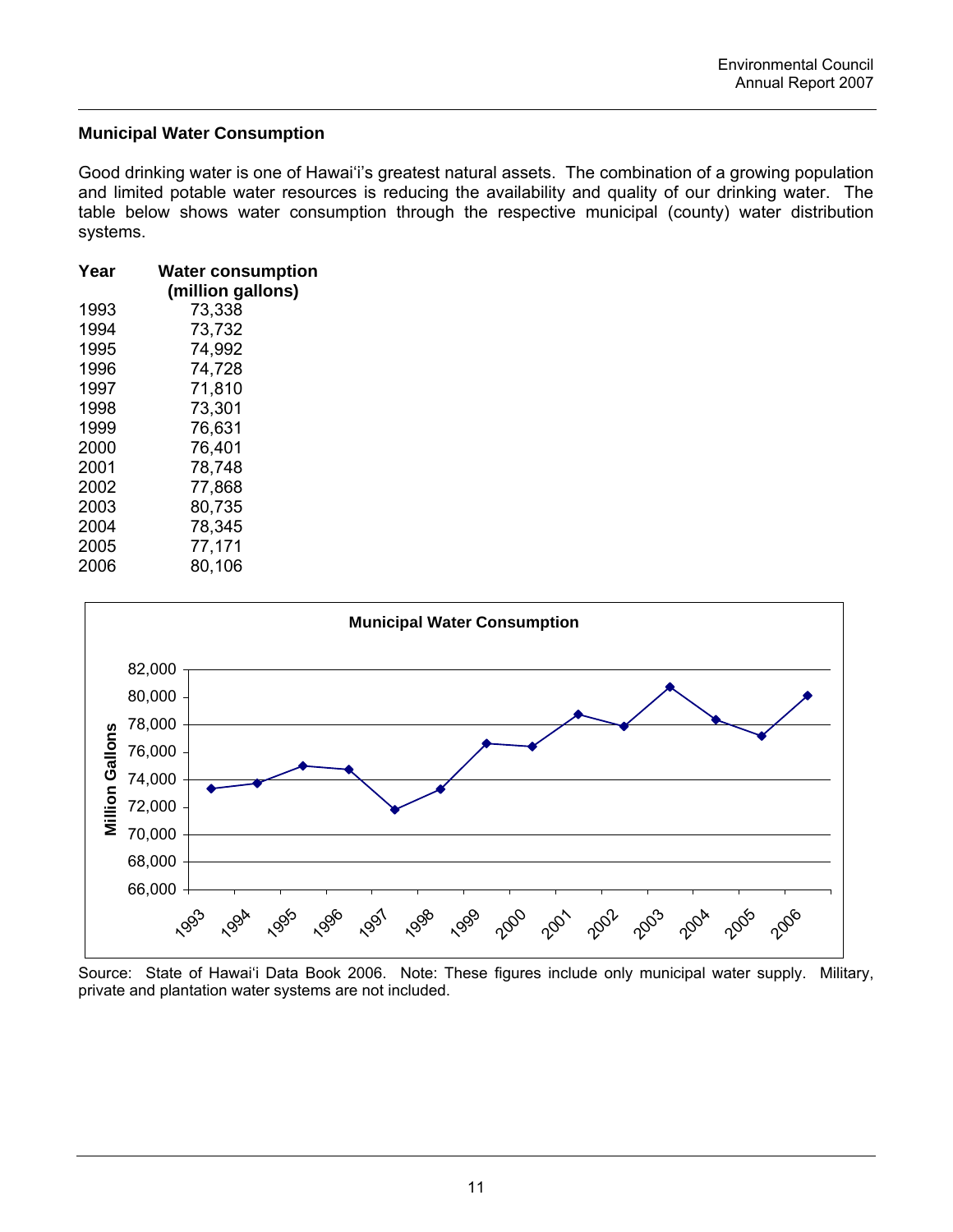## Municipal Water Consumption

Good drinking water is one of Hawai'i's greatest natural assets. The combination of a growing population and limited potable water resources is reducing the availability and quality of our drinking water. The table below shows water consumption through the respective municipal (county) water distribution systems.

| Year | Water consumption (million gallons) |
|---|---|
| 1993 | 73,338 |
| 1994 | 73,732 |
| 1995 | 74,992 |
| 1996 | 74,728 |
| 1997 | 71,810 |
| 1998 | 73,301 |
| 1999 | 76,631 |
| 2000 | 76,401 |
| 2001 | 78,748 |
| 2002 | 77,868 |
| 2003 | 80,735 |
| 2004 | 78,345 |
| 2005 | 77,171 |
| 2006 | 80,106 |

**Municipal Water Consumption**

Source: State of Hawai'i Data Book 2006. Note: These figures include only municipal water supply. Military, private and plantation water systems are not included.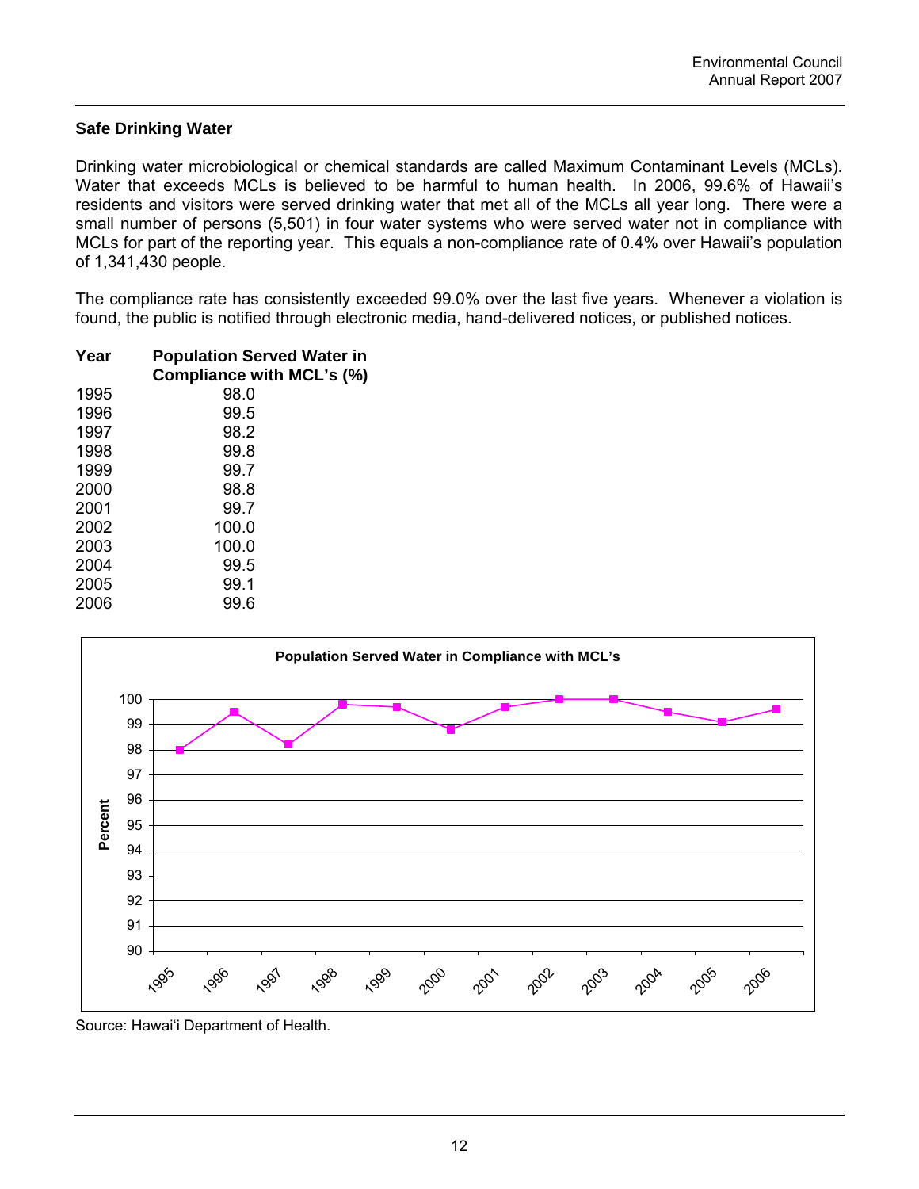## Safe Drinking Water

Drinking water microbiological or chemical standards are called Maximum Contaminant Levels (MCLs). Water that exceeds MCLs is believed to be harmful to human health. In 2006, 99.6% of Hawaii's residents and visitors were served drinking water that met all of the MCLs all year long. There were a small number of persons (5,501) in four water systems who were served water not in compliance with MCLs for part of the reporting year. This equals a non-compliance rate of 0.4% over Hawaii's population of 1,341,430 people.

The compliance rate has consistently exceeded 99.0% over the last five years. Whenever a violation is found, the public is notified through electronic media, hand-delivered notices, or published notices.

| Year | Population Served Water in Compliance with MCL's (%) |
|---|---|
| 1995 | 98.0 |
| 1996 | 99.5 |
| 1997 | 98.2 |
| 1998 | 99.8 |
| 1999 | 99.7 |
| 2000 | 98.8 |
| 2001 | 99.7 |
| 2002 | 100.0 |
| 2003 | 100.0 |
| 2004 | 99.5 |
| 2005 | 99.1 |
| 2006 | 99.6 |

**Population Served Water in Compliance with MCL's**

Source: Hawai'i Department of Health.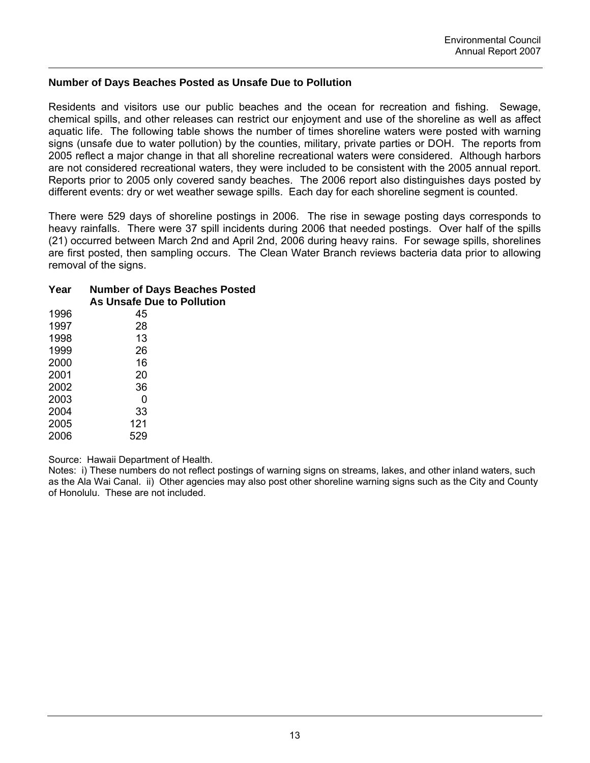### Number of Days Beaches Posted as Unsafe Due to Pollution

Residents and visitors use our public beaches and the ocean for recreation and fishing. Sewage, chemical spills, and other releases can restrict our enjoyment and use of the shoreline as well as affect aquatic life. The following table shows the number of times shoreline waters were posted with warning signs (unsafe due to water pollution) by the counties, military, private parties or DOH. The reports from 2005 reflect a major change in that all shoreline recreational waters were considered. Although harbors are not considered recreational waters, they were included to be consistent with the 2005 annual report. Reports prior to 2005 only covered sandy beaches. The 2006 report also distinguishes days posted by different events: dry or wet weather sewage spills. Each day for each shoreline segment is counted.

There were 529 days of shoreline postings in 2006. The rise in sewage posting days corresponds to heavy rainfalls. There were 37 spill incidents during 2006 that needed postings. Over half of the spills (21) occurred between March 2nd and April 2nd, 2006 during heavy rains. For sewage spills, shorelines are first posted, then sampling occurs. The Clean Water Branch reviews bacteria data prior to allowing removal of the signs.

| Year | Number of Days Beaches Posted As Unsafe Due to Pollution |
|---|---|
| 1996 | 45 |
| 1997 | 28 |
| 1998 | 13 |
| 1999 | 26 |
| 2000 | 16 |
| 2001 | 20 |
| 2002 | 36 |
| 2003 | 0 |
| 2004 | 33 |
| 2005 | 121 |
| 2006 | 529 |

Source: Hawaii Department of Health.

Notes: i) These numbers do not reflect postings of warning signs on streams, lakes, and other inland waters, such as the Ala Wai Canal. ii) Other agencies may also post other shoreline warning signs such as the City and County of Honolulu. These are not included.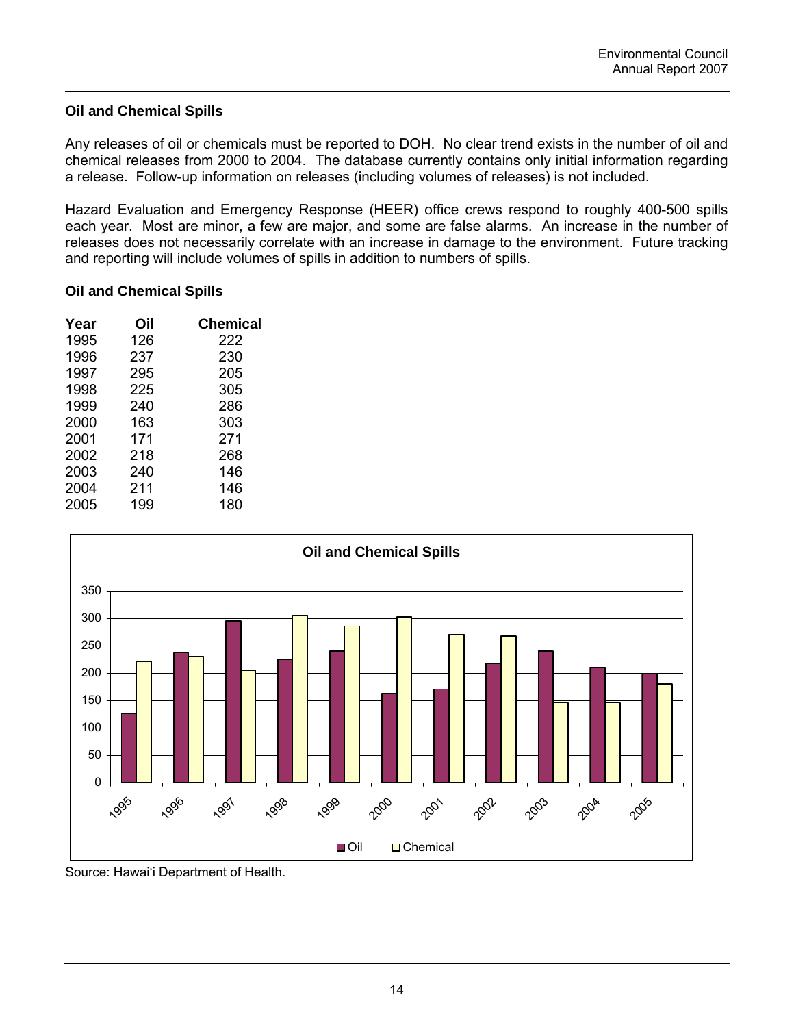## Oil and Chemical Spills

Any releases of oil or chemicals must be reported to DOH. No clear trend exists in the number of oil and chemical releases from 2000 to 2004. The database currently contains only initial information regarding a release. Follow-up information on releases (including volumes of releases) is not included.

Hazard Evaluation and Emergency Response (HEER) office crews respond to roughly 400-500 spills each year. Most are minor, a few are major, and some are false alarms. An increase in the number of releases does not necessarily correlate with an increase in damage to the environment. Future tracking and reporting will include volumes of spills in addition to numbers of spills.

### Oil and Chemical Spills

| Year | Oil | Chemical |
|---|---|---|
| 1995 | 126 | 222 |
| 1996 | 237 | 230 |
| 1997 | 295 | 205 |
| 1998 | 225 | 305 |
| 1999 | 240 | 286 |
| 2000 | 163 | 303 |
| 2001 | 171 | 271 |
| 2002 | 218 | 268 |
| 2003 | 240 | 146 |
| 2004 | 211 | 146 |
| 2005 | 199 | 180 |

Source: Hawai'i Department of Health.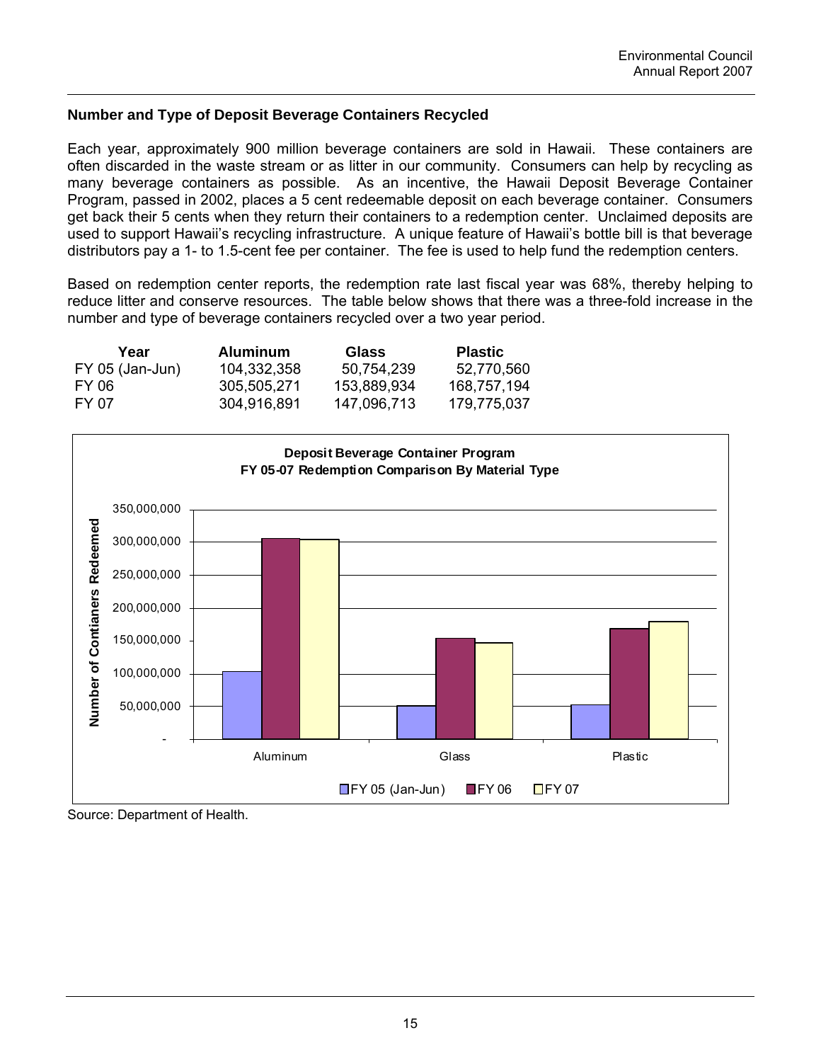## Number and Type of Deposit Beverage Containers Recycled

Each year, approximately 900 million beverage containers are sold in Hawaii. These containers are often discarded in the waste stream or as litter in our community. Consumers can help by recycling as many beverage containers as possible. As an incentive, the Hawaii Deposit Beverage Container Program, passed in 2002, places a 5 cent redeemable deposit on each beverage container. Consumers get back their 5 cents when they return their containers to a redemption center. Unclaimed deposits are used to support Hawaii's recycling infrastructure. A unique feature of Hawaii's bottle bill is that beverage distributors pay a 1- to 1.5-cent fee per container. The fee is used to help fund the redemption centers.

Based on redemption center reports, the redemption rate last fiscal year was 68%, thereby helping to reduce litter and conserve resources. The table below shows that there was a three-fold increase in the number and type of beverage containers recycled over a two year period.

| Year | Aluminum | Glass | Plastic |
|---|---|---|---|
| FY 05 (Jan-Jun) | 104,332,358 | 50,754,239 | 52,770,560 |
| FY 06 | 305,505,271 | 153,889,934 | 168,757,194 |
| FY 07 | 304,916,891 | 147,096,713 | 179,775,037 |

**Deposit Beverage Container Program**
**FY 05-07 Redemption Comparison By Material Type**

| Number of Contianers Redeemed | FY 05 (Jan-Jun) | FY 06 | FY 07 |
|---|---|---|---|
| Aluminum | 104,332,358 | 305,505,271 | 304,916,891 |
| Glass | 50,754,239 | 153,889,934 | 147,096,713 |
| Plastic | 52,770,560 | 168,757,194 | 179,775,037 |

Source: Department of Health.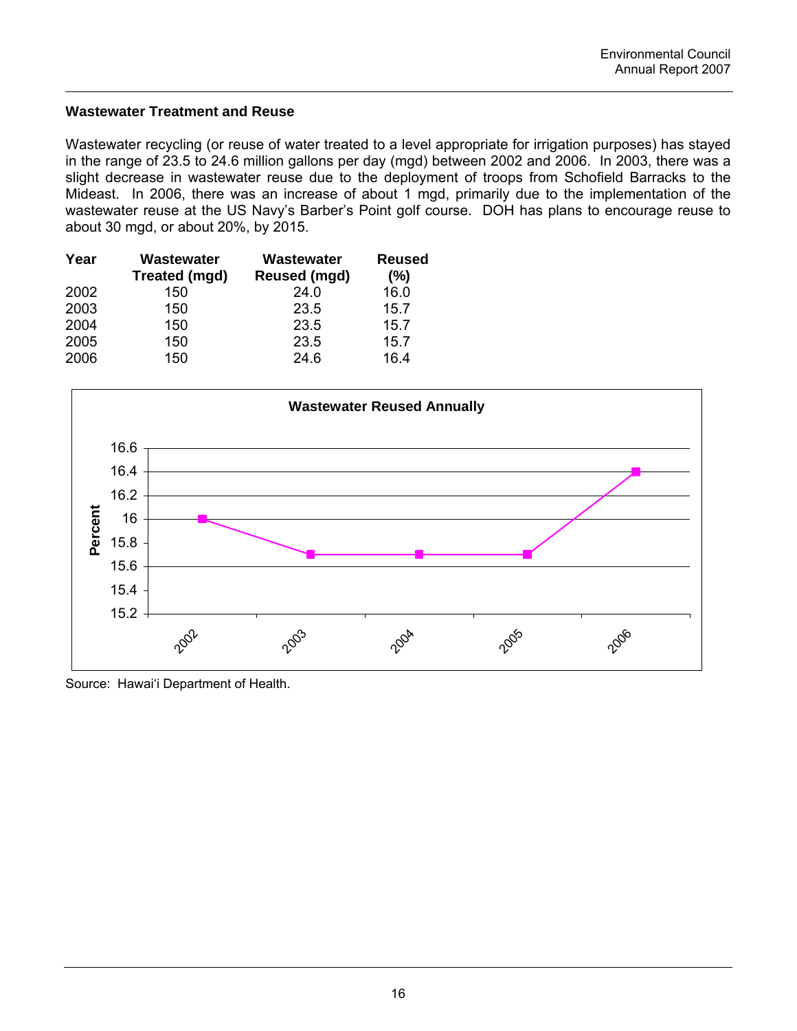## Wastewater Treatment and Reuse

Wastewater recycling (or reuse of water treated to a level appropriate for irrigation purposes) has stayed in the range of 23.5 to 24.6 million gallons per day (mgd) between 2002 and 2006. In 2003, there was a slight decrease in wastewater reuse due to the deployment of troops from Schofield Barracks to the Mideast. In 2006, there was an increase of about 1 mgd, primarily due to the implementation of the wastewater reuse at the US Navy's Barber's Point golf course. DOH has plans to encourage reuse to about 30 mgd, or about 20%, by 2015.

| Year | Wastewater Treated (mgd) | Wastewater Reused (mgd) | Reused (%) |
|---|---|---|---|
| 2002 | 150 | 24.0 | 16.0 |
| 2003 | 150 | 23.5 | 15.7 |
| 2004 | 150 | 23.5 | 15.7 |
| 2005 | 150 | 23.5 | 15.7 |
| 2006 | 150 | 24.6 | 16.4 |

**Wastewater Reused Annually**

Source: Hawai'i Department of Health.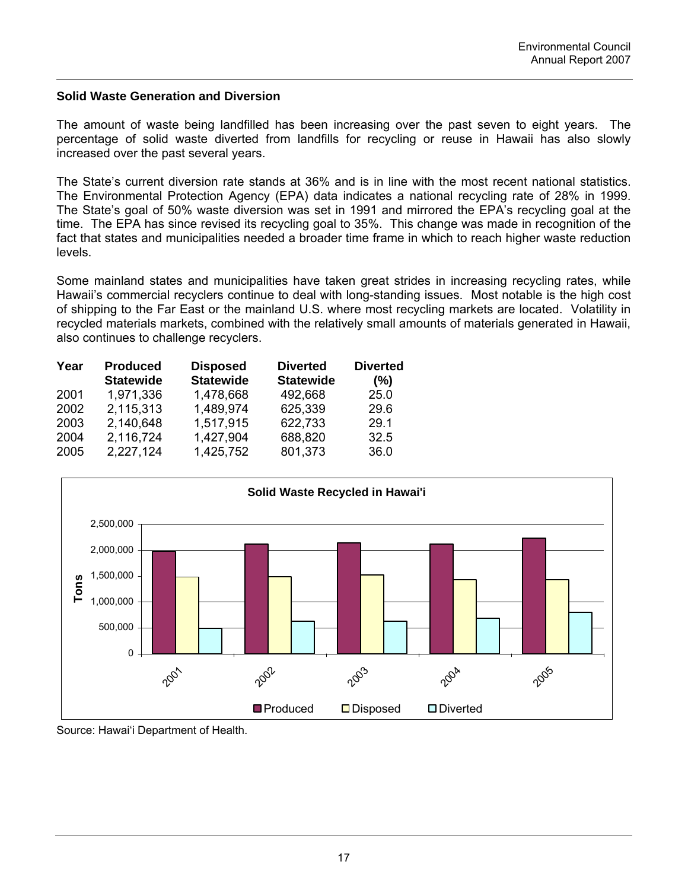### Solid Waste Generation and Diversion

The amount of waste being landfilled has been increasing over the past seven to eight years. The percentage of solid waste diverted from landfills for recycling or reuse in Hawaii has also slowly increased over the past several years.

The State's current diversion rate stands at 36% and is in line with the most recent national statistics. The Environmental Protection Agency (EPA) data indicates a national recycling rate of 28% in 1999. The State's goal of 50% waste diversion was set in 1991 and mirrored the EPA's recycling goal at the time. The EPA has since revised its recycling goal to 35%. This change was made in recognition of the fact that states and municipalities needed a broader time frame in which to reach higher waste reduction levels.

Some mainland states and municipalities have taken great strides in increasing recycling rates, while Hawaii's commercial recyclers continue to deal with long-standing issues. Most notable is the high cost of shipping to the Far East or the mainland U.S. where most recycling markets are located. Volatility in recycled materials markets, combined with the relatively small amounts of materials generated in Hawaii, also continues to challenge recyclers.

| Year | Produced Statewide | Disposed Statewide | Diverted Statewide | Diverted (%) |
|---|---|---|---|---|
| 2001 | 1,971,336 | 1,478,668 | 492,668 | 25.0 |
| 2002 | 2,115,313 | 1,489,974 | 625,339 | 29.6 |
| 2003 | 2,140,648 | 1,517,915 | 622,733 | 29.1 |
| 2004 | 2,116,724 | 1,427,904 | 688,820 | 32.5 |
| 2005 | 2,227,124 | 1,425,752 | 801,373 | 36.0 |

**Solid Waste Recycled in Hawai'i**

Source: Hawai'i Department of Health.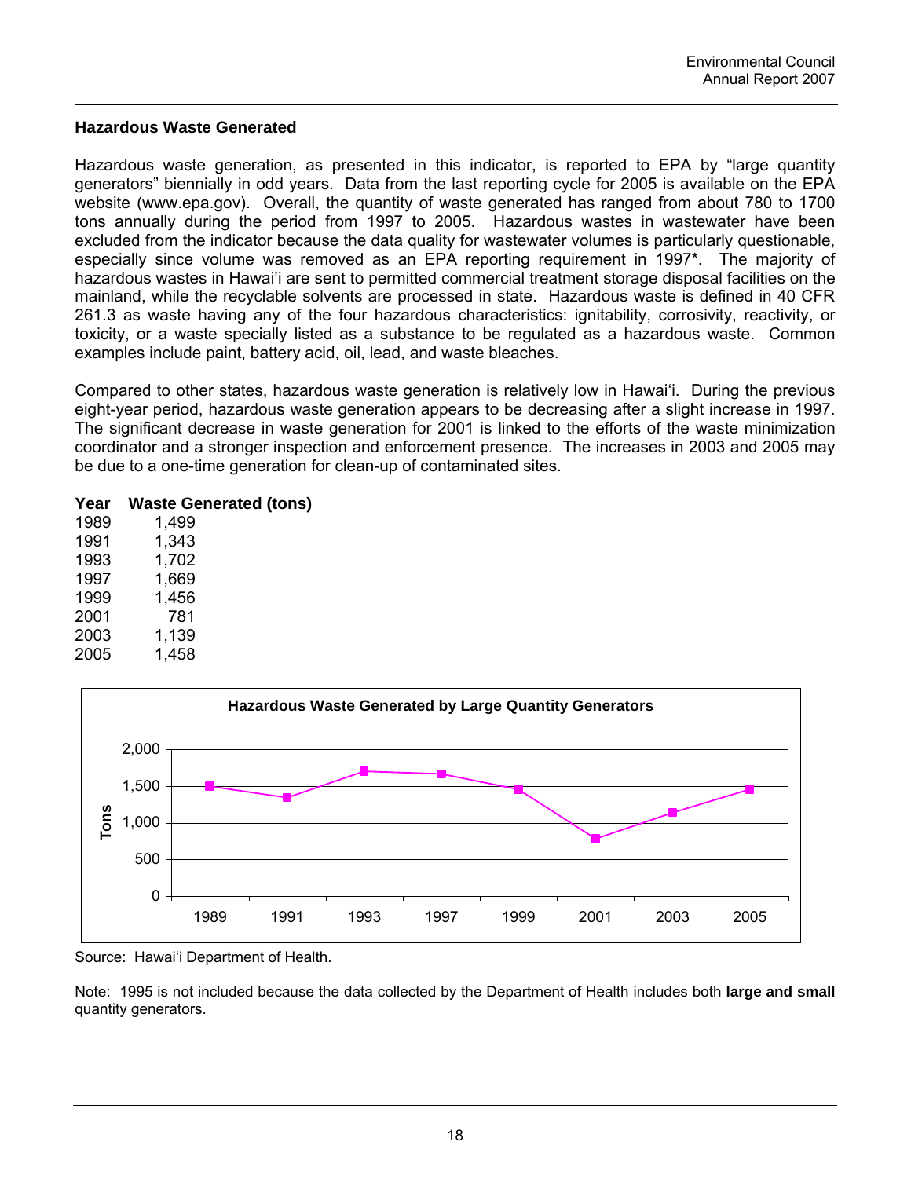### Hazardous Waste Generated

Hazardous waste generation, as presented in this indicator, is reported to EPA by "large quantity generators" biennially in odd years. Data from the last reporting cycle for 2005 is available on the EPA website (www.epa.gov). Overall, the quantity of waste generated has ranged from about 780 to 1700 tons annually during the period from 1997 to 2005. Hazardous wastes in wastewater have been excluded from the indicator because the data quality for wastewater volumes is particularly questionable, especially since volume was removed as an EPA reporting requirement in 1997*. The majority of hazardous wastes in Hawai'i are sent to permitted commercial treatment storage disposal facilities on the mainland, while the recyclable solvents are processed in state. Hazardous waste is defined in 40 CFR 261.3 as waste having any of the four hazardous characteristics: ignitability, corrosivity, reactivity, or toxicity, or a waste specially listed as a substance to be regulated as a hazardous waste. Common examples include paint, battery acid, oil, lead, and waste bleaches.

Compared to other states, hazardous waste generation is relatively low in Hawai'i. During the previous eight-year period, hazardous waste generation appears to be decreasing after a slight increase in 1997. The significant decrease in waste generation for 2001 is linked to the efforts of the waste minimization coordinator and a stronger inspection and enforcement presence. The increases in 2003 and 2005 may be due to a one-time generation for clean-up of contaminated sites.

| Year | Waste Generated (tons) |
|---|---|
| 1989 | 1,499 |
| 1991 | 1,343 |
| 1993 | 1,702 |
| 1997 | 1,669 |
| 1999 | 1,456 |
| 2001 | 781 |
| 2003 | 1,139 |
| 2005 | 1,458 |

**Hazardous Waste Generated by Large Quantity Generators**

Source: Hawai'i Department of Health.

Note: 1995 is not included because the data collected by the Department of Health includes both **large and small** quantity generators.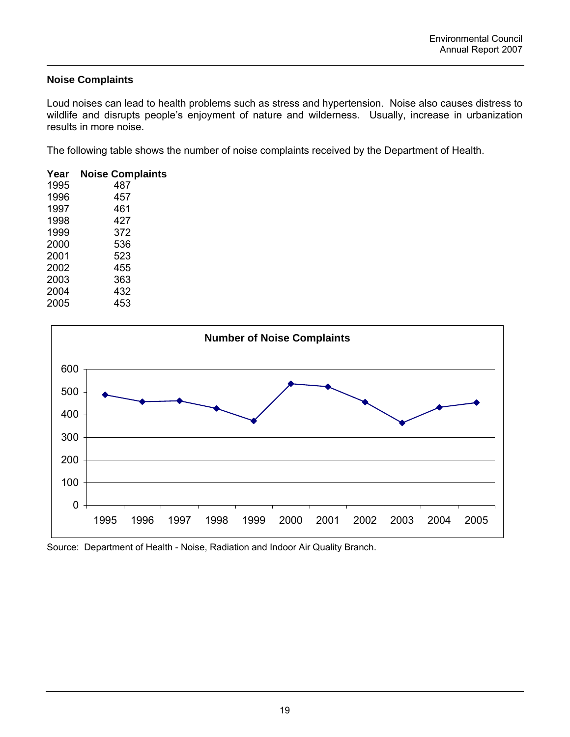### Noise Complaints

Loud noises can lead to health problems such as stress and hypertension. Noise also causes distress to wildlife and disrupts people's enjoyment of nature and wilderness. Usually, increase in urbanization results in more noise.

The following table shows the number of noise complaints received by the Department of Health.

| Year | Noise Complaints |
|---|---|
| 1995 | 487 |
| 1996 | 457 |
| 1997 | 461 |
| 1998 | 427 |
| 1999 | 372 |
| 2000 | 536 |
| 2001 | 523 |
| 2002 | 455 |
| 2003 | 363 |
| 2004 | 432 |
| 2005 | 453 |

**Number of Noise Complaints**

Source: Department of Health - Noise, Radiation and Indoor Air Quality Branch.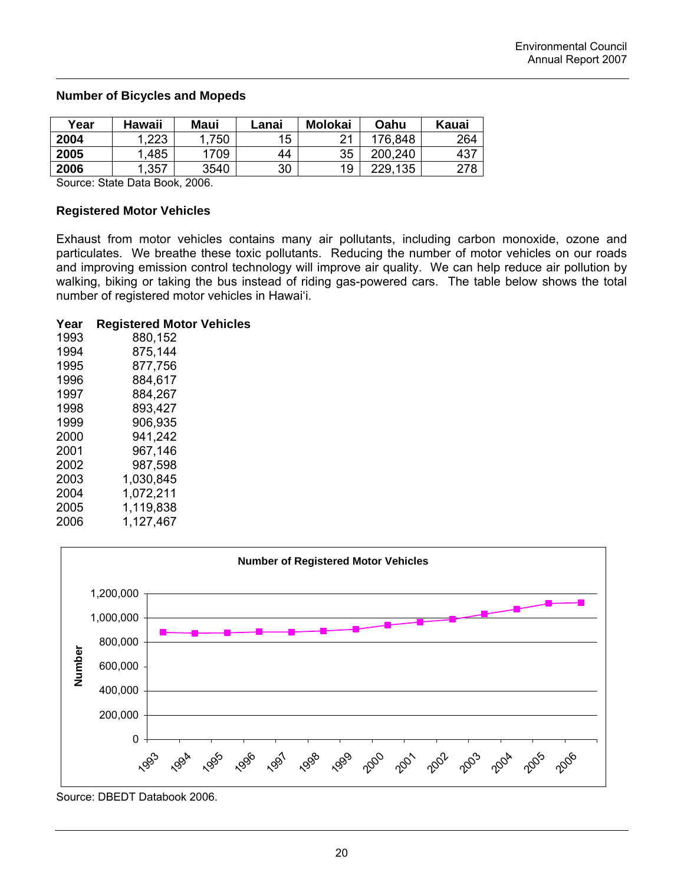### Number of Bicycles and Mopeds

| Year | Hawaii | Maui | Lanai | Molokai | Oahu | Kauai |
|---|---|---|---|---|---|---|
| **2004** | 1,223 | 1,750 | 15 | 21 | 176,848 | 264 |
| **2005** | 1,485 | 1709 | 44 | 35 | 200,240 | 437 |
| **2006** | 1,357 | 3540 | 30 | 19 | 229,135 | 278 |

Source: State Data Book, 2006.

### Registered Motor Vehicles

Exhaust from motor vehicles contains many air pollutants, including carbon monoxide, ozone and particulates. We breathe these toxic pollutants. Reducing the number of motor vehicles on our roads and improving emission control technology will improve air quality. We can help reduce air pollution by walking, biking or taking the bus instead of riding gas-powered cars. The table below shows the total number of registered motor vehicles in Hawai'i.

| Year | Registered Motor Vehicles |
|---|---|
| 1993 | 880,152 |
| 1994 | 875,144 |
| 1995 | 877,756 |
| 1996 | 884,617 |
| 1997 | 884,267 |
| 1998 | 893,427 |
| 1999 | 906,935 |
| 2000 | 941,242 |
| 2001 | 967,146 |
| 2002 | 987,598 |
| 2003 | 1,030,845 |
| 2004 | 1,072,211 |
| 2005 | 1,119,838 |
| 2006 | 1,127,467 |

**Number of Registered Motor Vehicles**

Source: DBEDT Databook 2006.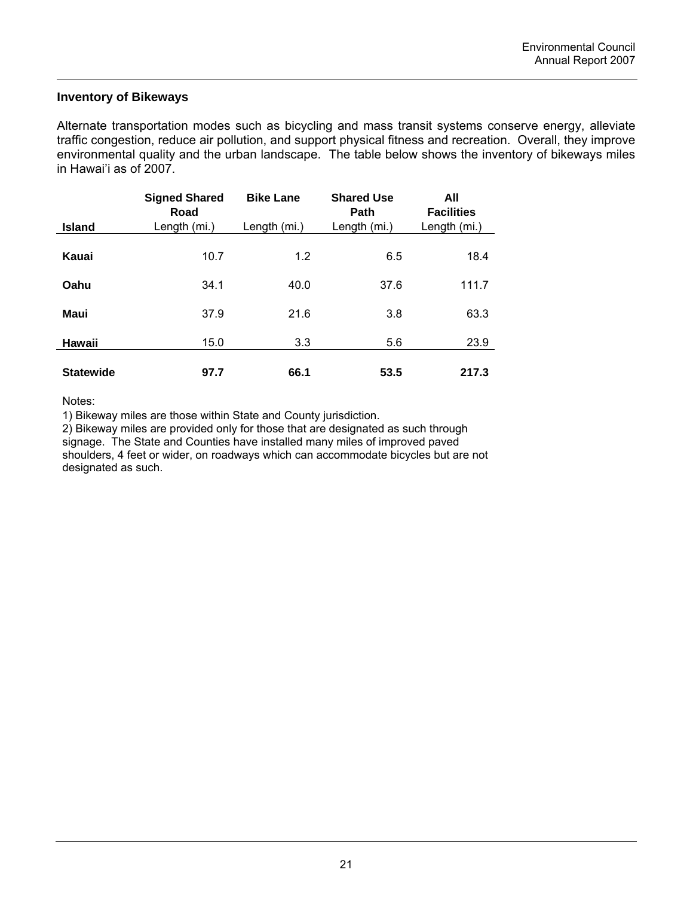### Inventory of Bikeways

Alternate transportation modes such as bicycling and mass transit systems conserve energy, alleviate traffic congestion, reduce air pollution, and support physical fitness and recreation. Overall, they improve environmental quality and the urban landscape. The table below shows the inventory of bikeways miles in Hawai'i as of 2007.

| Island | Signed Shared Road Length (mi.) | Bike Lane Length (mi.) | Shared Use Path Length (mi.) | All Facilities Length (mi.) |
|---|---|---|---|---|
| **Kauai** | 10.7 | 1.2 | 6.5 | 18.4 |
| **Oahu** | 34.1 | 40.0 | 37.6 | 111.7 |
| **Maui** | 37.9 | 21.6 | 3.8 | 63.3 |
| **Hawaii** | 15.0 | 3.3 | 5.6 | 23.9 |
| **Statewide** | **97.7** | **66.1** | **53.5** | **217.3** |

Notes:

1) Bikeway miles are those within State and County jurisdiction.

2) Bikeway miles are provided only for those that are designated as such through signage. The State and Counties have installed many miles of improved paved shoulders, 4 feet or wider, on roadways which can accommodate bicycles but are not designated as such.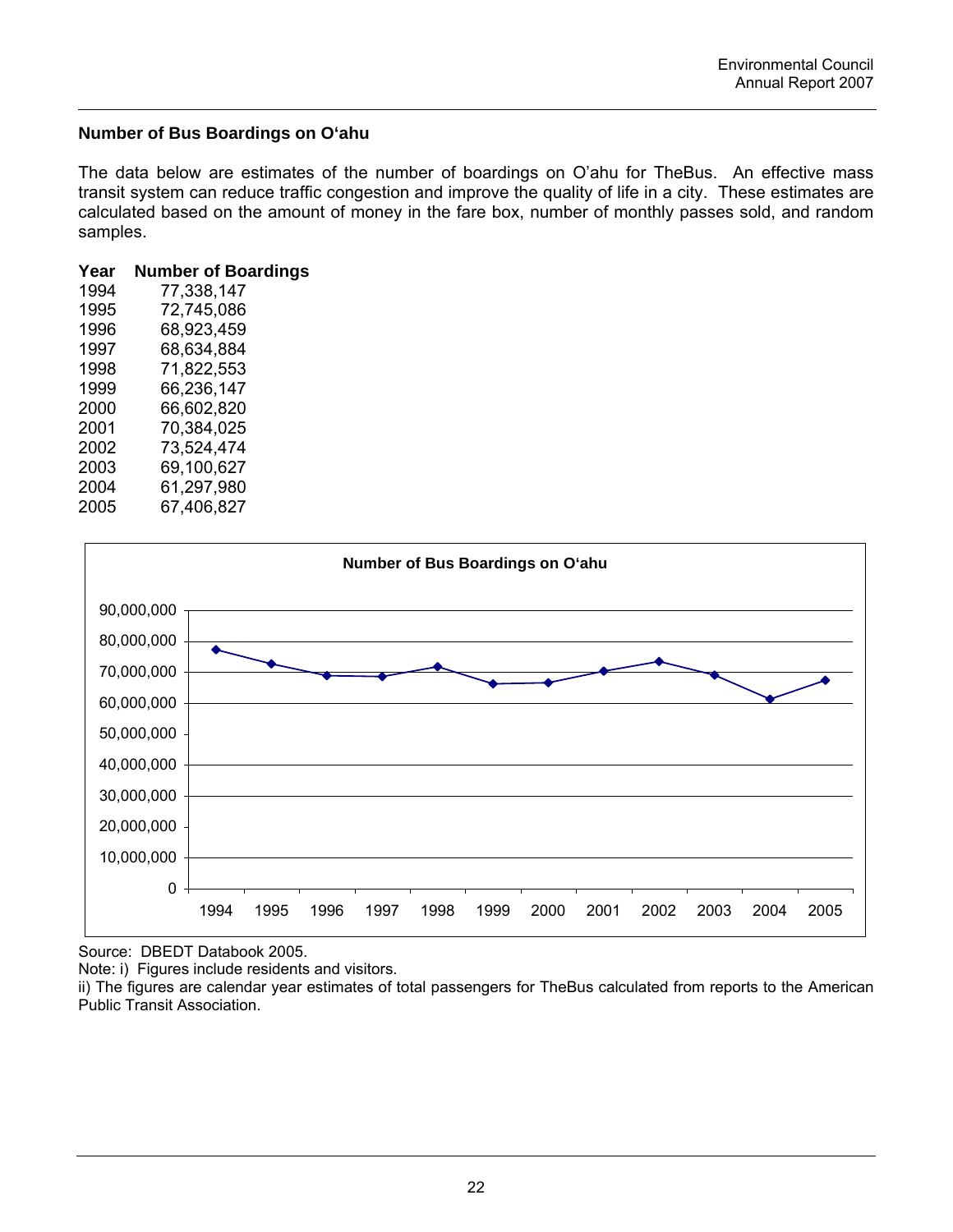## Number of Bus Boardings on O'ahu

The data below are estimates of the number of boardings on O'ahu for TheBus. An effective mass transit system can reduce traffic congestion and improve the quality of life in a city. These estimates are calculated based on the amount of money in the fare box, number of monthly passes sold, and random samples.

| Year | Number of Boardings |
|---|---|
| 1994 | 77,338,147 |
| 1995 | 72,745,086 |
| 1996 | 68,923,459 |
| 1997 | 68,634,884 |
| 1998 | 71,822,553 |
| 1999 | 66,236,147 |
| 2000 | 66,602,820 |
| 2001 | 70,384,025 |
| 2002 | 73,524,474 |
| 2003 | 69,100,627 |
| 2004 | 61,297,980 |
| 2005 | 67,406,827 |

**Number of Bus Boardings on O'ahu**

Source: DBEDT Databook 2005.

Note: i) Figures include residents and visitors.

ii) The figures are calendar year estimates of total passengers for TheBus calculated from reports to the American Public Transit Association.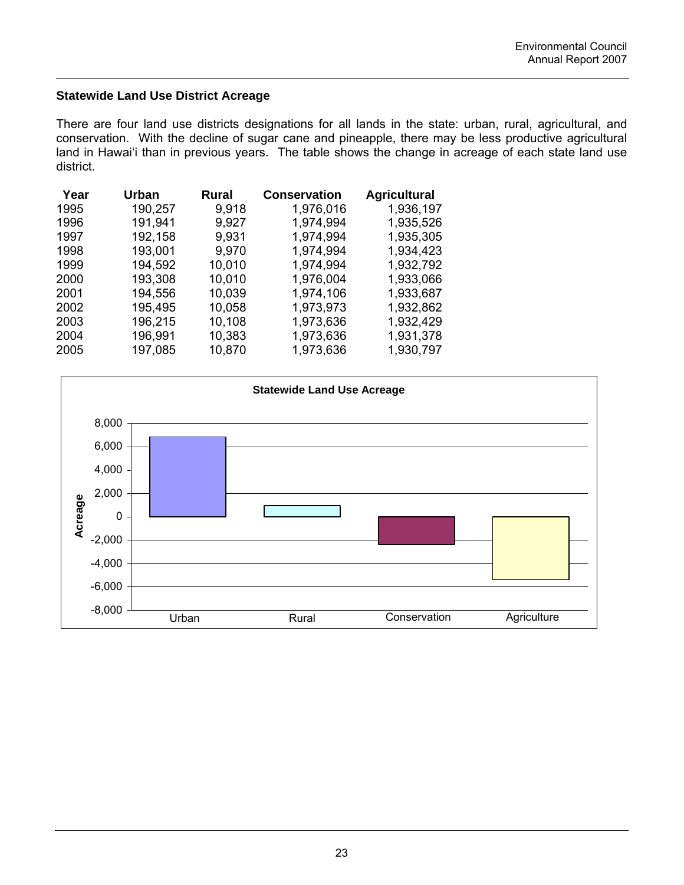### Statewide Land Use District Acreage

There are four land use districts designations for all lands in the state: urban, rural, agricultural, and conservation. With the decline of sugar cane and pineapple, there may be less productive agricultural land in Hawai'i than in previous years. The table shows the change in acreage of each state land use district.

| Year | Urban | Rural | Conservation | Agricultural |
|---|---|---|---|---|
| 1995 | 190,257 | 9,918 | 1,976,016 | 1,936,197 |
| 1996 | 191,941 | 9,927 | 1,974,994 | 1,935,526 |
| 1997 | 192,158 | 9,931 | 1,974,994 | 1,935,305 |
| 1998 | 193,001 | 9,970 | 1,974,994 | 1,934,423 |
| 1999 | 194,592 | 10,010 | 1,974,994 | 1,932,792 |
| 2000 | 193,308 | 10,010 | 1,976,004 | 1,933,066 |
| 2001 | 194,556 | 10,039 | 1,974,106 | 1,933,687 |
| 2002 | 195,495 | 10,058 | 1,973,973 | 1,932,862 |
| 2003 | 196,215 | 10,108 | 1,973,636 | 1,932,429 |
| 2004 | 196,991 | 10,383 | 1,973,636 | 1,931,378 |
| 2005 | 197,085 | 10,870 | 1,973,636 | 1,930,797 |

**Statewide Land Use Acreage**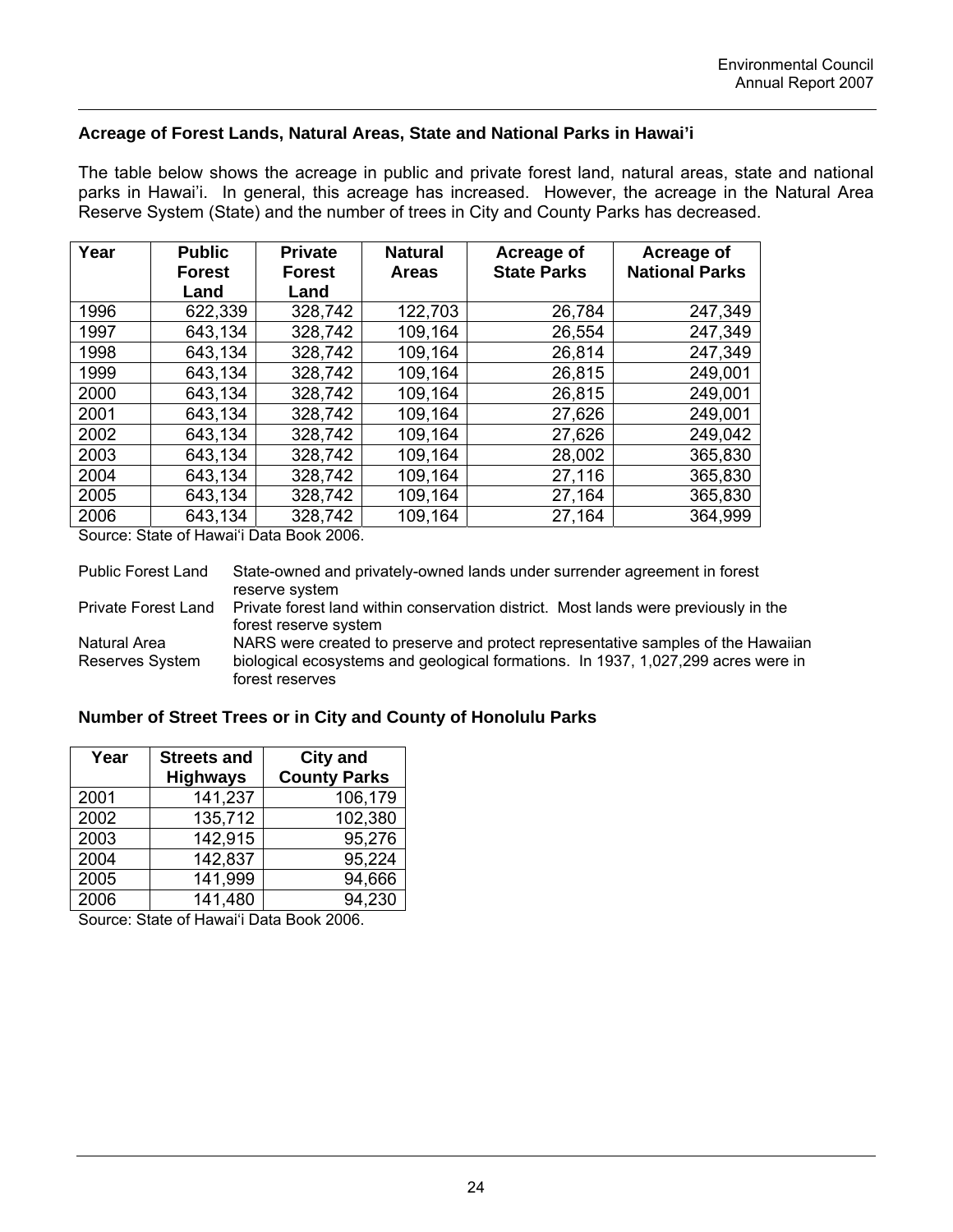## Acreage of Forest Lands, Natural Areas, State and National Parks in Hawai'i

The table below shows the acreage in public and private forest land, natural areas, state and national parks in Hawai'i. In general, this acreage has increased. However, the acreage in the Natural Area Reserve System (State) and the number of trees in City and County Parks has decreased.

| Year | Public Forest Land | Private Forest Land | Natural Areas | Acreage of State Parks | Acreage of National Parks |
|---|---|---|---|---|---|
| 1996 | 622,339 | 328,742 | 122,703 | 26,784 | 247,349 |
| 1997 | 643,134 | 328,742 | 109,164 | 26,554 | 247,349 |
| 1998 | 643,134 | 328,742 | 109,164 | 26,814 | 247,349 |
| 1999 | 643,134 | 328,742 | 109,164 | 26,815 | 249,001 |
| 2000 | 643,134 | 328,742 | 109,164 | 26,815 | 249,001 |
| 2001 | 643,134 | 328,742 | 109,164 | 27,626 | 249,001 |
| 2002 | 643,134 | 328,742 | 109,164 | 27,626 | 249,042 |
| 2003 | 643,134 | 328,742 | 109,164 | 28,002 | 365,830 |
| 2004 | 643,134 | 328,742 | 109,164 | 27,116 | 365,830 |
| 2005 | 643,134 | 328,742 | 109,164 | 27,164 | 365,830 |
| 2006 | 643,134 | 328,742 | 109,164 | 27,164 | 364,999 |

Source: State of Hawai'i Data Book 2006.

| | |
|---|---|
| Public Forest Land | State-owned and privately-owned lands under surrender agreement in forest reserve system |
| Private Forest Land | Private forest land within conservation district. Most lands were previously in the forest reserve system |
| Natural Area Reserves System | NARS were created to preserve and protect representative samples of the Hawaiian biological ecosystems and geological formations. In 1937, 1,027,299 acres were in forest reserves |

## Number of Street Trees or in City and County of Honolulu Parks

| Year | Streets and Highways | City and County Parks |
|---|---|---|
| 2001 | 141,237 | 106,179 |
| 2002 | 135,712 | 102,380 |
| 2003 | 142,915 | 95,276 |
| 2004 | 142,837 | 95,224 |
| 2005 | 141,999 | 94,666 |
| 2006 | 141,480 | 94,230 |

Source: State of Hawai'i Data Book 2006.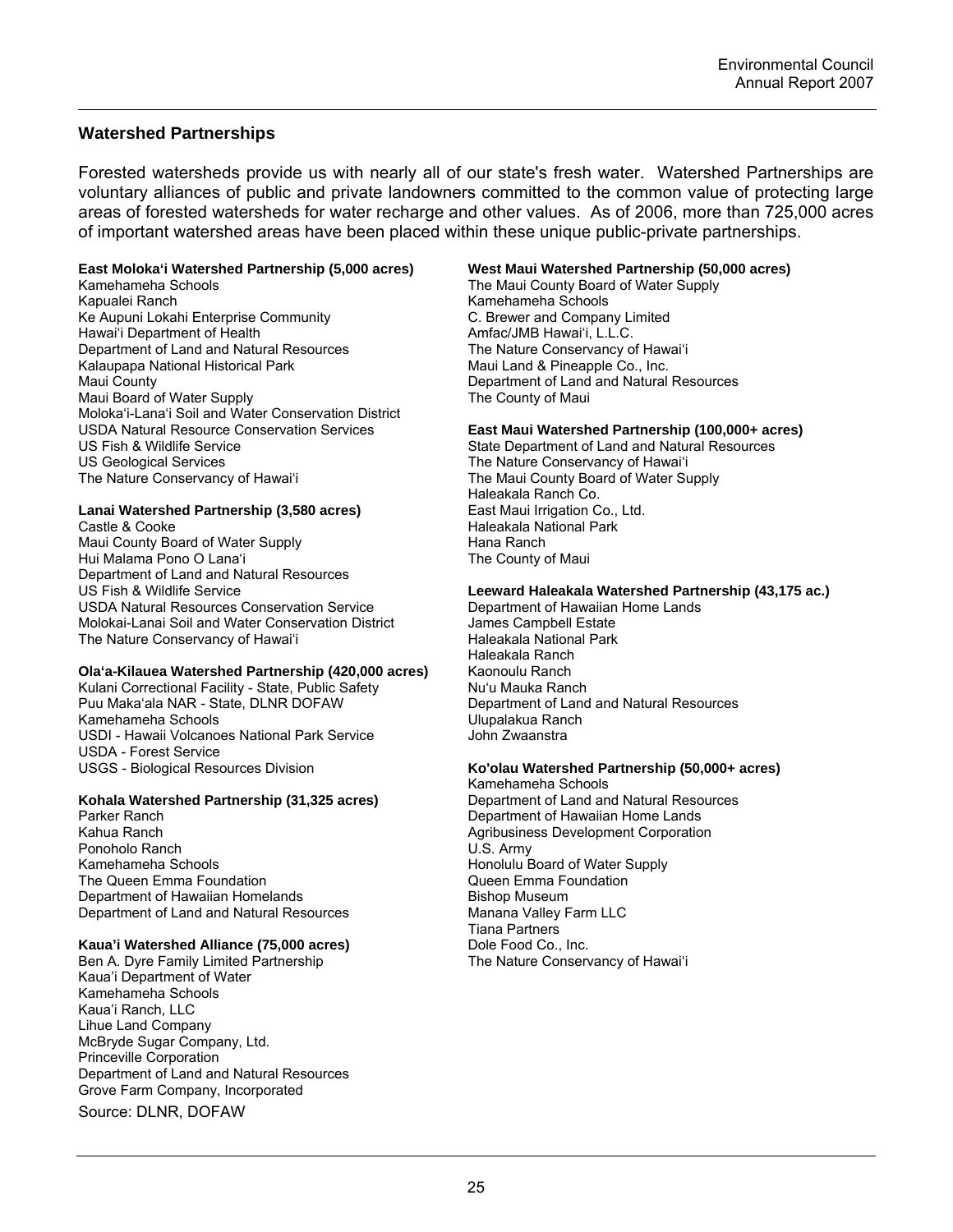## Watershed Partnerships

Forested watersheds provide us with nearly all of our state's fresh water. Watershed Partnerships are voluntary alliances of public and private landowners committed to the common value of protecting large areas of forested watersheds for water recharge and other values. As of 2006, more than 725,000 acres of important watershed areas have been placed within these unique public-private partnerships.

**East Moloka'i Watershed Partnership (5,000 acres)**
Kamehameha Schools
Kapualei Ranch
Ke Aupuni Lokahi Enterprise Community
Hawai'i Department of Health
Department of Land and Natural Resources
Kalaupapa National Historical Park
Maui County
Maui Board of Water Supply
Moloka'i-Lana'i Soil and Water Conservation District
USDA Natural Resource Conservation Services
US Fish & Wildlife Service
US Geological Services
The Nature Conservancy of Hawai'i

**Lanai Watershed Partnership (3,580 acres)**
Castle & Cooke
Maui County Board of Water Supply
Hui Malama Pono O Lana'i
Department of Land and Natural Resources
US Fish & Wildlife Service
USDA Natural Resources Conservation Service
Molokai-Lanai Soil and Water Conservation District
The Nature Conservancy of Hawai'i

**Ola'a-Kilauea Watershed Partnership (420,000 acres)**
Kulani Correctional Facility - State, Public Safety
Puu Maka'ala NAR - State, DLNR DOFAW
Kamehameha Schools
USDI - Hawaii Volcanoes National Park Service
USDA - Forest Service
USGS - Biological Resources Division

**Kohala Watershed Partnership (31,325 acres)**
Parker Ranch
Kahua Ranch
Ponoholo Ranch
Kamehameha Schools
The Queen Emma Foundation
Department of Hawaiian Homelands
Department of Land and Natural Resources

**Kaua'i Watershed Alliance (75,000 acres)**
Ben A. Dyre Family Limited Partnership
Kaua'i Department of Water
Kamehameha Schools
Kaua'i Ranch, LLC
Lihue Land Company
McBryde Sugar Company, Ltd.
Princeville Corporation
Department of Land and Natural Resources
Grove Farm Company, Incorporated

**West Maui Watershed Partnership (50,000 acres)**
The Maui County Board of Water Supply
Kamehameha Schools
C. Brewer and Company Limited
Amfac/JMB Hawai'i, L.L.C.
The Nature Conservancy of Hawai'i
Maui Land & Pineapple Co., Inc.
Department of Land and Natural Resources
The County of Maui

**East Maui Watershed Partnership (100,000+ acres)**
State Department of Land and Natural Resources
The Nature Conservancy of Hawai'i
The Maui County Board of Water Supply
Haleakala Ranch Co.
East Maui Irrigation Co., Ltd.
Haleakala National Park
Hana Ranch
The County of Maui

**Leeward Haleakala Watershed Partnership (43,175 ac.)**
Department of Hawaiian Home Lands
James Campbell Estate
Haleakala National Park
Haleakala Ranch
Kaonoulu Ranch
Nu'u Mauka Ranch
Department of Land and Natural Resources
Ulupalakua Ranch
John Zwaanstra

**Ko'olau Watershed Partnership (50,000+ acres)**
Kamehameha Schools
Department of Land and Natural Resources
Department of Hawaiian Home Lands
Agribusiness Development Corporation
U.S. Army
Honolulu Board of Water Supply
Queen Emma Foundation
Bishop Museum
Manana Valley Farm LLC
Tiana Partners
Dole Food Co., Inc.
The Nature Conservancy of Hawai'i

Source: DLNR, DOFAW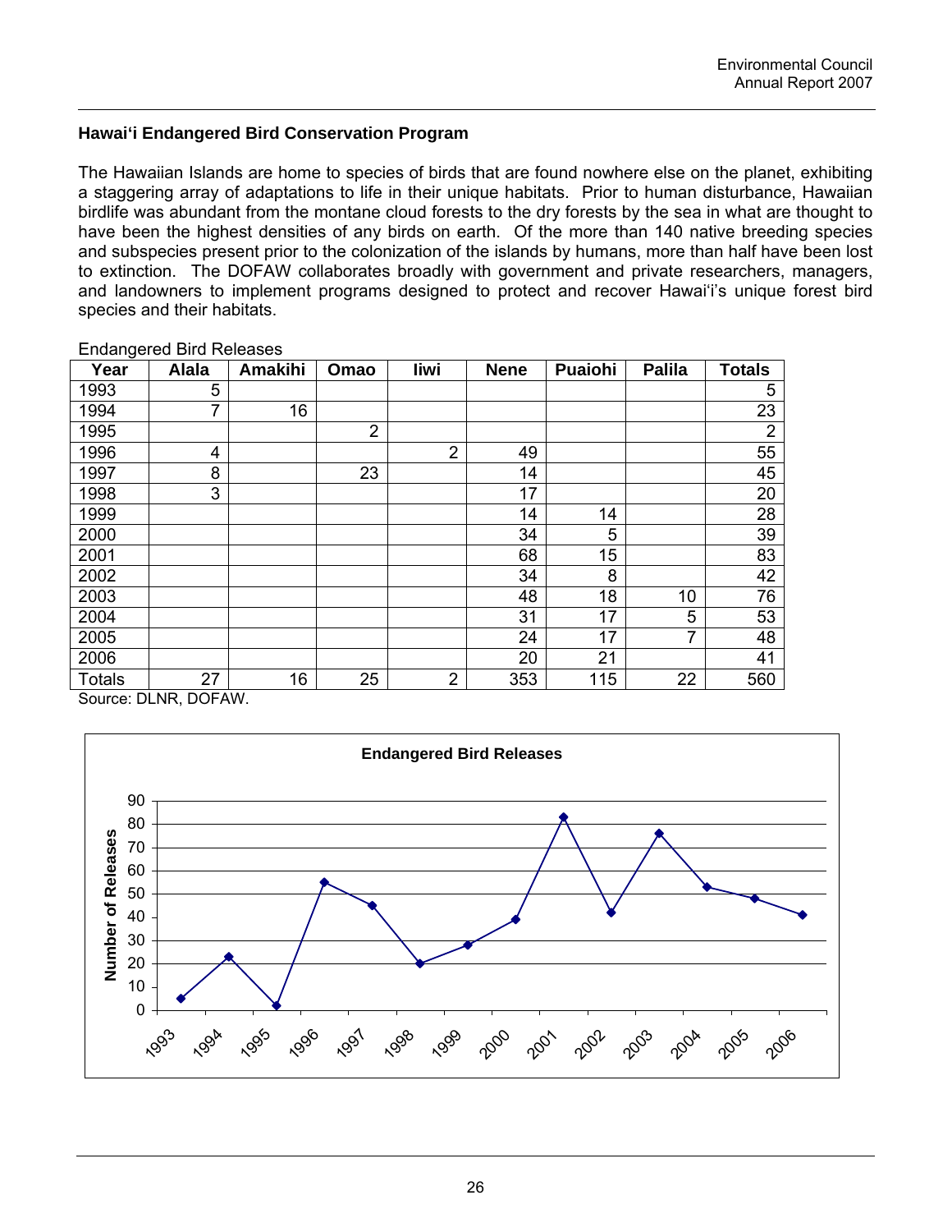## Hawaiʻi Endangered Bird Conservation Program

The Hawaiian Islands are home to species of birds that are found nowhere else on the planet, exhibiting a staggering array of adaptations to life in their unique habitats. Prior to human disturbance, Hawaiian birdlife was abundant from the montane cloud forests to the dry forests by the sea in what are thought to have been the highest densities of any birds on earth. Of the more than 140 native breeding species and subspecies present prior to the colonization of the islands by humans, more than half have been lost to extinction. The DOFAW collaborates broadly with government and private researchers, managers, and landowners to implement programs designed to protect and recover Hawaiʻi's unique forest bird species and their habitats.

Endangered Bird Releases

| Year | Alala | Amakihi | Omao | Iiwi | Nene | Puaiohi | Palila | Totals |
|---|---|---|---|---|---|---|---|---|
| 1993 | 5 | | | | | | | 5 |
| 1994 | 7 | 16 | | | | | | 23 |
| 1995 | | | 2 | | | | | 2 |
| 1996 | 4 | | | 2 | 49 | | | 55 |
| 1997 | 8 | | 23 | | 14 | | | 45 |
| 1998 | 3 | | | | 17 | | | 20 |
| 1999 | | | | | 14 | 14 | | 28 |
| 2000 | | | | | 34 | 5 | | 39 |
| 2001 | | | | | 68 | 15 | | 83 |
| 2002 | | | | | 34 | 8 | | 42 |
| 2003 | | | | | 48 | 18 | 10 | 76 |
| 2004 | | | | | 31 | 17 | 5 | 53 |
| 2005 | | | | | 24 | 17 | 7 | 48 |
| 2006 | | | | | 20 | 21 | | 41 |
| Totals | 27 | 16 | 25 | 2 | 353 | 115 | 22 | 560 |

Source: DLNR, DOFAW.

**Endangered Bird Releases**

| Year | Number of Releases |
|---|---|
| 1993 | 5 |
| 1994 | 23 |
| 1995 | 2 |
| 1996 | 55 |
| 1997 | 45 |
| 1998 | 20 |
| 1999 | 28 |
| 2000 | 39 |
| 2001 | 83 |
| 2002 | 42 |
| 2003 | 76 |
| 2004 | 53 |
| 2005 | 48 |
| 2006 | 41 |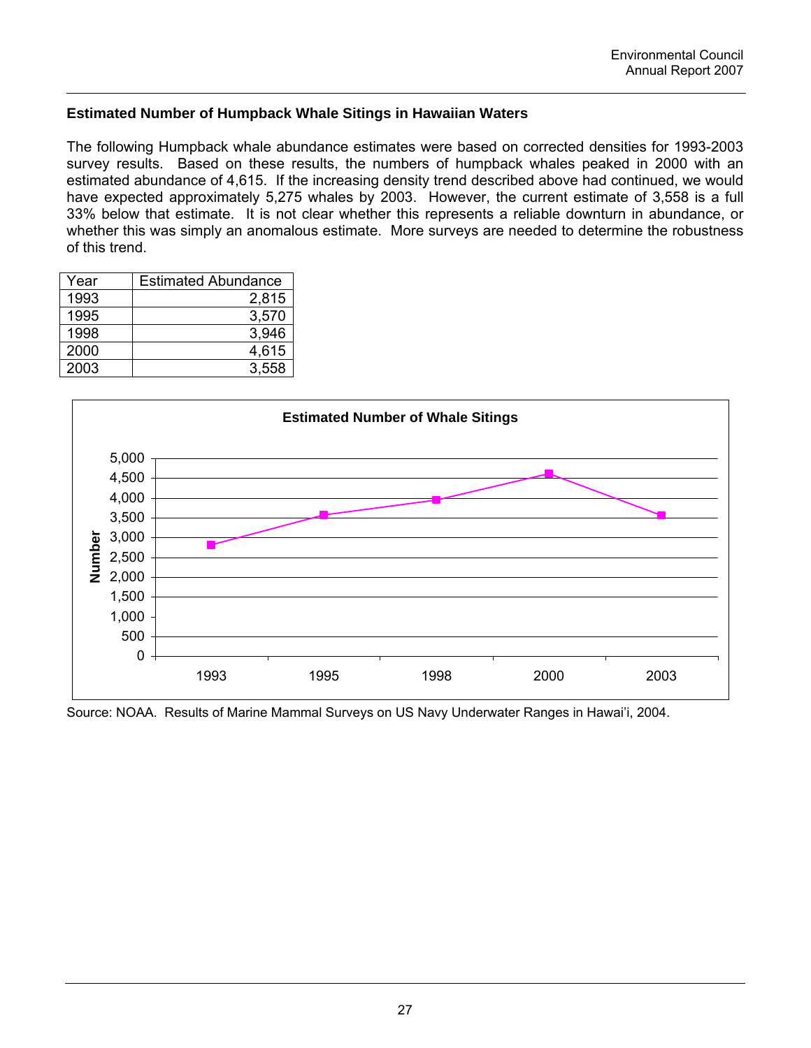### Estimated Number of Humpback Whale Sitings in Hawaiian Waters

The following Humpback whale abundance estimates were based on corrected densities for 1993-2003 survey results. Based on these results, the numbers of humpback whales peaked in 2000 with an estimated abundance of 4,615. If the increasing density trend described above had continued, we would have expected approximately 5,275 whales by 2003. However, the current estimate of 3,558 is a full 33% below that estimate. It is not clear whether this represents a reliable downturn in abundance, or whether this was simply an anomalous estimate. More surveys are needed to determine the robustness of this trend.

| Year | Estimated Abundance |
|---|---|
| 1993 | 2,815 |
| 1995 | 3,570 |
| 1998 | 3,946 |
| 2000 | 4,615 |
| 2003 | 3,558 |

**Estimated Number of Whale Sitings**

| Year | Number |
|---|---|
| 1993 | 2,815 |
| 1995 | 3,570 |
| 1998 | 3,946 |
| 2000 | 4,615 |
| 2003 | 3,558 |

Source: NOAA. Results of Marine Mammal Surveys on US Navy Underwater Ranges in Hawai'i, 2004.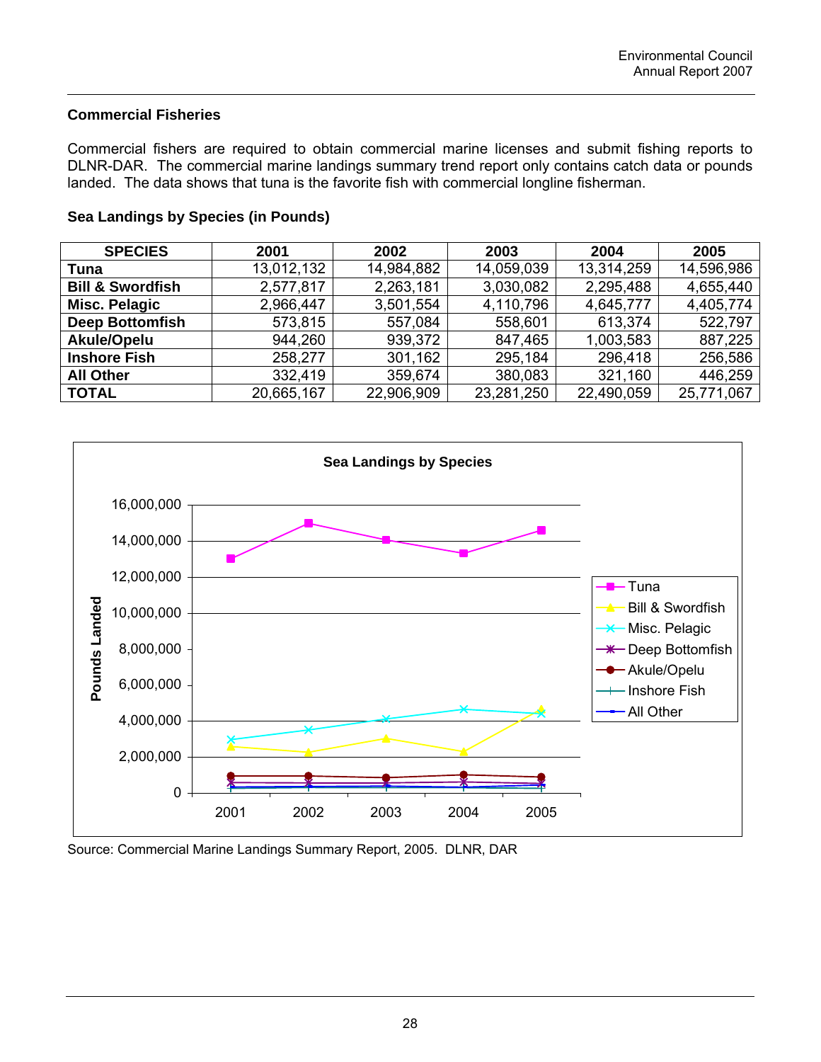## Commercial Fisheries

Commercial fishers are required to obtain commercial marine licenses and submit fishing reports to DLNR-DAR. The commercial marine landings summary trend report only contains catch data or pounds landed. The data shows that tuna is the favorite fish with commercial longline fisherman.

### Sea Landings by Species (in Pounds)

| SPECIES | 2001 | 2002 | 2003 | 2004 | 2005 |
|---|---|---|---|---|---|
| **Tuna** | 13,012,132 | 14,984,882 | 14,059,039 | 13,314,259 | 14,596,986 |
| **Bill & Swordfish** | 2,577,817 | 2,263,181 | 3,030,082 | 2,295,488 | 4,655,440 |
| **Misc. Pelagic** | 2,966,447 | 3,501,554 | 4,110,796 | 4,645,777 | 4,405,774 |
| **Deep Bottomfish** | 573,815 | 557,084 | 558,601 | 613,374 | 522,797 |
| **Akule/Opelu** | 944,260 | 939,372 | 847,465 | 1,003,583 | 887,225 |
| **Inshore Fish** | 258,277 | 301,162 | 295,184 | 296,418 | 256,586 |
| **All Other** | 332,419 | 359,674 | 380,083 | 321,160 | 446,259 |
| **TOTAL** | 20,665,167 | 22,906,909 | 23,281,250 | 22,490,059 | 25,771,067 |

Source: Commercial Marine Landings Summary Report, 2005. DLNR, DAR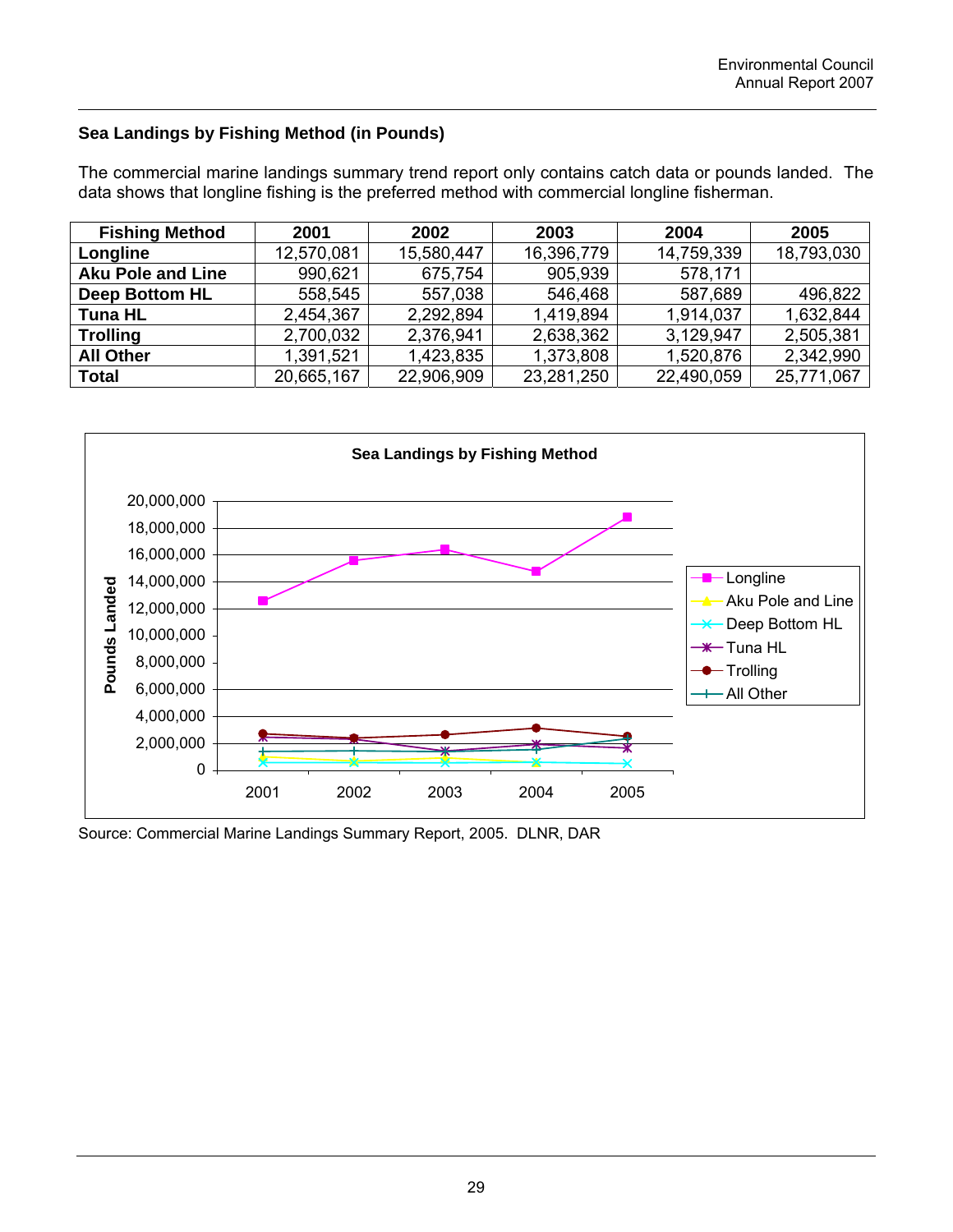### Sea Landings by Fishing Method (in Pounds)

The commercial marine landings summary trend report only contains catch data or pounds landed. The data shows that longline fishing is the preferred method with commercial longline fisherman.

| Fishing Method | 2001 | 2002 | 2003 | 2004 | 2005 |
|---|---|---|---|---|---|
| **Longline** | 12,570,081 | 15,580,447 | 16,396,779 | 14,759,339 | 18,793,030 |
| **Aku Pole and Line** | 990,621 | 675,754 | 905,939 | 578,171 | |
| **Deep Bottom HL** | 558,545 | 557,038 | 546,468 | 587,689 | 496,822 |
| **Tuna HL** | 2,454,367 | 2,292,894 | 1,419,894 | 1,914,037 | 1,632,844 |
| **Trolling** | 2,700,032 | 2,376,941 | 2,638,362 | 3,129,947 | 2,505,381 |
| **All Other** | 1,391,521 | 1,423,835 | 1,373,808 | 1,520,876 | 2,342,990 |
| **Total** | 20,665,167 | 22,906,909 | 23,281,250 | 22,490,059 | 25,771,067 |

**Sea Landings by Fishing Method**

Source: Commercial Marine Landings Summary Report, 2005. DLNR, DAR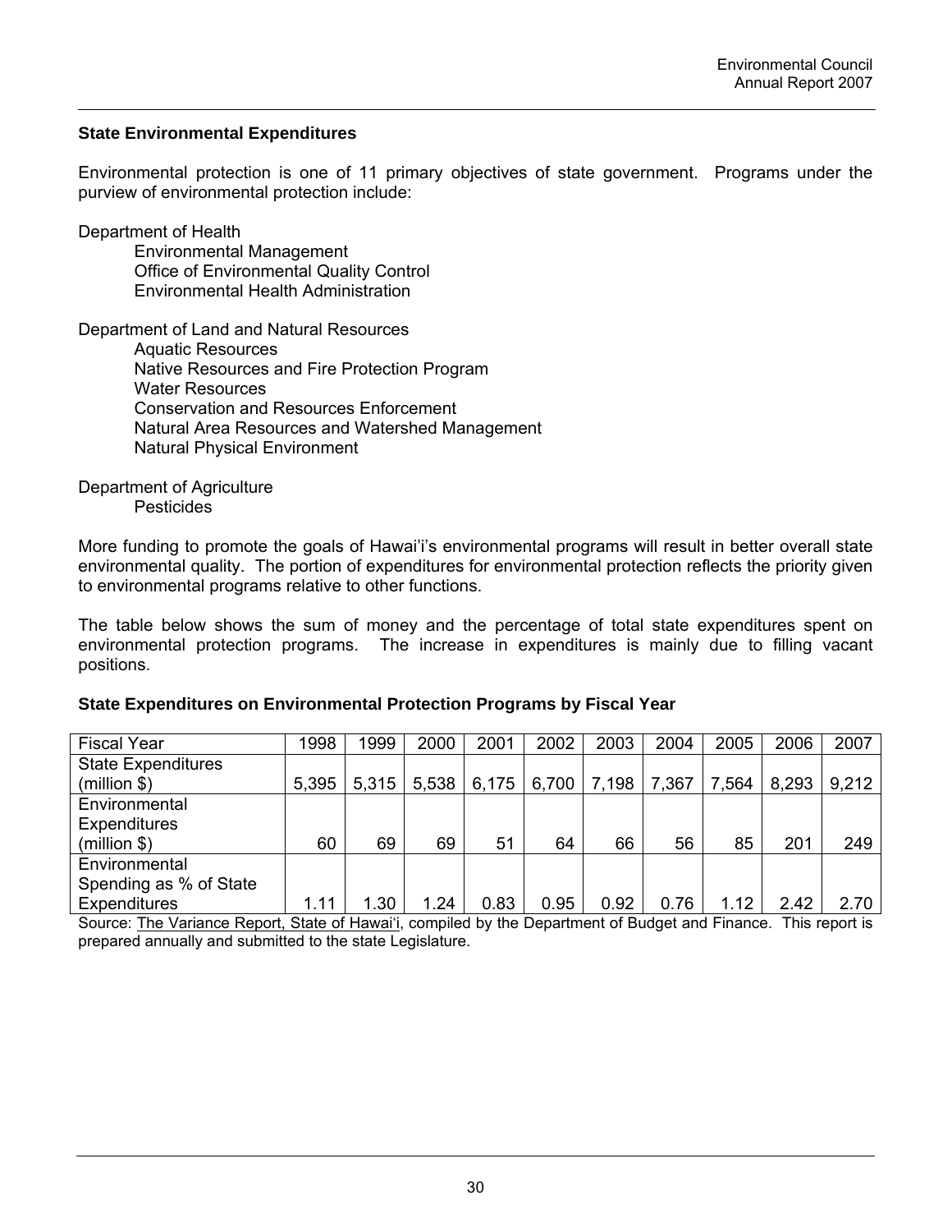## State Environmental Expenditures

Environmental protection is one of 11 primary objectives of state government. Programs under the purview of environmental protection include:

Department of Health
- Environmental Management
- Office of Environmental Quality Control
- Environmental Health Administration

Department of Land and Natural Resources
- Aquatic Resources
- Native Resources and Fire Protection Program
- Water Resources
- Conservation and Resources Enforcement
- Natural Area Resources and Watershed Management
- Natural Physical Environment

Department of Agriculture
- Pesticides

More funding to promote the goals of Hawai'i's environmental programs will result in better overall state environmental quality. The portion of expenditures for environmental protection reflects the priority given to environmental programs relative to other functions.

The table below shows the sum of money and the percentage of total state expenditures spent on environmental protection programs. The increase in expenditures is mainly due to filling vacant positions.

### State Expenditures on Environmental Protection Programs by Fiscal Year

| Fiscal Year | 1998 | 1999 | 2000 | 2001 | 2002 | 2003 | 2004 | 2005 | 2006 | 2007 |
|---|---|---|---|---|---|---|---|---|---|---|
| State Expenditures (million $) | 5,395 | 5,315 | 5,538 | 6,175 | 6,700 | 7,198 | 7,367 | 7,564 | 8,293 | 9,212 |
| Environmental Expenditures (million $) | 60 | 69 | 69 | 51 | 64 | 66 | 56 | 85 | 201 | 249 |
| Environmental Spending as % of State Expenditures | 1.11 | 1.30 | 1.24 | 0.83 | 0.95 | 0.92 | 0.76 | 1.12 | 2.42 | 2.70 |

Source: The Variance Report, State of Hawai'i, compiled by the Department of Budget and Finance. This report is prepared annually and submitted to the state Legislature.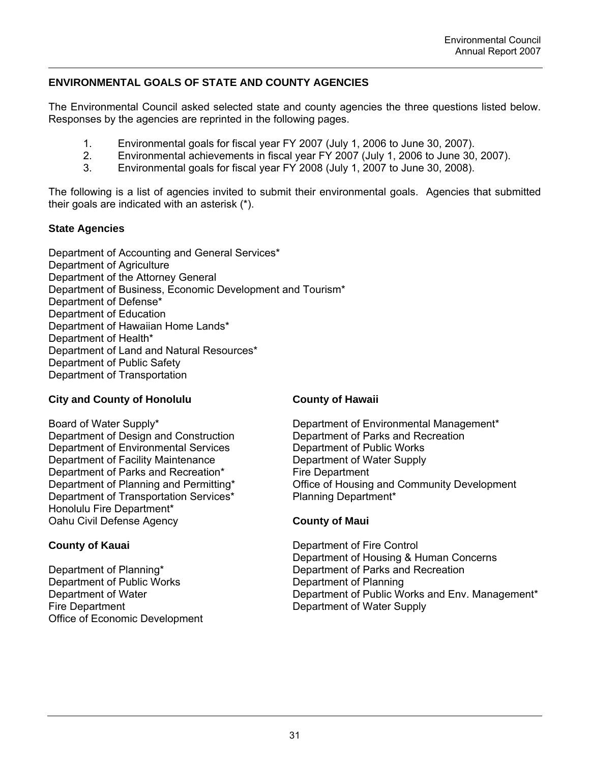## ENVIRONMENTAL GOALS OF STATE AND COUNTY AGENCIES

The Environmental Council asked selected state and county agencies the three questions listed below. Responses by the agencies are reprinted in the following pages.

1. Environmental goals for fiscal year FY 2007 (July 1, 2006 to June 30, 2007).
2. Environmental achievements in fiscal year FY 2007 (July 1, 2006 to June 30, 2007).
3. Environmental goals for fiscal year FY 2008 (July 1, 2007 to June 30, 2008).

The following is a list of agencies invited to submit their environmental goals. Agencies that submitted their goals are indicated with an asterisk (*).

### State Agencies

Department of Accounting and General Services*
Department of Agriculture
Department of the Attorney General
Department of Business, Economic Development and Tourism*
Department of Defense*
Department of Education
Department of Hawaiian Home Lands*
Department of Health*
Department of Land and Natural Resources*
Department of Public Safety
Department of Transportation

### City and County of Honolulu

Board of Water Supply*
Department of Design and Construction
Department of Environmental Services
Department of Facility Maintenance
Department of Parks and Recreation*
Department of Planning and Permitting*
Department of Transportation Services*
Honolulu Fire Department*
Oahu Civil Defense Agency

### County of Kauai

Department of Planning*
Department of Public Works
Department of Water
Fire Department
Office of Economic Development

### County of Hawaii

Department of Environmental Management*
Department of Parks and Recreation
Department of Public Works
Department of Water Supply
Fire Department
Office of Housing and Community Development
Planning Department*

### County of Maui

Department of Fire Control
Department of Housing & Human Concerns
Department of Parks and Recreation
Department of Planning
Department of Public Works and Env. Management*
Department of Water Supply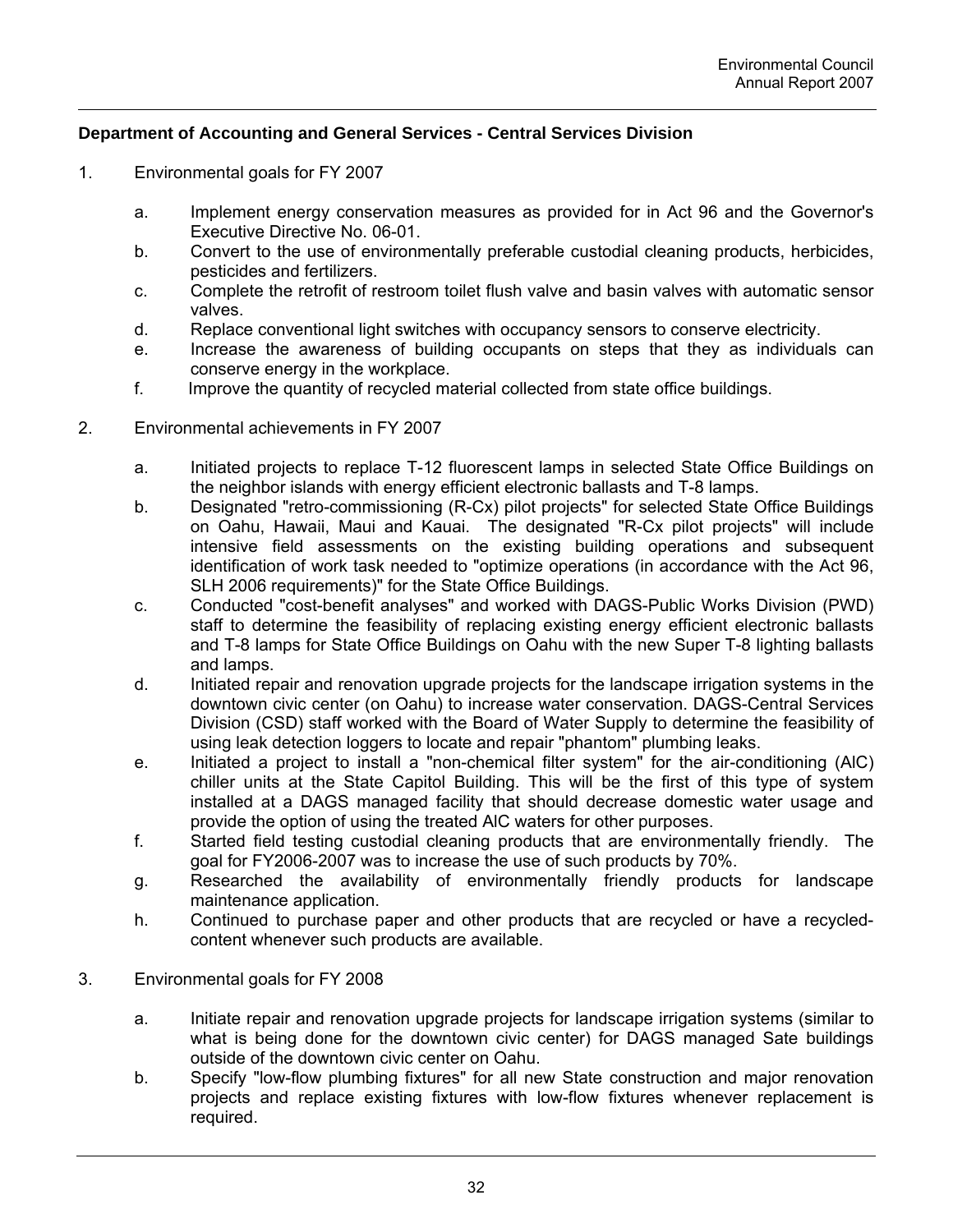**Department of Accounting and General Services - Central Services Division**

1. Environmental goals for FY 2007

   a. Implement energy conservation measures as provided for in Act 96 and the Governor's Executive Directive No. 06-01.
   b. Convert to the use of environmentally preferable custodial cleaning products, herbicides, pesticides and fertilizers.
   c. Complete the retrofit of restroom toilet flush valve and basin valves with automatic sensor valves.
   d. Replace conventional light switches with occupancy sensors to conserve electricity.
   e. Increase the awareness of building occupants on steps that they as individuals can conserve energy in the workplace.
   f. Improve the quantity of recycled material collected from state office buildings.

2. Environmental achievements in FY 2007

   a. Initiated projects to replace T-12 fluorescent lamps in selected State Office Buildings on the neighbor islands with energy efficient electronic ballasts and T-8 lamps.
   b. Designated "retro-commissioning (R-Cx) pilot projects" for selected State Office Buildings on Oahu, Hawaii, Maui and Kauai. The designated "R-Cx pilot projects" will include intensive field assessments on the existing building operations and subsequent identification of work task needed to "optimize operations (in accordance with the Act 96, SLH 2006 requirements)" for the State Office Buildings.
   c. Conducted "cost-benefit analyses" and worked with DAGS-Public Works Division (PWD) staff to determine the feasibility of replacing existing energy efficient electronic ballasts and T-8 lamps for State Office Buildings on Oahu with the new Super T-8 lighting ballasts and lamps.
   d. Initiated repair and renovation upgrade projects for the landscape irrigation systems in the downtown civic center (on Oahu) to increase water conservation. DAGS-Central Services Division (CSD) staff worked with the Board of Water Supply to determine the feasibility of using leak detection loggers to locate and repair "phantom" plumbing leaks.
   e. Initiated a project to install a "non-chemical filter system" for the air-conditioning (AlC) chiller units at the State Capitol Building. This will be the first of this type of system installed at a DAGS managed facility that should decrease domestic water usage and provide the option of using the treated AlC waters for other purposes.
   f. Started field testing custodial cleaning products that are environmentally friendly. The goal for FY2006-2007 was to increase the use of such products by 70%.
   g. Researched the availability of environmentally friendly products for landscape maintenance application.
   h. Continued to purchase paper and other products that are recycled or have a recycled-content whenever such products are available.

3. Environmental goals for FY 2008

   a. Initiate repair and renovation upgrade projects for landscape irrigation systems (similar to what is being done for the downtown civic center) for DAGS managed Sate buildings outside of the downtown civic center on Oahu.
   b. Specify "low-flow plumbing fixtures" for all new State construction and major renovation projects and replace existing fixtures with low-flow fixtures whenever replacement is required.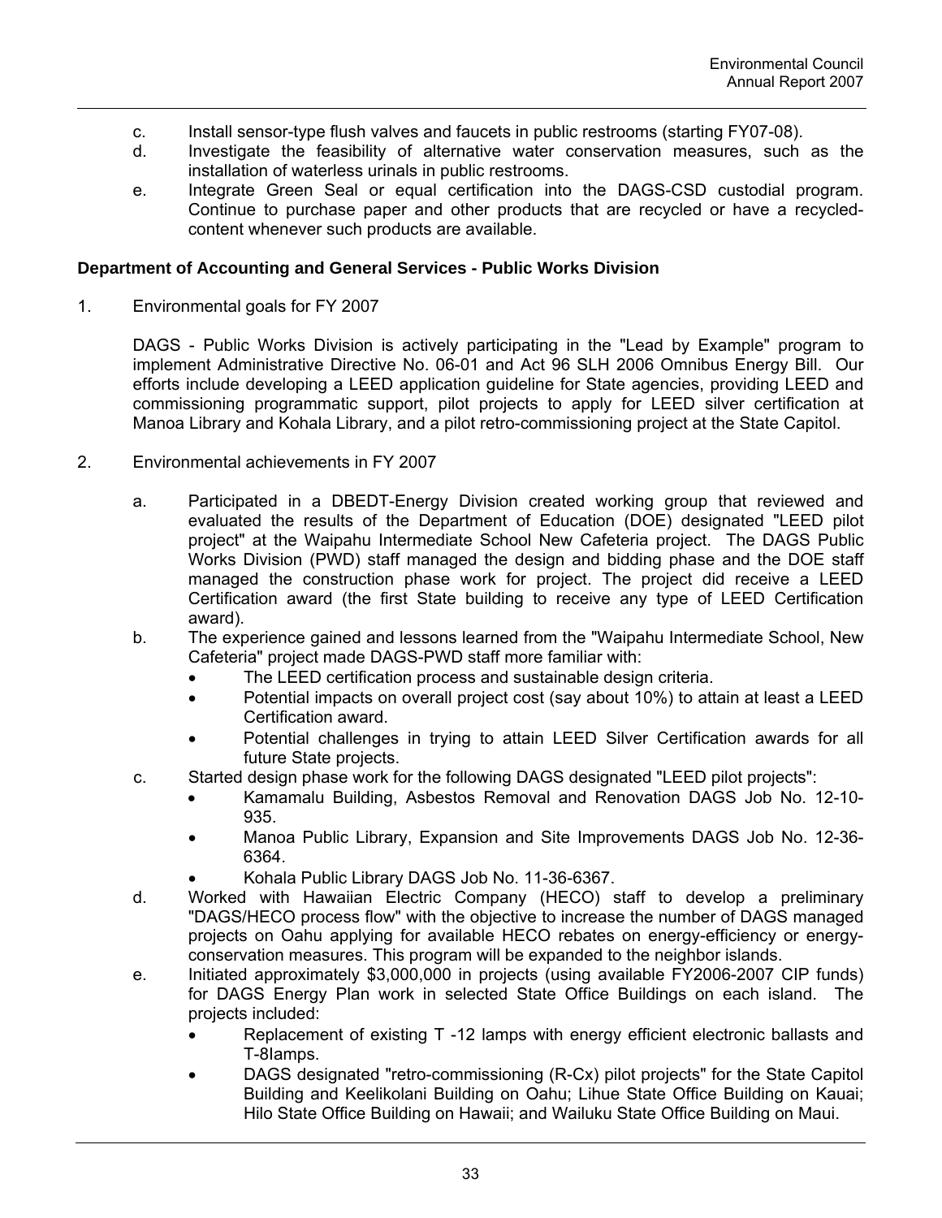c. Install sensor-type flush valves and faucets in public restrooms (starting FY07-08).
d. Investigate the feasibility of alternative water conservation measures, such as the installation of waterless urinals in public restrooms.
e. Integrate Green Seal or equal certification into the DAGS-CSD custodial program. Continue to purchase paper and other products that are recycled or have a recycled-content whenever such products are available.

**Department of Accounting and General Services - Public Works Division**

1. Environmental goals for FY 2007

   DAGS - Public Works Division is actively participating in the "Lead by Example" program to implement Administrative Directive No. 06-01 and Act 96 SLH 2006 Omnibus Energy Bill. Our efforts include developing a LEED application guideline for State agencies, providing LEED and commissioning programmatic support, pilot projects to apply for LEED silver certification at Manoa Library and Kohala Library, and a pilot retro-commissioning project at the State Capitol.

2. Environmental achievements in FY 2007

   a. Participated in a DBEDT-Energy Division created working group that reviewed and evaluated the results of the Department of Education (DOE) designated "LEED pilot project" at the Waipahu Intermediate School New Cafeteria project. The DAGS Public Works Division (PWD) staff managed the design and bidding phase and the DOE staff managed the construction phase work for project. The project did receive a LEED Certification award (the first State building to receive any type of LEED Certification award).
   b. The experience gained and lessons learned from the "Waipahu Intermediate School, New Cafeteria" project made DAGS-PWD staff more familiar with:
      - The LEED certification process and sustainable design criteria.
      - Potential impacts on overall project cost (say about 10%) to attain at least a LEED Certification award.
      - Potential challenges in trying to attain LEED Silver Certification awards for all future State projects.
   c. Started design phase work for the following DAGS designated "LEED pilot projects":
      - Kamamalu Building, Asbestos Removal and Renovation DAGS Job No. 12-10-935.
      - Manoa Public Library, Expansion and Site Improvements DAGS Job No. 12-36-6364.
      - Kohala Public Library DAGS Job No. 11-36-6367.
   d. Worked with Hawaiian Electric Company (HECO) staff to develop a preliminary "DAGS/HECO process flow" with the objective to increase the number of DAGS managed projects on Oahu applying for available HECO rebates on energy-efficiency or energy-conservation measures. This program will be expanded to the neighbor islands.
   e. Initiated approximately $3,000,000 in projects (using available FY2006-2007 CIP funds) for DAGS Energy Plan work in selected State Office Buildings on each island. The projects included:
      - Replacement of existing T -12 lamps with energy efficient electronic ballasts and T-8lamps.
      - DAGS designated "retro-commissioning (R-Cx) pilot projects" for the State Capitol Building and Keelikolani Building on Oahu; Lihue State Office Building on Kauai; Hilo State Office Building on Hawaii; and Wailuku State Office Building on Maui.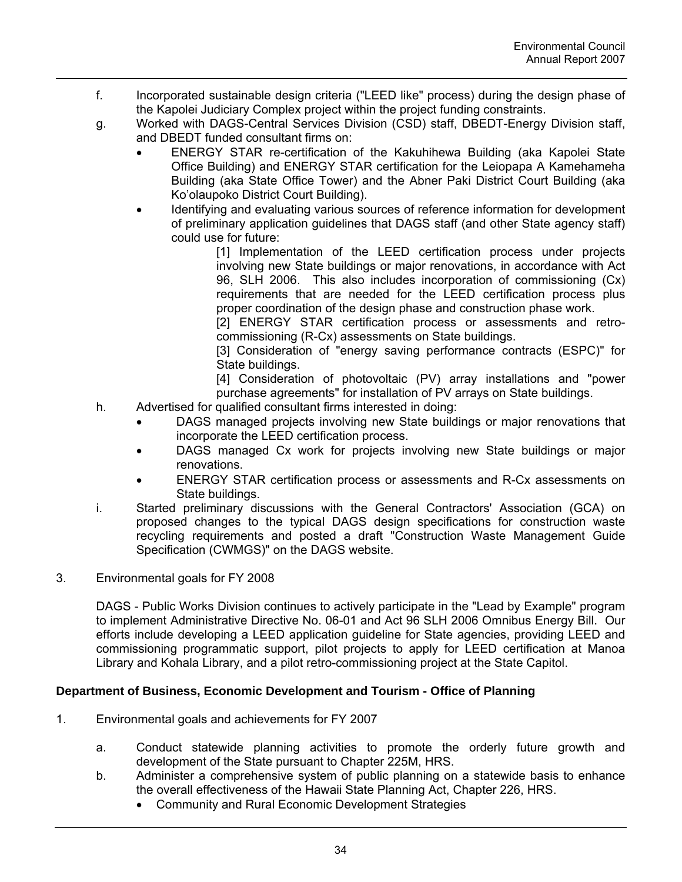f. Incorporated sustainable design criteria ("LEED like" process) during the design phase of the Kapolei Judiciary Complex project within the project funding constraints.

g. Worked with DAGS-Central Services Division (CSD) staff, DBEDT-Energy Division staff, and DBEDT funded consultant firms on:
   - ENERGY STAR re-certification of the Kakuhihewa Building (aka Kapolei State Office Building) and ENERGY STAR certification for the Leiopapa A Kamehameha Building (aka State Office Tower) and the Abner Paki District Court Building (aka Ko'olaupoko District Court Building).
   - Identifying and evaluating various sources of reference information for development of preliminary application guidelines that DAGS staff (and other State agency staff) could use for future:

     [1] Implementation of the LEED certification process under projects involving new State buildings or major renovations, in accordance with Act 96, SLH 2006. This also includes incorporation of commissioning (Cx) requirements that are needed for the LEED certification process plus proper coordination of the design phase and construction phase work.

     [2] ENERGY STAR certification process or assessments and retro-commissioning (R-Cx) assessments on State buildings.

     [3] Consideration of "energy saving performance contracts (ESPC)" for State buildings.

     [4] Consideration of photovoltaic (PV) array installations and "power purchase agreements" for installation of PV arrays on State buildings.

h. Advertised for qualified consultant firms interested in doing:
   - DAGS managed projects involving new State buildings or major renovations that incorporate the LEED certification process.
   - DAGS managed Cx work for projects involving new State buildings or major renovations.
   - ENERGY STAR certification process or assessments and R-Cx assessments on State buildings.

i. Started preliminary discussions with the General Contractors' Association (GCA) on proposed changes to the typical DAGS design specifications for construction waste recycling requirements and posted a draft "Construction Waste Management Guide Specification (CWMGS)" on the DAGS website.

3. Environmental goals for FY 2008

   DAGS - Public Works Division continues to actively participate in the "Lead by Example" program to implement Administrative Directive No. 06-01 and Act 96 SLH 2006 Omnibus Energy Bill. Our efforts include developing a LEED application guideline for State agencies, providing LEED and commissioning programmatic support, pilot projects to apply for LEED certification at Manoa Library and Kohala Library, and a pilot retro-commissioning project at the State Capitol.

**Department of Business, Economic Development and Tourism - Office of Planning**

1. Environmental goals and achievements for FY 2007

   a. Conduct statewide planning activities to promote the orderly future growth and development of the State pursuant to Chapter 225M, HRS.

   b. Administer a comprehensive system of public planning on a statewide basis to enhance the overall effectiveness of the Hawaii State Planning Act, Chapter 226, HRS.
      - Community and Rural Economic Development Strategies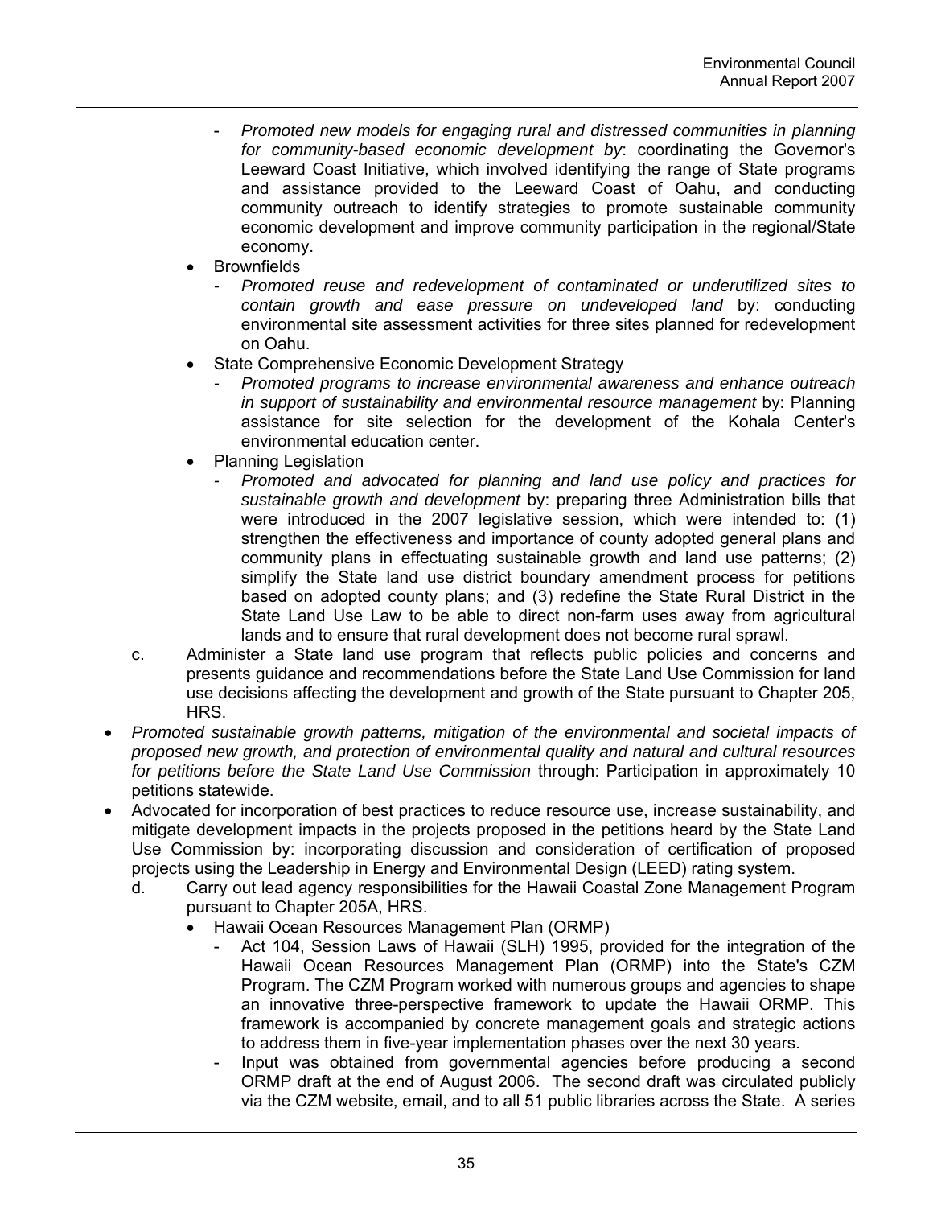- *Promoted new models for engaging rural and distressed communities in planning for community-based economic development by*: coordinating the Governor's Leeward Coast Initiative, which involved identifying the range of State programs and assistance provided to the Leeward Coast of Oahu, and conducting community outreach to identify strategies to promote sustainable community economic development and improve community participation in the regional/State economy.
- Brownfields
   - *Promoted reuse and redevelopment of contaminated or underutilized sites to contain growth and ease pressure on undeveloped land* by: conducting environmental site assessment activities for three sites planned for redevelopment on Oahu.
- State Comprehensive Economic Development Strategy
   - *Promoted programs to increase environmental awareness and enhance outreach in support of sustainability and environmental resource management* by: Planning assistance for site selection for the development of the Kohala Center's environmental education center.
- Planning Legislation
   - *Promoted and advocated for planning and land use policy and practices for sustainable growth and development* by: preparing three Administration bills that were introduced in the 2007 legislative session, which were intended to: (1) strengthen the effectiveness and importance of county adopted general plans and community plans in effectuating sustainable growth and land use patterns; (2) simplify the State land use district boundary amendment process for petitions based on adopted county plans; and (3) redefine the State Rural District in the State Land Use Law to be able to direct non-farm uses away from agricultural lands and to ensure that rural development does not become rural sprawl.

c. Administer a State land use program that reflects public policies and concerns and presents guidance and recommendations before the State Land Use Commission for land use decisions affecting the development and growth of the State pursuant to Chapter 205, HRS.

- *Promoted sustainable growth patterns, mitigation of the environmental and societal impacts of proposed new growth, and protection of environmental quality and natural and cultural resources for petitions before the State Land Use Commission* through: Participation in approximately 10 petitions statewide.
- Advocated for incorporation of best practices to reduce resource use, increase sustainability, and mitigate development impacts in the projects proposed in the petitions heard by the State Land Use Commission by: incorporating discussion and consideration of certification of proposed projects using the Leadership in Energy and Environmental Design (LEED) rating system.

d. Carry out lead agency responsibilities for the Hawaii Coastal Zone Management Program pursuant to Chapter 205A, HRS.

- Hawaii Ocean Resources Management Plan (ORMP)
   - Act 104, Session Laws of Hawaii (SLH) 1995, provided for the integration of the Hawaii Ocean Resources Management Plan (ORMP) into the State's CZM Program. The CZM Program worked with numerous groups and agencies to shape an innovative three-perspective framework to update the Hawaii ORMP. This framework is accompanied by concrete management goals and strategic actions to address them in five-year implementation phases over the next 30 years.
   - Input was obtained from governmental agencies before producing a second ORMP draft at the end of August 2006. The second draft was circulated publicly via the CZM website, email, and to all 51 public libraries across the State. A series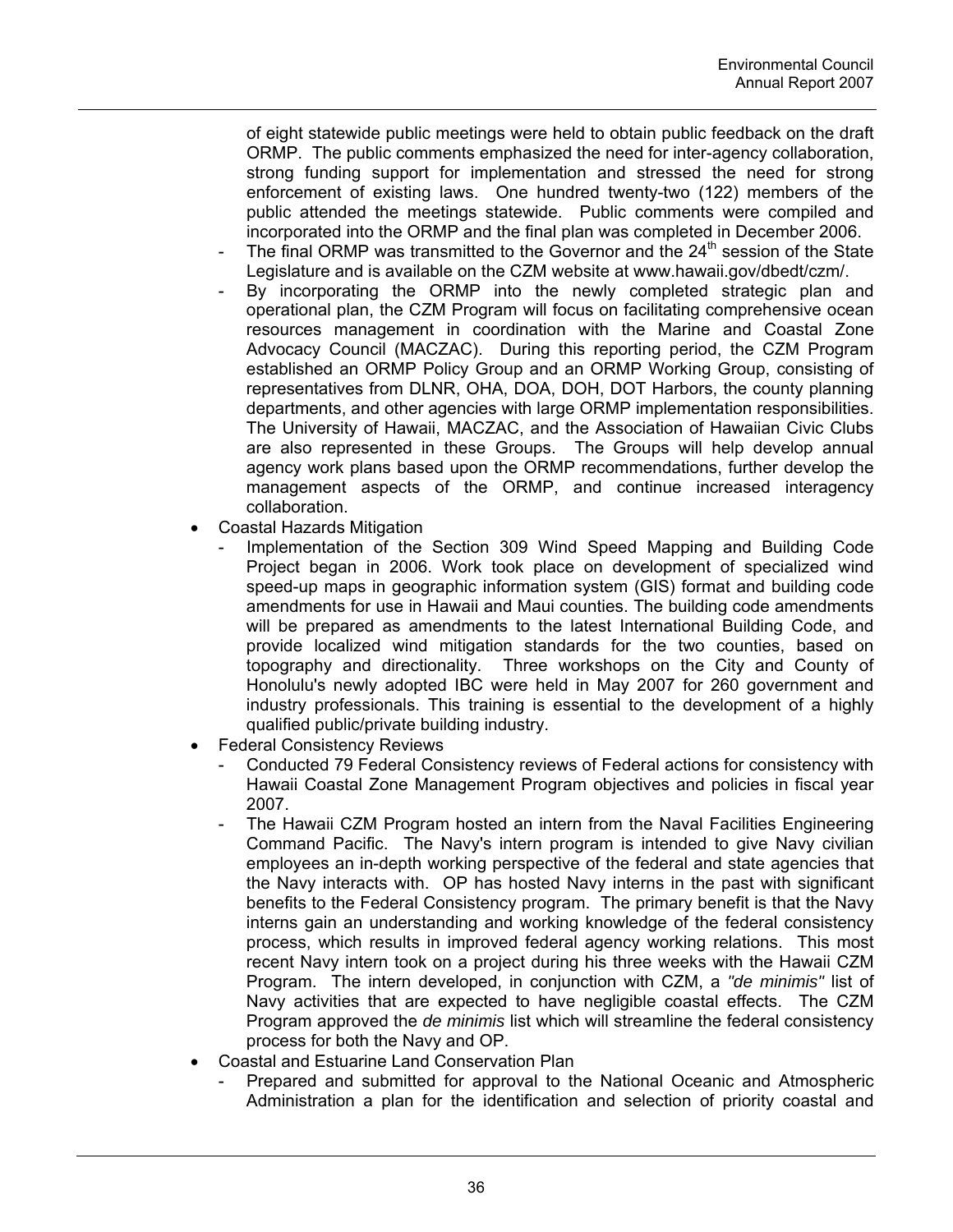of eight statewide public meetings were held to obtain public feedback on the draft ORMP. The public comments emphasized the need for inter-agency collaboration, strong funding support for implementation and stressed the need for strong enforcement of existing laws. One hundred twenty-two (122) members of the public attended the meetings statewide. Public comments were compiled and incorporated into the ORMP and the final plan was completed in December 2006.

- The final ORMP was transmitted to the Governor and the 24th session of the State Legislature and is available on the CZM website at www.hawaii.gov/dbedt/czm/.
- By incorporating the ORMP into the newly completed strategic plan and operational plan, the CZM Program will focus on facilitating comprehensive ocean resources management in coordination with the Marine and Coastal Zone Advocacy Council (MACZAC). During this reporting period, the CZM Program established an ORMP Policy Group and an ORMP Working Group, consisting of representatives from DLNR, OHA, DOA, DOH, DOT Harbors, the county planning departments, and other agencies with large ORMP implementation responsibilities. The University of Hawaii, MACZAC, and the Association of Hawaiian Civic Clubs are also represented in these Groups. The Groups will help develop annual agency work plans based upon the ORMP recommendations, further develop the management aspects of the ORMP, and continue increased interagency collaboration.

- Coastal Hazards Mitigation
  - Implementation of the Section 309 Wind Speed Mapping and Building Code Project began in 2006. Work took place on development of specialized wind speed-up maps in geographic information system (GIS) format and building code amendments for use in Hawaii and Maui counties. The building code amendments will be prepared as amendments to the latest International Building Code, and provide localized wind mitigation standards for the two counties, based on topography and directionality. Three workshops on the City and County of Honolulu's newly adopted IBC were held in May 2007 for 260 government and industry professionals. This training is essential to the development of a highly qualified public/private building industry.
- Federal Consistency Reviews
  - Conducted 79 Federal Consistency reviews of Federal actions for consistency with Hawaii Coastal Zone Management Program objectives and policies in fiscal year 2007.
  - The Hawaii CZM Program hosted an intern from the Naval Facilities Engineering Command Pacific. The Navy's intern program is intended to give Navy civilian employees an in-depth working perspective of the federal and state agencies that the Navy interacts with. OP has hosted Navy interns in the past with significant benefits to the Federal Consistency program. The primary benefit is that the Navy interns gain an understanding and working knowledge of the federal consistency process, which results in improved federal agency working relations. This most recent Navy intern took on a project during his three weeks with the Hawaii CZM Program. The intern developed, in conjunction with CZM, a *"de minimis"* list of Navy activities that are expected to have negligible coastal effects. The CZM Program approved the *de minimis* list which will streamline the federal consistency process for both the Navy and OP.
- Coastal and Estuarine Land Conservation Plan
  - Prepared and submitted for approval to the National Oceanic and Atmospheric Administration a plan for the identification and selection of priority coastal and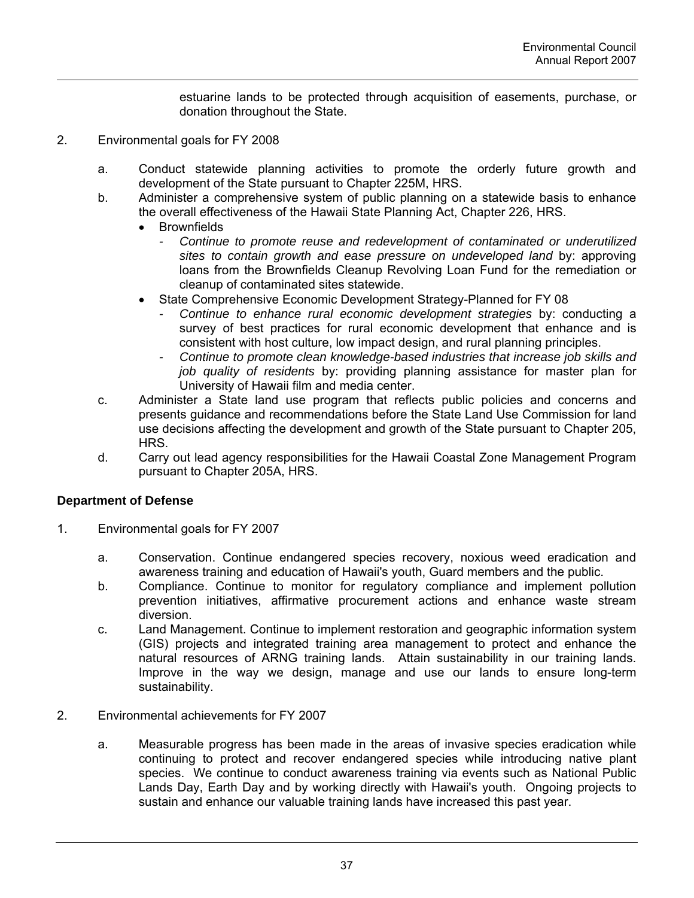estuarine lands to be protected through acquisition of easements, purchase, or donation throughout the State.

2. Environmental goals for FY 2008

   a. Conduct statewide planning activities to promote the orderly future growth and development of the State pursuant to Chapter 225M, HRS.
   b. Administer a comprehensive system of public planning on a statewide basis to enhance the overall effectiveness of the Hawaii State Planning Act, Chapter 226, HRS.
      - Brownfields
         - *Continue to promote reuse and redevelopment of contaminated or underutilized sites to contain growth and ease pressure on undeveloped land* by: approving loans from the Brownfields Cleanup Revolving Loan Fund for the remediation or cleanup of contaminated sites statewide.
      - State Comprehensive Economic Development Strategy-Planned for FY 08
         - *Continue to enhance rural economic development strategies* by: conducting a survey of best practices for rural economic development that enhance and is consistent with host culture, low impact design, and rural planning principles.
         - *Continue to promote clean knowledge-based industries that increase job skills and job quality of residents* by: providing planning assistance for master plan for University of Hawaii film and media center.
   c. Administer a State land use program that reflects public policies and concerns and presents guidance and recommendations before the State Land Use Commission for land use decisions affecting the development and growth of the State pursuant to Chapter 205, HRS.
   d. Carry out lead agency responsibilities for the Hawaii Coastal Zone Management Program pursuant to Chapter 205A, HRS.

**Department of Defense**

1. Environmental goals for FY 2007

   a. Conservation. Continue endangered species recovery, noxious weed eradication and awareness training and education of Hawaii's youth, Guard members and the public.
   b. Compliance. Continue to monitor for regulatory compliance and implement pollution prevention initiatives, affirmative procurement actions and enhance waste stream diversion.
   c. Land Management. Continue to implement restoration and geographic information system (GIS) projects and integrated training area management to protect and enhance the natural resources of ARNG training lands. Attain sustainability in our training lands. Improve in the way we design, manage and use our lands to ensure long-term sustainability.

2. Environmental achievements for FY 2007

   a. Measurable progress has been made in the areas of invasive species eradication while continuing to protect and recover endangered species while introducing native plant species. We continue to conduct awareness training via events such as National Public Lands Day, Earth Day and by working directly with Hawaii's youth. Ongoing projects to sustain and enhance our valuable training lands have increased this past year.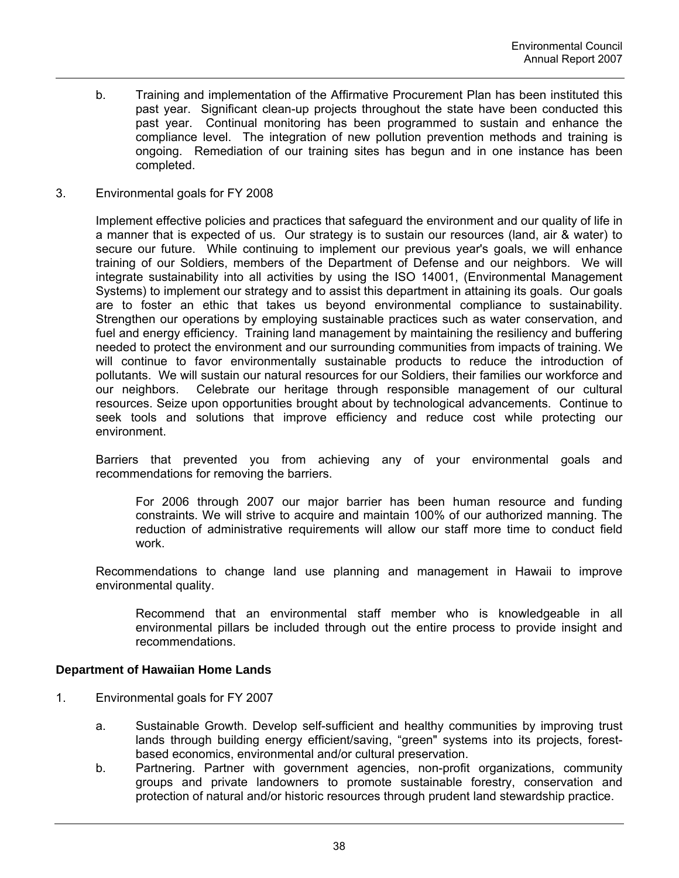b. Training and implementation of the Affirmative Procurement Plan has been instituted this past year. Significant clean-up projects throughout the state have been conducted this past year. Continual monitoring has been programmed to sustain and enhance the compliance level. The integration of new pollution prevention methods and training is ongoing. Remediation of our training sites has begun and in one instance has been completed.

3. Environmental goals for FY 2008

Implement effective policies and practices that safeguard the environment and our quality of life in a manner that is expected of us. Our strategy is to sustain our resources (land, air & water) to secure our future. While continuing to implement our previous year's goals, we will enhance training of our Soldiers, members of the Department of Defense and our neighbors. We will integrate sustainability into all activities by using the ISO 14001, (Environmental Management Systems) to implement our strategy and to assist this department in attaining its goals. Our goals are to foster an ethic that takes us beyond environmental compliance to sustainability. Strengthen our operations by employing sustainable practices such as water conservation, and fuel and energy efficiency. Training land management by maintaining the resiliency and buffering needed to protect the environment and our surrounding communities from impacts of training. We will continue to favor environmentally sustainable products to reduce the introduction of pollutants. We will sustain our natural resources for our Soldiers, their families our workforce and our neighbors. Celebrate our heritage through responsible management of our cultural resources. Seize upon opportunities brought about by technological advancements. Continue to seek tools and solutions that improve efficiency and reduce cost while protecting our environment.

Barriers that prevented you from achieving any of your environmental goals and recommendations for removing the barriers.

For 2006 through 2007 our major barrier has been human resource and funding constraints. We will strive to acquire and maintain 100% of our authorized manning. The reduction of administrative requirements will allow our staff more time to conduct field work.

Recommendations to change land use planning and management in Hawaii to improve environmental quality.

Recommend that an environmental staff member who is knowledgeable in all environmental pillars be included through out the entire process to provide insight and recommendations.

**Department of Hawaiian Home Lands**

1. Environmental goals for FY 2007

a. Sustainable Growth. Develop self-sufficient and healthy communities by improving trust lands through building energy efficient/saving, "green" systems into its projects, forest-based economics, environmental and/or cultural preservation.
b. Partnering. Partner with government agencies, non-profit organizations, community groups and private landowners to promote sustainable forestry, conservation and protection of natural and/or historic resources through prudent land stewardship practice.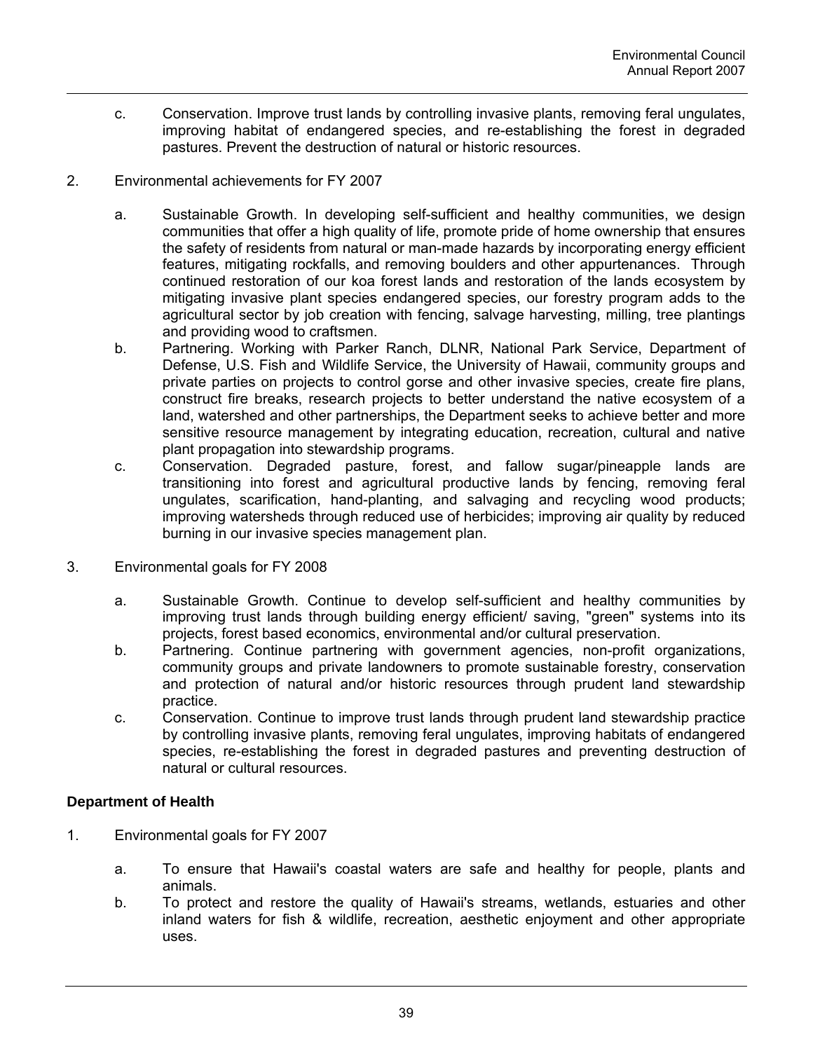c. Conservation. Improve trust lands by controlling invasive plants, removing feral ungulates, improving habitat of endangered species, and re-establishing the forest in degraded pastures. Prevent the destruction of natural or historic resources.

2. Environmental achievements for FY 2007

a. Sustainable Growth. In developing self-sufficient and healthy communities, we design communities that offer a high quality of life, promote pride of home ownership that ensures the safety of residents from natural or man-made hazards by incorporating energy efficient features, mitigating rockfalls, and removing boulders and other appurtenances. Through continued restoration of our koa forest lands and restoration of the lands ecosystem by mitigating invasive plant species endangered species, our forestry program adds to the agricultural sector by job creation with fencing, salvage harvesting, milling, tree plantings and providing wood to craftsmen.

b. Partnering. Working with Parker Ranch, DLNR, National Park Service, Department of Defense, U.S. Fish and Wildlife Service, the University of Hawaii, community groups and private parties on projects to control gorse and other invasive species, create fire plans, construct fire breaks, research projects to better understand the native ecosystem of a land, watershed and other partnerships, the Department seeks to achieve better and more sensitive resource management by integrating education, recreation, cultural and native plant propagation into stewardship programs.

c. Conservation. Degraded pasture, forest, and fallow sugar/pineapple lands are transitioning into forest and agricultural productive lands by fencing, removing feral ungulates, scarification, hand-planting, and salvaging and recycling wood products; improving watersheds through reduced use of herbicides; improving air quality by reduced burning in our invasive species management plan.

3. Environmental goals for FY 2008

a. Sustainable Growth. Continue to develop self-sufficient and healthy communities by improving trust lands through building energy efficient/ saving, "green" systems into its projects, forest based economics, environmental and/or cultural preservation.

b. Partnering. Continue partnering with government agencies, non-profit organizations, community groups and private landowners to promote sustainable forestry, conservation and protection of natural and/or historic resources through prudent land stewardship practice.

c. Conservation. Continue to improve trust lands through prudent land stewardship practice by controlling invasive plants, removing feral ungulates, improving habitats of endangered species, re-establishing the forest in degraded pastures and preventing destruction of natural or cultural resources.

**Department of Health**

1. Environmental goals for FY 2007

a. To ensure that Hawaii's coastal waters are safe and healthy for people, plants and animals.

b. To protect and restore the quality of Hawaii's streams, wetlands, estuaries and other inland waters for fish & wildlife, recreation, aesthetic enjoyment and other appropriate uses.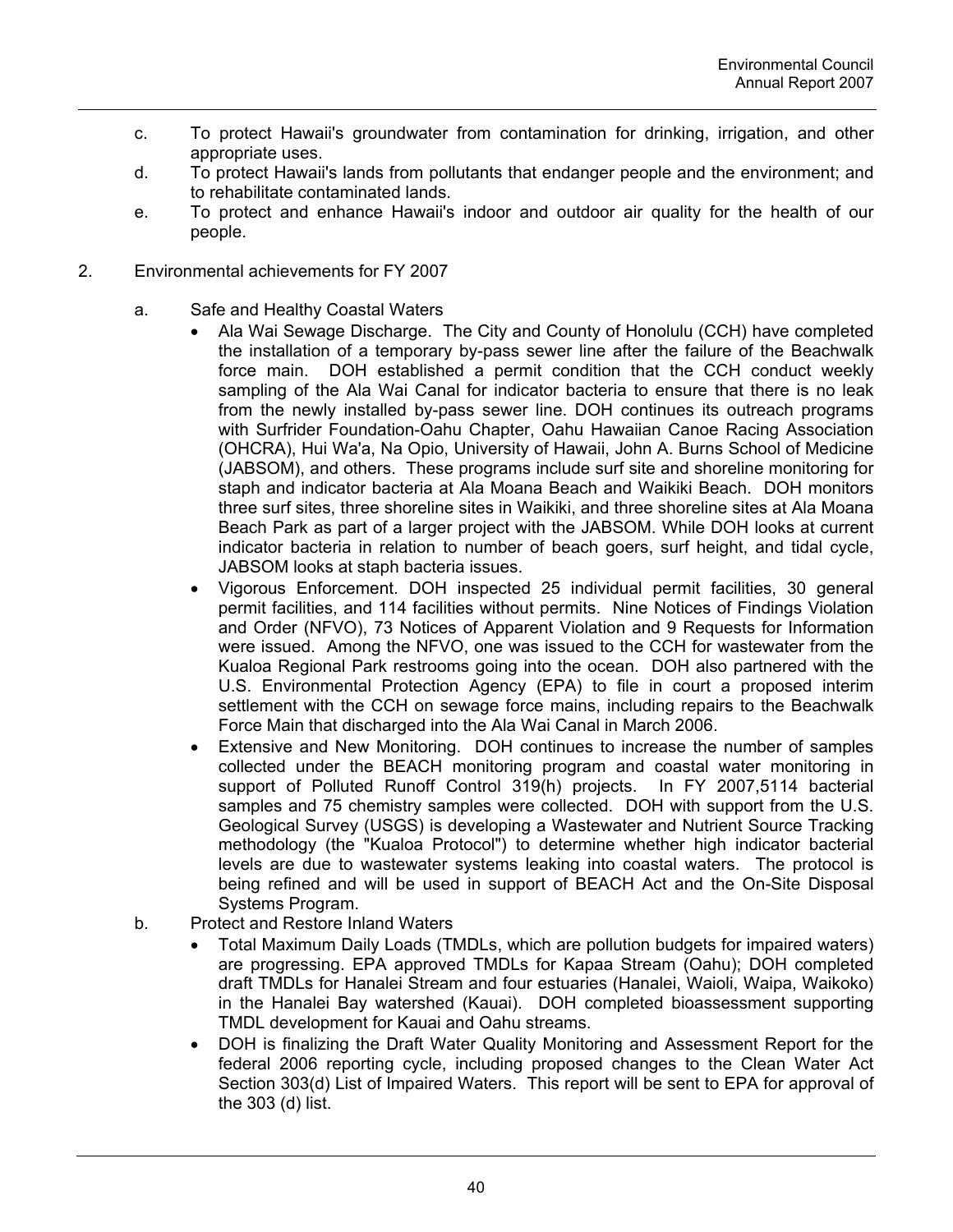c. To protect Hawaii's groundwater from contamination for drinking, irrigation, and other appropriate uses.

d. To protect Hawaii's lands from pollutants that endanger people and the environment; and to rehabilitate contaminated lands.

e. To protect and enhance Hawaii's indoor and outdoor air quality for the health of our people.

2. Environmental achievements for FY 2007

   a. Safe and Healthy Coastal Waters

   - Ala Wai Sewage Discharge. The City and County of Honolulu (CCH) have completed the installation of a temporary by-pass sewer line after the failure of the Beachwalk force main. DOH established a permit condition that the CCH conduct weekly sampling of the Ala Wai Canal for indicator bacteria to ensure that there is no leak from the newly installed by-pass sewer line. DOH continues its outreach programs with Surfrider Foundation-Oahu Chapter, Oahu Hawaiian Canoe Racing Association (OHCRA), Hui Wa'a, Na Opio, University of Hawaii, John A. Burns School of Medicine (JABSOM), and others. These programs include surf site and shoreline monitoring for staph and indicator bacteria at Ala Moana Beach and Waikiki Beach. DOH monitors three surf sites, three shoreline sites in Waikiki, and three shoreline sites at Ala Moana Beach Park as part of a larger project with the JABSOM. While DOH looks at current indicator bacteria in relation to number of beach goers, surf height, and tidal cycle, JABSOM looks at staph bacteria issues.
   - Vigorous Enforcement. DOH inspected 25 individual permit facilities, 30 general permit facilities, and 114 facilities without permits. Nine Notices of Findings Violation and Order (NFVO), 73 Notices of Apparent Violation and 9 Requests for Information were issued. Among the NFVO, one was issued to the CCH for wastewater from the Kualoa Regional Park restrooms going into the ocean. DOH also partnered with the U.S. Environmental Protection Agency (EPA) to file in court a proposed interim settlement with the CCH on sewage force mains, including repairs to the Beachwalk Force Main that discharged into the Ala Wai Canal in March 2006.
   - Extensive and New Monitoring. DOH continues to increase the number of samples collected under the BEACH monitoring program and coastal water monitoring in support of Polluted Runoff Control 319(h) projects. In FY 2007,5114 bacterial samples and 75 chemistry samples were collected. DOH with support from the U.S. Geological Survey (USGS) is developing a Wastewater and Nutrient Source Tracking methodology (the "Kualoa Protocol") to determine whether high indicator bacterial levels are due to wastewater systems leaking into coastal waters. The protocol is being refined and will be used in support of BEACH Act and the On-Site Disposal Systems Program.

   b. Protect and Restore Inland Waters

   - Total Maximum Daily Loads (TMDLs, which are pollution budgets for impaired waters) are progressing. EPA approved TMDLs for Kapaa Stream (Oahu); DOH completed draft TMDLs for Hanalei Stream and four estuaries (Hanalei, Waioli, Waipa, Waikoko) in the Hanalei Bay watershed (Kauai). DOH completed bioassessment supporting TMDL development for Kauai and Oahu streams.
   - DOH is finalizing the Draft Water Quality Monitoring and Assessment Report for the federal 2006 reporting cycle, including proposed changes to the Clean Water Act Section 303(d) List of Impaired Waters. This report will be sent to EPA for approval of the 303 (d) list.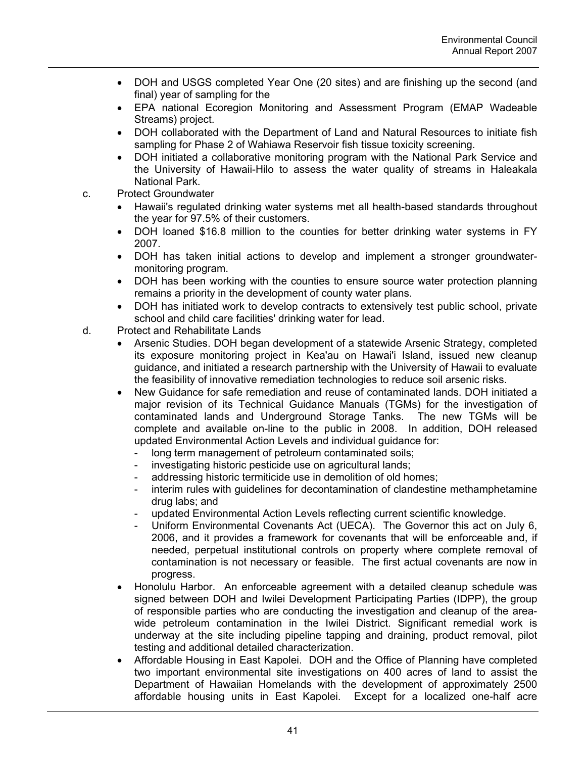- DOH and USGS completed Year One (20 sites) and are finishing up the second (and final) year of sampling for the
- EPA national Ecoregion Monitoring and Assessment Program (EMAP Wadeable Streams) project.
- DOH collaborated with the Department of Land and Natural Resources to initiate fish sampling for Phase 2 of Wahiawa Reservoir fish tissue toxicity screening.
- DOH initiated a collaborative monitoring program with the National Park Service and the University of Hawaii-Hilo to assess the water quality of streams in Haleakala National Park.

c. Protect Groundwater

- Hawaii's regulated drinking water systems met all health-based standards throughout the year for 97.5% of their customers.
- DOH loaned $16.8 million to the counties for better drinking water systems in FY 2007.
- DOH has taken initial actions to develop and implement a stronger groundwater-monitoring program.
- DOH has been working with the counties to ensure source water protection planning remains a priority in the development of county water plans.
- DOH has initiated work to develop contracts to extensively test public school, private school and child care facilities' drinking water for lead.

d. Protect and Rehabilitate Lands

- Arsenic Studies. DOH began development of a statewide Arsenic Strategy, completed its exposure monitoring project in Kea'au on Hawai'i Island, issued new cleanup guidance, and initiated a research partnership with the University of Hawaii to evaluate the feasibility of innovative remediation technologies to reduce soil arsenic risks.
- New Guidance for safe remediation and reuse of contaminated lands. DOH initiated a major revision of its Technical Guidance Manuals (TGMs) for the investigation of contaminated lands and Underground Storage Tanks. The new TGMs will be complete and available on-line to the public in 2008. In addition, DOH released updated Environmental Action Levels and individual guidance for:
  - long term management of petroleum contaminated soils;
  - investigating historic pesticide use on agricultural lands;
  - addressing historic termiticide use in demolition of old homes;
  - interim rules with guidelines for decontamination of clandestine methamphetamine drug labs; and
  - updated Environmental Action Levels reflecting current scientific knowledge.
  - Uniform Environmental Covenants Act (UECA). The Governor this act on July 6, 2006, and it provides a framework for covenants that will be enforceable and, if needed, perpetual institutional controls on property where complete removal of contamination is not necessary or feasible. The first actual covenants are now in progress.
- Honolulu Harbor. An enforceable agreement with a detailed cleanup schedule was signed between DOH and Iwilei Development Participating Parties (IDPP), the group of responsible parties who are conducting the investigation and cleanup of the area-wide petroleum contamination in the Iwilei District. Significant remedial work is underway at the site including pipeline tapping and draining, product removal, pilot testing and additional detailed characterization.
- Affordable Housing in East Kapolei. DOH and the Office of Planning have completed two important environmental site investigations on 400 acres of land to assist the Department of Hawaiian Homelands with the development of approximately 2500 affordable housing units in East Kapolei. Except for a localized one-half acre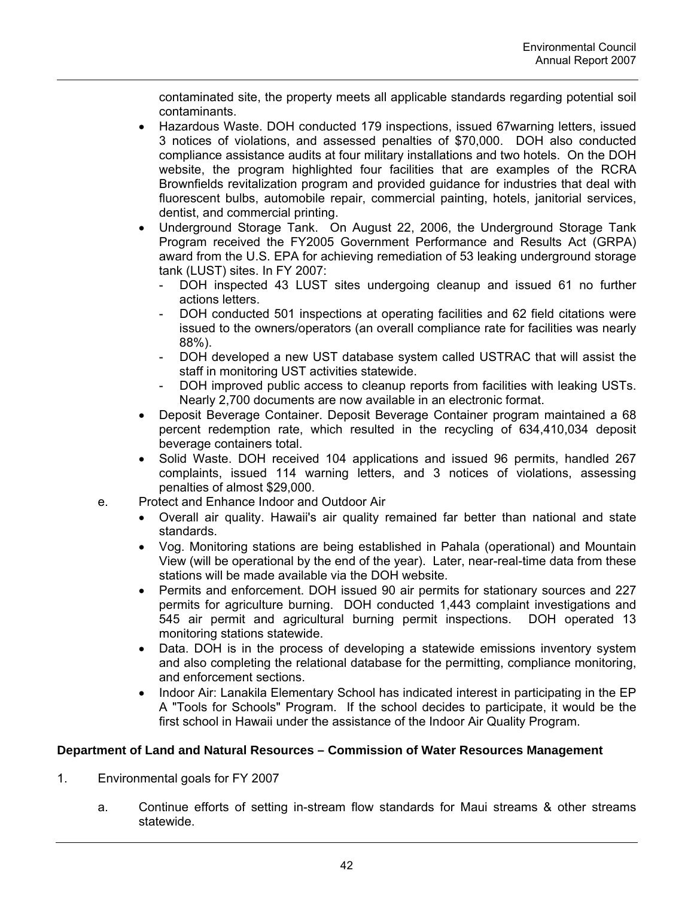contaminated site, the property meets all applicable standards regarding potential soil contaminants.

- Hazardous Waste. DOH conducted 179 inspections, issued 67warning letters, issued 3 notices of violations, and assessed penalties of $70,000. DOH also conducted compliance assistance audits at four military installations and two hotels. On the DOH website, the program highlighted four facilities that are examples of the RCRA Brownfields revitalization program and provided guidance for industries that deal with fluorescent bulbs, automobile repair, commercial painting, hotels, janitorial services, dentist, and commercial printing.
- Underground Storage Tank. On August 22, 2006, the Underground Storage Tank Program received the FY2005 Government Performance and Results Act (GRPA) award from the U.S. EPA for achieving remediation of 53 leaking underground storage tank (LUST) sites. In FY 2007:
  - DOH inspected 43 LUST sites undergoing cleanup and issued 61 no further actions letters.
  - DOH conducted 501 inspections at operating facilities and 62 field citations were issued to the owners/operators (an overall compliance rate for facilities was nearly 88%).
  - DOH developed a new UST database system called USTRAC that will assist the staff in monitoring UST activities statewide.
  - DOH improved public access to cleanup reports from facilities with leaking USTs. Nearly 2,700 documents are now available in an electronic format.
- Deposit Beverage Container. Deposit Beverage Container program maintained a 68 percent redemption rate, which resulted in the recycling of 634,410,034 deposit beverage containers total.
- Solid Waste. DOH received 104 applications and issued 96 permits, handled 267 complaints, issued 114 warning letters, and 3 notices of violations, assessing penalties of almost $29,000.

e. Protect and Enhance Indoor and Outdoor Air

- Overall air quality. Hawaii's air quality remained far better than national and state standards.
- Vog. Monitoring stations are being established in Pahala (operational) and Mountain View (will be operational by the end of the year). Later, near-real-time data from these stations will be made available via the DOH website.
- Permits and enforcement. DOH issued 90 air permits for stationary sources and 227 permits for agriculture burning. DOH conducted 1,443 complaint investigations and 545 air permit and agricultural burning permit inspections. DOH operated 13 monitoring stations statewide.
- Data. DOH is in the process of developing a statewide emissions inventory system and also completing the relational database for the permitting, compliance monitoring, and enforcement sections.
- Indoor Air: Lanakila Elementary School has indicated interest in participating in the EP A "Tools for Schools" Program. If the school decides to participate, it would be the first school in Hawaii under the assistance of the Indoor Air Quality Program.

**Department of Land and Natural Resources – Commission of Water Resources Management**

1. Environmental goals for FY 2007

   a. Continue efforts of setting in-stream flow standards for Maui streams & other streams statewide.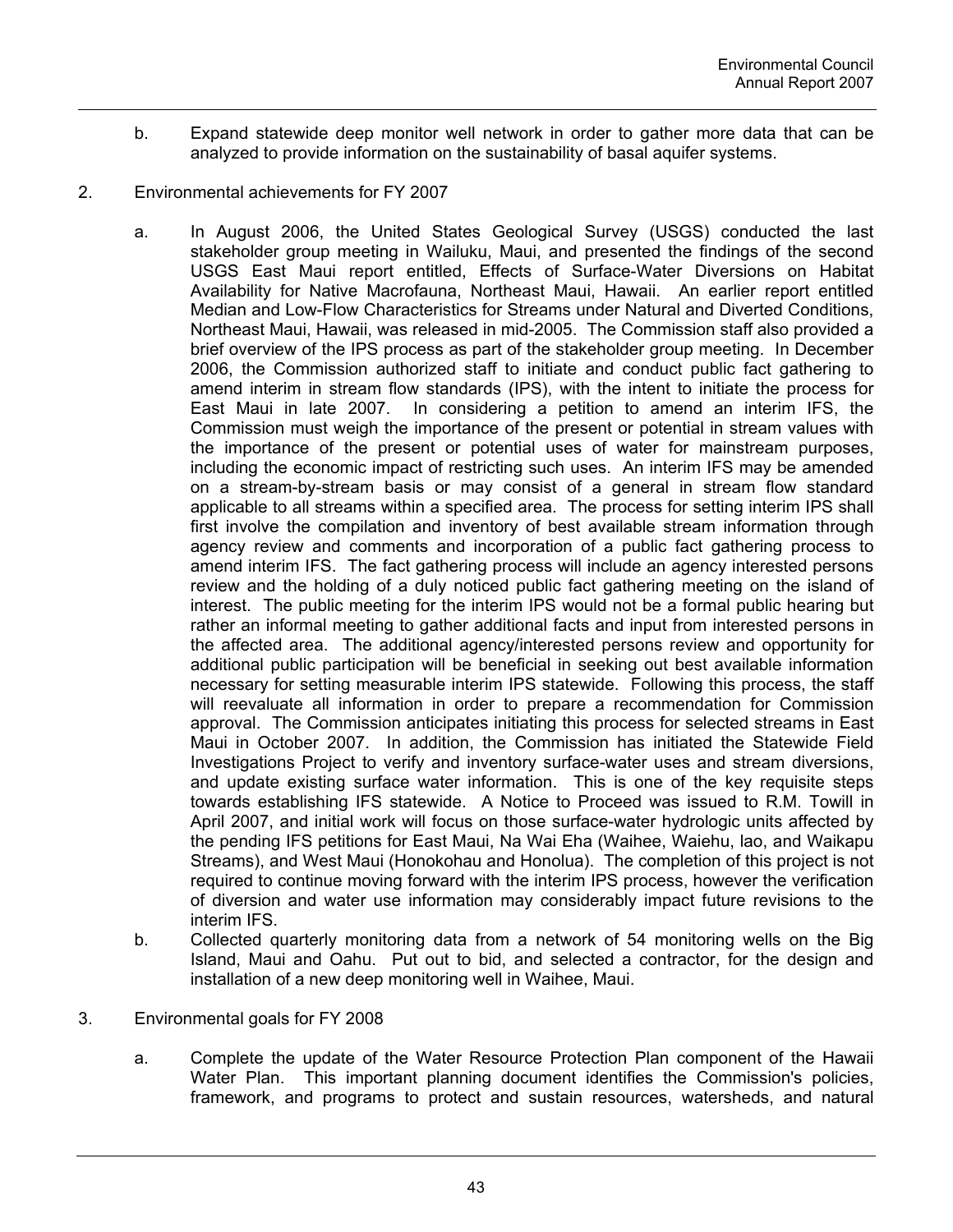b. Expand statewide deep monitor well network in order to gather more data that can be analyzed to provide information on the sustainability of basal aquifer systems.

2. Environmental achievements for FY 2007

   a. In August 2006, the United States Geological Survey (USGS) conducted the last stakeholder group meeting in Wailuku, Maui, and presented the findings of the second USGS East Maui report entitled, Effects of Surface-Water Diversions on Habitat Availability for Native Macrofauna, Northeast Maui, Hawaii. An earlier report entitled Median and Low-Flow Characteristics for Streams under Natural and Diverted Conditions, Northeast Maui, Hawaii, was released in mid-2005. The Commission staff also provided a brief overview of the IPS process as part of the stakeholder group meeting. In December 2006, the Commission authorized staff to initiate and conduct public fact gathering to amend interim in stream flow standards (IPS), with the intent to initiate the process for East Maui in late 2007. In considering a petition to amend an interim IFS, the Commission must weigh the importance of the present or potential in stream values with the importance of the present or potential uses of water for mainstream purposes, including the economic impact of restricting such uses. An interim IFS may be amended on a stream-by-stream basis or may consist of a general in stream flow standard applicable to all streams within a specified area. The process for setting interim IPS shall first involve the compilation and inventory of best available stream information through agency review and comments and incorporation of a public fact gathering process to amend interim IFS. The fact gathering process will include an agency interested persons review and the holding of a duly noticed public fact gathering meeting on the island of interest. The public meeting for the interim IPS would not be a formal public hearing but rather an informal meeting to gather additional facts and input from interested persons in the affected area. The additional agency/interested persons review and opportunity for additional public participation will be beneficial in seeking out best available information necessary for setting measurable interim IPS statewide. Following this process, the staff will reevaluate all information in order to prepare a recommendation for Commission approval. The Commission anticipates initiating this process for selected streams in East Maui in October 2007. In addition, the Commission has initiated the Statewide Field Investigations Project to verify and inventory surface-water uses and stream diversions, and update existing surface water information. This is one of the key requisite steps towards establishing IFS statewide. A Notice to Proceed was issued to R.M. Towill in April 2007, and initial work will focus on those surface-water hydrologic units affected by the pending IFS petitions for East Maui, Na Wai Eha (Waihee, Waiehu, lao, and Waikapu Streams), and West Maui (Honokohau and Honolua). The completion of this project is not required to continue moving forward with the interim IPS process, however the verification of diversion and water use information may considerably impact future revisions to the interim IFS.

   b. Collected quarterly monitoring data from a network of 54 monitoring wells on the Big Island, Maui and Oahu. Put out to bid, and selected a contractor, for the design and installation of a new deep monitoring well in Waihee, Maui.

3. Environmental goals for FY 2008

   a. Complete the update of the Water Resource Protection Plan component of the Hawaii Water Plan. This important planning document identifies the Commission's policies, framework, and programs to protect and sustain resources, watersheds, and natural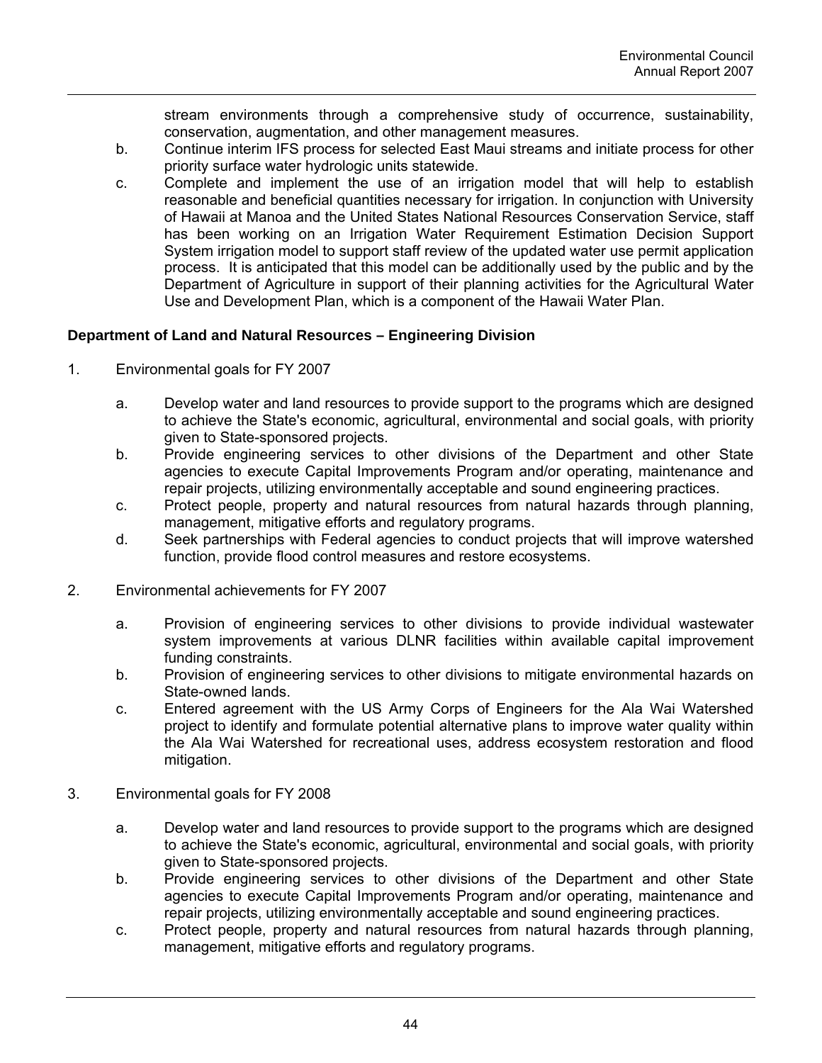stream environments through a comprehensive study of occurrence, sustainability, conservation, augmentation, and other management measures.

b. Continue interim IFS process for selected East Maui streams and initiate process for other priority surface water hydrologic units statewide.

c. Complete and implement the use of an irrigation model that will help to establish reasonable and beneficial quantities necessary for irrigation. In conjunction with University of Hawaii at Manoa and the United States National Resources Conservation Service, staff has been working on an Irrigation Water Requirement Estimation Decision Support System irrigation model to support staff review of the updated water use permit application process. It is anticipated that this model can be additionally used by the public and by the Department of Agriculture in support of their planning activities for the Agricultural Water Use and Development Plan, which is a component of the Hawaii Water Plan.

**Department of Land and Natural Resources – Engineering Division**

1. Environmental goals for FY 2007

   a. Develop water and land resources to provide support to the programs which are designed to achieve the State's economic, agricultural, environmental and social goals, with priority given to State-sponsored projects.
   b. Provide engineering services to other divisions of the Department and other State agencies to execute Capital Improvements Program and/or operating, maintenance and repair projects, utilizing environmentally acceptable and sound engineering practices.
   c. Protect people, property and natural resources from natural hazards through planning, management, mitigative efforts and regulatory programs.
   d. Seek partnerships with Federal agencies to conduct projects that will improve watershed function, provide flood control measures and restore ecosystems.

2. Environmental achievements for FY 2007

   a. Provision of engineering services to other divisions to provide individual wastewater system improvements at various DLNR facilities within available capital improvement funding constraints.
   b. Provision of engineering services to other divisions to mitigate environmental hazards on State-owned lands.
   c. Entered agreement with the US Army Corps of Engineers for the Ala Wai Watershed project to identify and formulate potential alternative plans to improve water quality within the Ala Wai Watershed for recreational uses, address ecosystem restoration and flood mitigation.

3. Environmental goals for FY 2008

   a. Develop water and land resources to provide support to the programs which are designed to achieve the State's economic, agricultural, environmental and social goals, with priority given to State-sponsored projects.
   b. Provide engineering services to other divisions of the Department and other State agencies to execute Capital Improvements Program and/or operating, maintenance and repair projects, utilizing environmentally acceptable and sound engineering practices.
   c. Protect people, property and natural resources from natural hazards through planning, management, mitigative efforts and regulatory programs.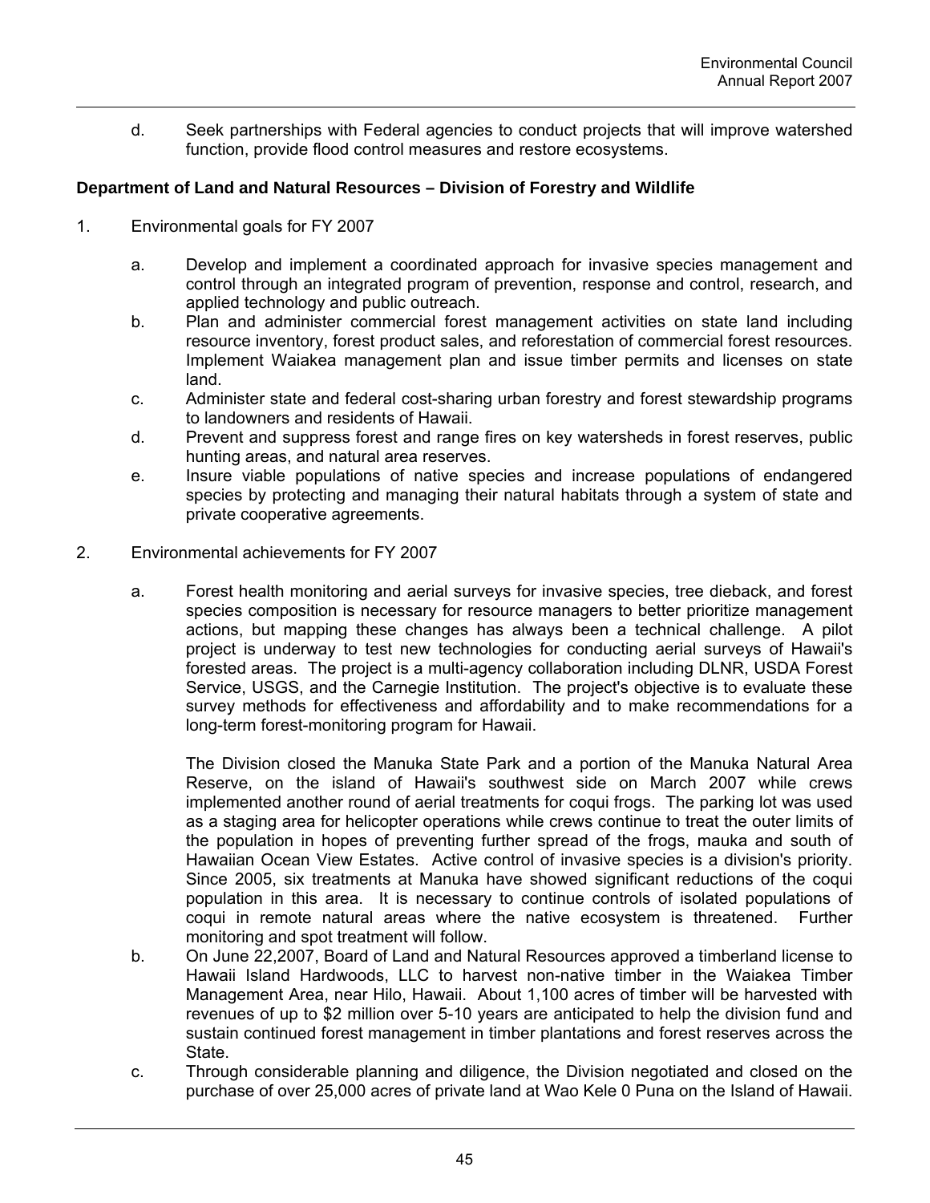d. Seek partnerships with Federal agencies to conduct projects that will improve watershed function, provide flood control measures and restore ecosystems.

**Department of Land and Natural Resources – Division of Forestry and Wildlife**

1. Environmental goals for FY 2007

   a. Develop and implement a coordinated approach for invasive species management and control through an integrated program of prevention, response and control, research, and applied technology and public outreach.
   b. Plan and administer commercial forest management activities on state land including resource inventory, forest product sales, and reforestation of commercial forest resources. Implement Waiakea management plan and issue timber permits and licenses on state land.
   c. Administer state and federal cost-sharing urban forestry and forest stewardship programs to landowners and residents of Hawaii.
   d. Prevent and suppress forest and range fires on key watersheds in forest reserves, public hunting areas, and natural area reserves.
   e. Insure viable populations of native species and increase populations of endangered species by protecting and managing their natural habitats through a system of state and private cooperative agreements.

2. Environmental achievements for FY 2007

   a. Forest health monitoring and aerial surveys for invasive species, tree dieback, and forest species composition is necessary for resource managers to better prioritize management actions, but mapping these changes has always been a technical challenge. A pilot project is underway to test new technologies for conducting aerial surveys of Hawaii's forested areas. The project is a multi-agency collaboration including DLNR, USDA Forest Service, USGS, and the Carnegie Institution. The project's objective is to evaluate these survey methods for effectiveness and affordability and to make recommendations for a long-term forest-monitoring program for Hawaii.

      The Division closed the Manuka State Park and a portion of the Manuka Natural Area Reserve, on the island of Hawaii's southwest side on March 2007 while crews implemented another round of aerial treatments for coqui frogs. The parking lot was used as a staging area for helicopter operations while crews continue to treat the outer limits of the population in hopes of preventing further spread of the frogs, mauka and south of Hawaiian Ocean View Estates. Active control of invasive species is a division's priority. Since 2005, six treatments at Manuka have showed significant reductions of the coqui population in this area. It is necessary to continue controls of isolated populations of coqui in remote natural areas where the native ecosystem is threatened. Further monitoring and spot treatment will follow.
   b. On June 22,2007, Board of Land and Natural Resources approved a timberland license to Hawaii Island Hardwoods, LLC to harvest non-native timber in the Waiakea Timber Management Area, near Hilo, Hawaii. About 1,100 acres of timber will be harvested with revenues of up to $2 million over 5-10 years are anticipated to help the division fund and sustain continued forest management in timber plantations and forest reserves across the State.
   c. Through considerable planning and diligence, the Division negotiated and closed on the purchase of over 25,000 acres of private land at Wao Kele 0 Puna on the Island of Hawaii.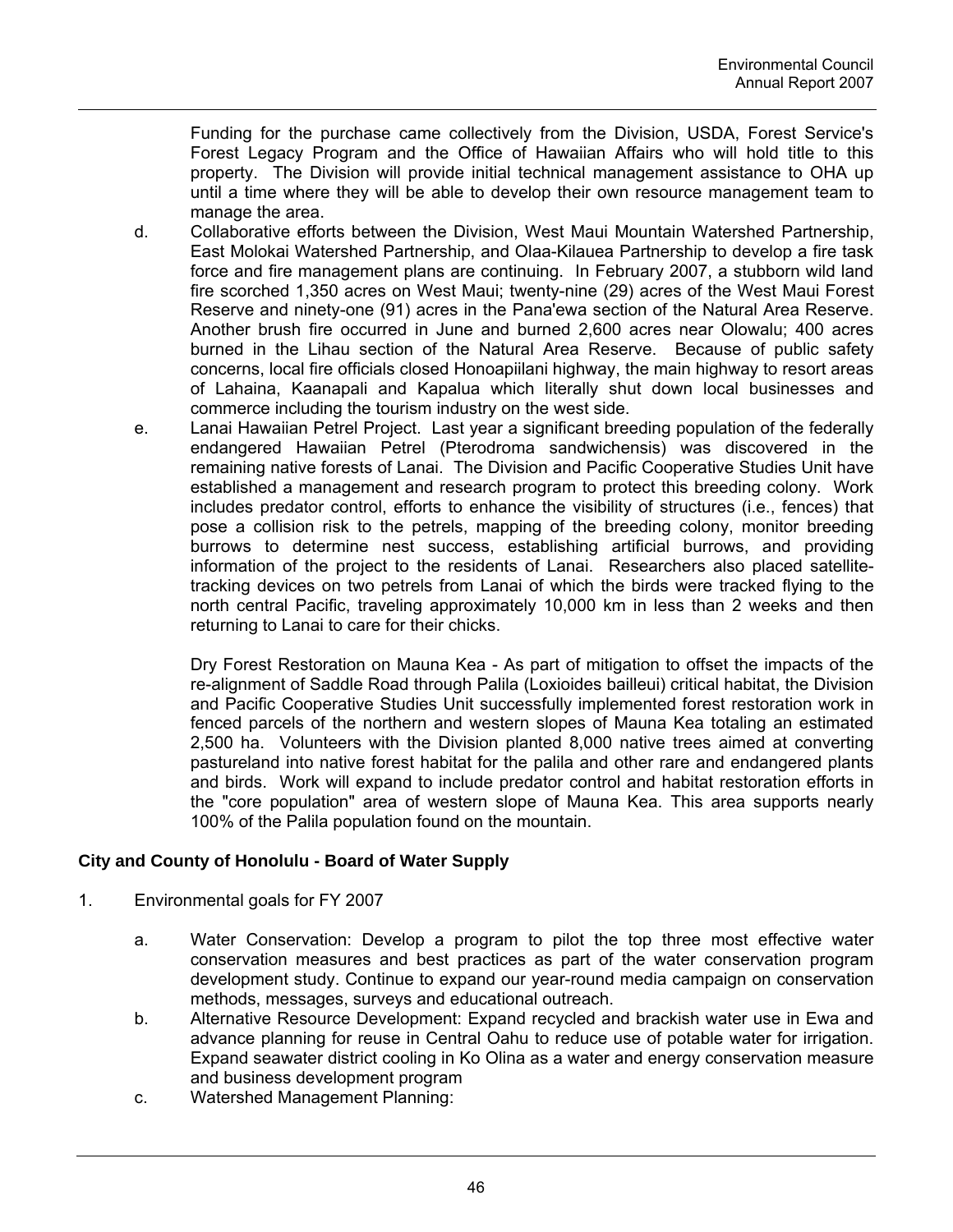Funding for the purchase came collectively from the Division, USDA, Forest Service's Forest Legacy Program and the Office of Hawaiian Affairs who will hold title to this property. The Division will provide initial technical management assistance to OHA up until a time where they will be able to develop their own resource management team to manage the area.

d. Collaborative efforts between the Division, West Maui Mountain Watershed Partnership, East Molokai Watershed Partnership, and Olaa-Kilauea Partnership to develop a fire task force and fire management plans are continuing. In February 2007, a stubborn wild land fire scorched 1,350 acres on West Maui; twenty-nine (29) acres of the West Maui Forest Reserve and ninety-one (91) acres in the Pana'ewa section of the Natural Area Reserve. Another brush fire occurred in June and burned 2,600 acres near Olowalu; 400 acres burned in the Lihau section of the Natural Area Reserve. Because of public safety concerns, local fire officials closed Honoapiilani highway, the main highway to resort areas of Lahaina, Kaanapali and Kapalua which literally shut down local businesses and commerce including the tourism industry on the west side.

e. Lanai Hawaiian Petrel Project. Last year a significant breeding population of the federally endangered Hawaiian Petrel (Pterodroma sandwichensis) was discovered in the remaining native forests of Lanai. The Division and Pacific Cooperative Studies Unit have established a management and research program to protect this breeding colony. Work includes predator control, efforts to enhance the visibility of structures (i.e., fences) that pose a collision risk to the petrels, mapping of the breeding colony, monitor breeding burrows to determine nest success, establishing artificial burrows, and providing information of the project to the residents of Lanai. Researchers also placed satellite-tracking devices on two petrels from Lanai of which the birds were tracked flying to the north central Pacific, traveling approximately 10,000 km in less than 2 weeks and then returning to Lanai to care for their chicks.

   Dry Forest Restoration on Mauna Kea - As part of mitigation to offset the impacts of the re-alignment of Saddle Road through Palila (Loxioides bailleui) critical habitat, the Division and Pacific Cooperative Studies Unit successfully implemented forest restoration work in fenced parcels of the northern and western slopes of Mauna Kea totaling an estimated 2,500 ha. Volunteers with the Division planted 8,000 native trees aimed at converting pastureland into native forest habitat for the palila and other rare and endangered plants and birds. Work will expand to include predator control and habitat restoration efforts in the "core population" area of western slope of Mauna Kea. This area supports nearly 100% of the Palila population found on the mountain.

**City and County of Honolulu - Board of Water Supply**

1. Environmental goals for FY 2007

   a. Water Conservation: Develop a program to pilot the top three most effective water conservation measures and best practices as part of the water conservation program development study. Continue to expand our year-round media campaign on conservation methods, messages, surveys and educational outreach.

   b. Alternative Resource Development: Expand recycled and brackish water use in Ewa and advance planning for reuse in Central Oahu to reduce use of potable water for irrigation. Expand seawater district cooling in Ko Olina as a water and energy conservation measure and business development program

   c. Watershed Management Planning: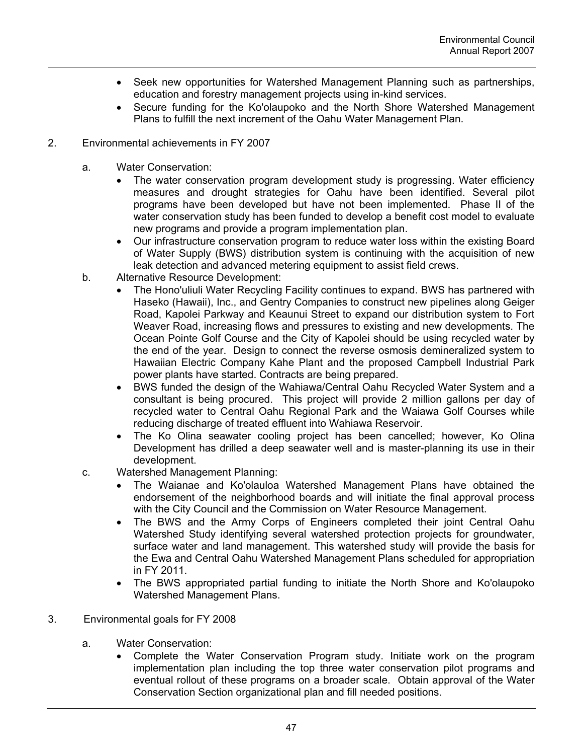- Seek new opportunities for Watershed Management Planning such as partnerships, education and forestry management projects using in-kind services.
- Secure funding for the Ko'olaupoko and the North Shore Watershed Management Plans to fulfill the next increment of the Oahu Water Management Plan.

2. Environmental achievements in FY 2007

   a. Water Conservation:
      - The water conservation program development study is progressing. Water efficiency measures and drought strategies for Oahu have been identified. Several pilot programs have been developed but have not been implemented. Phase II of the water conservation study has been funded to develop a benefit cost model to evaluate new programs and provide a program implementation plan.
      - Our infrastructure conservation program to reduce water loss within the existing Board of Water Supply (BWS) distribution system is continuing with the acquisition of new leak detection and advanced metering equipment to assist field crews.

   b. Alternative Resource Development:
      - The Hono'uliuli Water Recycling Facility continues to expand. BWS has partnered with Haseko (Hawaii), Inc., and Gentry Companies to construct new pipelines along Geiger Road, Kapolei Parkway and Keaunui Street to expand our distribution system to Fort Weaver Road, increasing flows and pressures to existing and new developments. The Ocean Pointe Golf Course and the City of Kapolei should be using recycled water by the end of the year. Design to connect the reverse osmosis demineralized system to Hawaiian Electric Company Kahe Plant and the proposed Campbell Industrial Park power plants have started. Contracts are being prepared.
      - BWS funded the design of the Wahiawa/Central Oahu Recycled Water System and a consultant is being procured. This project will provide 2 million gallons per day of recycled water to Central Oahu Regional Park and the Waiawa Golf Courses while reducing discharge of treated effluent into Wahiawa Reservoir.
      - The Ko Olina seawater cooling project has been cancelled; however, Ko Olina Development has drilled a deep seawater well and is master-planning its use in their development.

   c. Watershed Management Planning:
      - The Waianae and Ko'olauloa Watershed Management Plans have obtained the endorsement of the neighborhood boards and will initiate the final approval process with the City Council and the Commission on Water Resource Management.
      - The BWS and the Army Corps of Engineers completed their joint Central Oahu Watershed Study identifying several watershed protection projects for groundwater, surface water and land management. This watershed study will provide the basis for the Ewa and Central Oahu Watershed Management Plans scheduled for appropriation in FY 2011.
      - The BWS appropriated partial funding to initiate the North Shore and Ko'olaupoko Watershed Management Plans.

3. Environmental goals for FY 2008

   a. Water Conservation:
      - Complete the Water Conservation Program study. Initiate work on the program implementation plan including the top three water conservation pilot programs and eventual rollout of these programs on a broader scale. Obtain approval of the Water Conservation Section organizational plan and fill needed positions.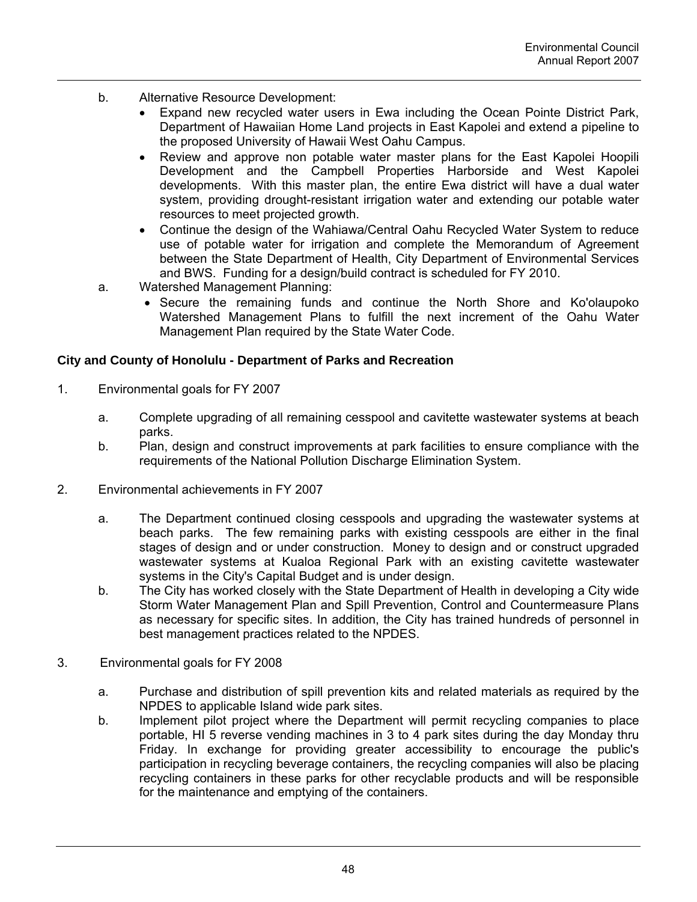b. Alternative Resource Development:
   - Expand new recycled water users in Ewa including the Ocean Pointe District Park, Department of Hawaiian Home Land projects in East Kapolei and extend a pipeline to the proposed University of Hawaii West Oahu Campus.
   - Review and approve non potable water master plans for the East Kapolei Hoopili Development and the Campbell Properties Harborside and West Kapolei developments. With this master plan, the entire Ewa district will have a dual water system, providing drought-resistant irrigation water and extending our potable water resources to meet projected growth.
   - Continue the design of the Wahiawa/Central Oahu Recycled Water System to reduce use of potable water for irrigation and complete the Memorandum of Agreement between the State Department of Health, City Department of Environmental Services and BWS. Funding for a design/build contract is scheduled for FY 2010.

a. Watershed Management Planning:
   - Secure the remaining funds and continue the North Shore and Ko'olaupoko Watershed Management Plans to fulfill the next increment of the Oahu Water Management Plan required by the State Water Code.

**City and County of Honolulu - Department of Parks and Recreation**

1. Environmental goals for FY 2007

   a. Complete upgrading of all remaining cesspool and cavitette wastewater systems at beach parks.

   b. Plan, design and construct improvements at park facilities to ensure compliance with the requirements of the National Pollution Discharge Elimination System.

2. Environmental achievements in FY 2007

   a. The Department continued closing cesspools and upgrading the wastewater systems at beach parks. The few remaining parks with existing cesspools are either in the final stages of design and or under construction. Money to design and or construct upgraded wastewater systems at Kualoa Regional Park with an existing cavitette wastewater systems in the City's Capital Budget and is under design.

   b. The City has worked closely with the State Department of Health in developing a City wide Storm Water Management Plan and Spill Prevention, Control and Countermeasure Plans as necessary for specific sites. In addition, the City has trained hundreds of personnel in best management practices related to the NPDES.

3. Environmental goals for FY 2008

   a. Purchase and distribution of spill prevention kits and related materials as required by the NPDES to applicable Island wide park sites.

   b. Implement pilot project where the Department will permit recycling companies to place portable, HI 5 reverse vending machines in 3 to 4 park sites during the day Monday thru Friday. In exchange for providing greater accessibility to encourage the public's participation in recycling beverage containers, the recycling companies will also be placing recycling containers in these parks for other recyclable products and will be responsible for the maintenance and emptying of the containers.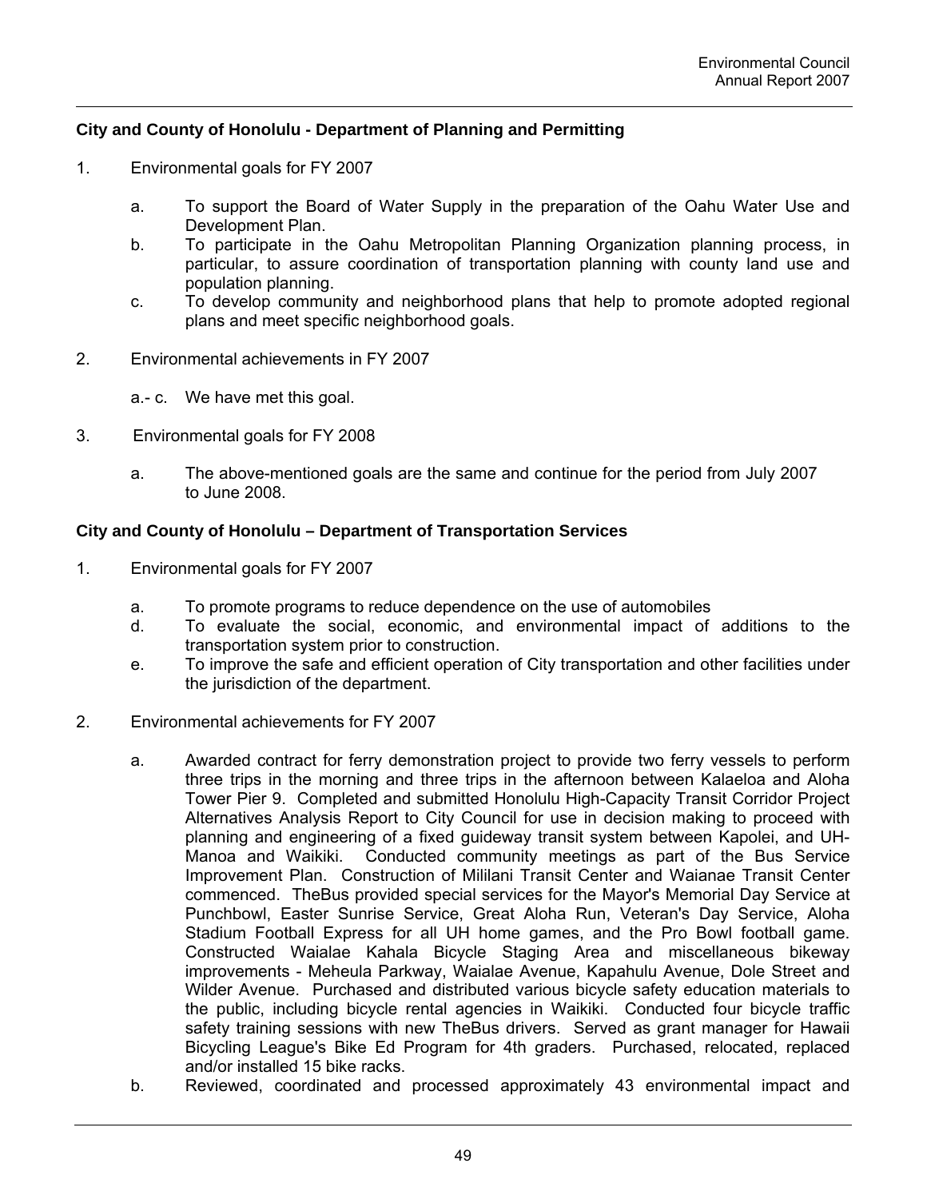**City and County of Honolulu - Department of Planning and Permitting**

1. Environmental goals for FY 2007

   a. To support the Board of Water Supply in the preparation of the Oahu Water Use and Development Plan.
   b. To participate in the Oahu Metropolitan Planning Organization planning process, in particular, to assure coordination of transportation planning with county land use and population planning.
   c. To develop community and neighborhood plans that help to promote adopted regional plans and meet specific neighborhood goals.

2. Environmental achievements in FY 2007

   a.- c. We have met this goal.

3. Environmental goals for FY 2008

   a. The above-mentioned goals are the same and continue for the period from July 2007 to June 2008.

**City and County of Honolulu – Department of Transportation Services**

1. Environmental goals for FY 2007

   a. To promote programs to reduce dependence on the use of automobiles
   d. To evaluate the social, economic, and environmental impact of additions to the transportation system prior to construction.
   e. To improve the safe and efficient operation of City transportation and other facilities under the jurisdiction of the department.

2. Environmental achievements for FY 2007

   a. Awarded contract for ferry demonstration project to provide two ferry vessels to perform three trips in the morning and three trips in the afternoon between Kalaeloa and Aloha Tower Pier 9. Completed and submitted Honolulu High-Capacity Transit Corridor Project Alternatives Analysis Report to City Council for use in decision making to proceed with planning and engineering of a fixed guideway transit system between Kapolei, and UH-Manoa and Waikiki. Conducted community meetings as part of the Bus Service Improvement Plan. Construction of Mililani Transit Center and Waianae Transit Center commenced. TheBus provided special services for the Mayor's Memorial Day Service at Punchbowl, Easter Sunrise Service, Great Aloha Run, Veteran's Day Service, Aloha Stadium Football Express for all UH home games, and the Pro Bowl football game. Constructed Waialae Kahala Bicycle Staging Area and miscellaneous bikeway improvements - Meheula Parkway, Waialae Avenue, Kapahulu Avenue, Dole Street and Wilder Avenue. Purchased and distributed various bicycle safety education materials to the public, including bicycle rental agencies in Waikiki. Conducted four bicycle traffic safety training sessions with new TheBus drivers. Served as grant manager for Hawaii Bicycling League's Bike Ed Program for 4th graders. Purchased, relocated, replaced and/or installed 15 bike racks.
   b. Reviewed, coordinated and processed approximately 43 environmental impact and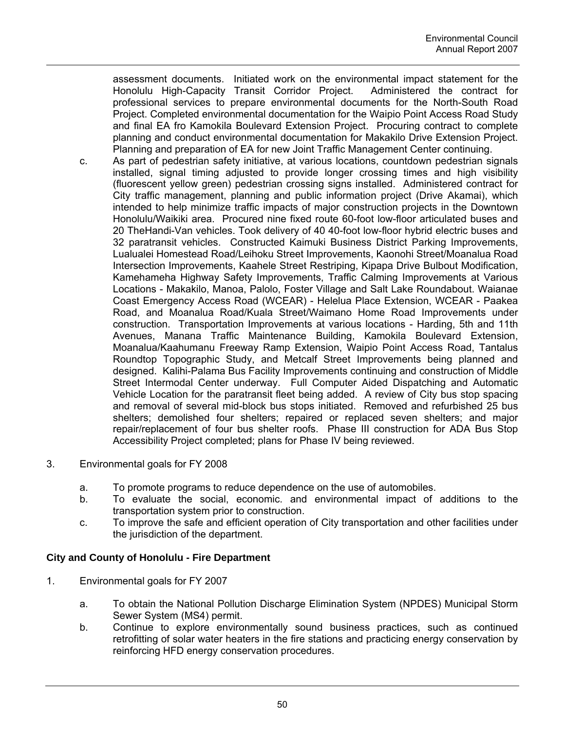assessment documents. Initiated work on the environmental impact statement for the Honolulu High-Capacity Transit Corridor Project. Administered the contract for professional services to prepare environmental documents for the North-South Road Project. Completed environmental documentation for the Waipio Point Access Road Study and final EA fro Kamokila Boulevard Extension Project. Procuring contract to complete planning and conduct environmental documentation for Makakilo Drive Extension Project. Planning and preparation of EA for new Joint Traffic Management Center continuing.

c. As part of pedestrian safety initiative, at various locations, countdown pedestrian signals installed, signal timing adjusted to provide longer crossing times and high visibility (fluorescent yellow green) pedestrian crossing signs installed. Administered contract for City traffic management, planning and public information project (Drive Akamai), which intended to help minimize traffic impacts of major construction projects in the Downtown Honolulu/Waikiki area. Procured nine fixed route 60-foot low-floor articulated buses and 20 TheHandi-Van vehicles. Took delivery of 40 40-foot low-floor hybrid electric buses and 32 paratransit vehicles. Constructed Kaimuki Business District Parking Improvements, Lualualei Homestead Road/Leihoku Street Improvements, Kaonohi Street/Moanalua Road Intersection Improvements, Kaahele Street Restriping, Kipapa Drive Bulbout Modification, Kamehameha Highway Safety Improvements, Traffic Calming Improvements at Various Locations - Makakilo, Manoa, Palolo, Foster Village and Salt Lake Roundabout. Waianae Coast Emergency Access Road (WCEAR) - Helelua Place Extension, WCEAR - Paakea Road, and Moanalua Road/Kuala Street/Waimano Home Road Improvements under construction. Transportation Improvements at various locations - Harding, 5th and 11th Avenues, Manana Traffic Maintenance Building, Kamokila Boulevard Extension, Moanalua/Kaahumanu Freeway Ramp Extension, Waipio Point Access Road, Tantalus Roundtop Topographic Study, and Metcalf Street Improvements being planned and designed. Kalihi-Palama Bus Facility Improvements continuing and construction of Middle Street Intermodal Center underway. Full Computer Aided Dispatching and Automatic Vehicle Location for the paratransit fleet being added. A review of City bus stop spacing and removal of several mid-block bus stops initiated. Removed and refurbished 25 bus shelters; demolished four shelters; repaired or replaced seven shelters; and major repair/replacement of four bus shelter roofs. Phase III construction for ADA Bus Stop Accessibility Project completed; plans for Phase IV being reviewed.

3. Environmental goals for FY 2008

   a. To promote programs to reduce dependence on the use of automobiles.
   b. To evaluate the social, economic. and environmental impact of additions to the transportation system prior to construction.
   c. To improve the safe and efficient operation of City transportation and other facilities under the jurisdiction of the department.

**City and County of Honolulu - Fire Department**

1. Environmental goals for FY 2007

   a. To obtain the National Pollution Discharge Elimination System (NPDES) Municipal Storm Sewer System (MS4) permit.
   b. Continue to explore environmentally sound business practices, such as continued retrofitting of solar water heaters in the fire stations and practicing energy conservation by reinforcing HFD energy conservation procedures.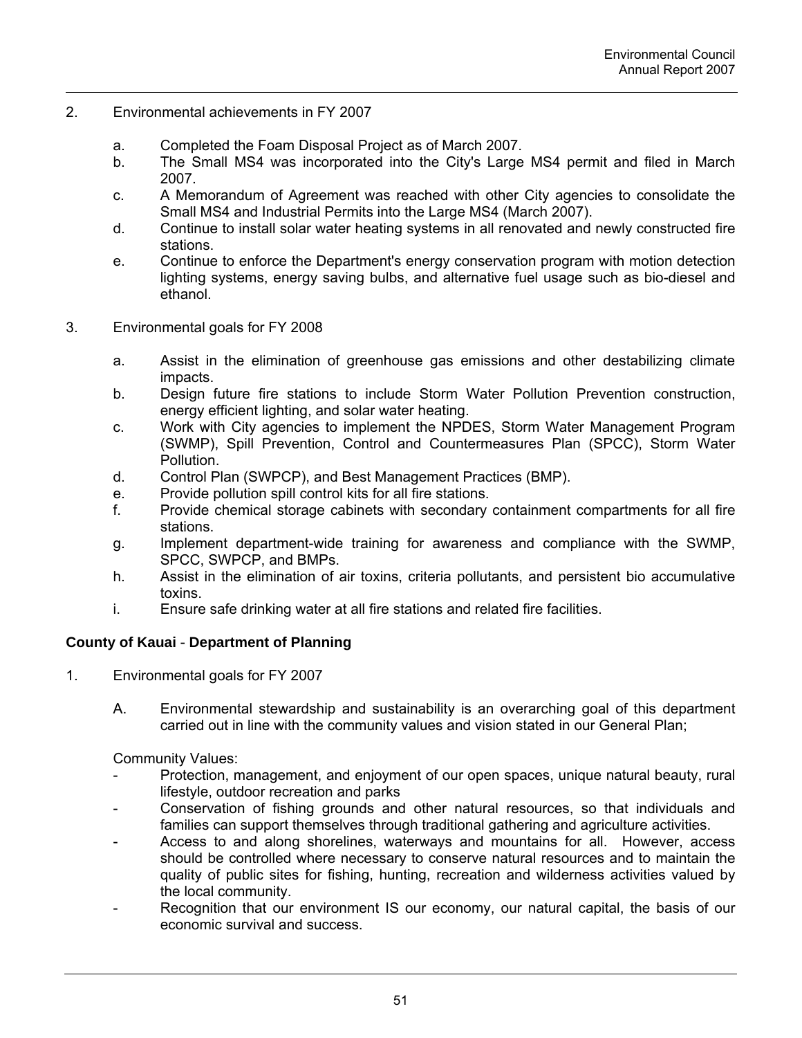2. Environmental achievements in FY 2007

   a. Completed the Foam Disposal Project as of March 2007.
   b. The Small MS4 was incorporated into the City's Large MS4 permit and filed in March 2007.
   c. A Memorandum of Agreement was reached with other City agencies to consolidate the Small MS4 and Industrial Permits into the Large MS4 (March 2007).
   d. Continue to install solar water heating systems in all renovated and newly constructed fire stations.
   e. Continue to enforce the Department's energy conservation program with motion detection lighting systems, energy saving bulbs, and alternative fuel usage such as bio-diesel and ethanol.

3. Environmental goals for FY 2008

   a. Assist in the elimination of greenhouse gas emissions and other destabilizing climate impacts.
   b. Design future fire stations to include Storm Water Pollution Prevention construction, energy efficient lighting, and solar water heating.
   c. Work with City agencies to implement the NPDES, Storm Water Management Program (SWMP), Spill Prevention, Control and Countermeasures Plan (SPCC), Storm Water Pollution.
   d. Control Plan (SWPCP), and Best Management Practices (BMP).
   e. Provide pollution spill control kits for all fire stations.
   f. Provide chemical storage cabinets with secondary containment compartments for all fire stations.
   g. Implement department-wide training for awareness and compliance with the SWMP, SPCC, SWPCP, and BMPs.
   h. Assist in the elimination of air toxins, criteria pollutants, and persistent bio accumulative toxins.
   i. Ensure safe drinking water at all fire stations and related fire facilities.

**County of Kauai - Department of Planning**

1. Environmental goals for FY 2007

   A. Environmental stewardship and sustainability is an overarching goal of this department carried out in line with the community values and vision stated in our General Plan;

   Community Values:

   - Protection, management, and enjoyment of our open spaces, unique natural beauty, rural lifestyle, outdoor recreation and parks
   - Conservation of fishing grounds and other natural resources, so that individuals and families can support themselves through traditional gathering and agriculture activities.
   - Access to and along shorelines, waterways and mountains for all. However, access should be controlled where necessary to conserve natural resources and to maintain the quality of public sites for fishing, hunting, recreation and wilderness activities valued by the local community.
   - Recognition that our environment IS our economy, our natural capital, the basis of our economic survival and success.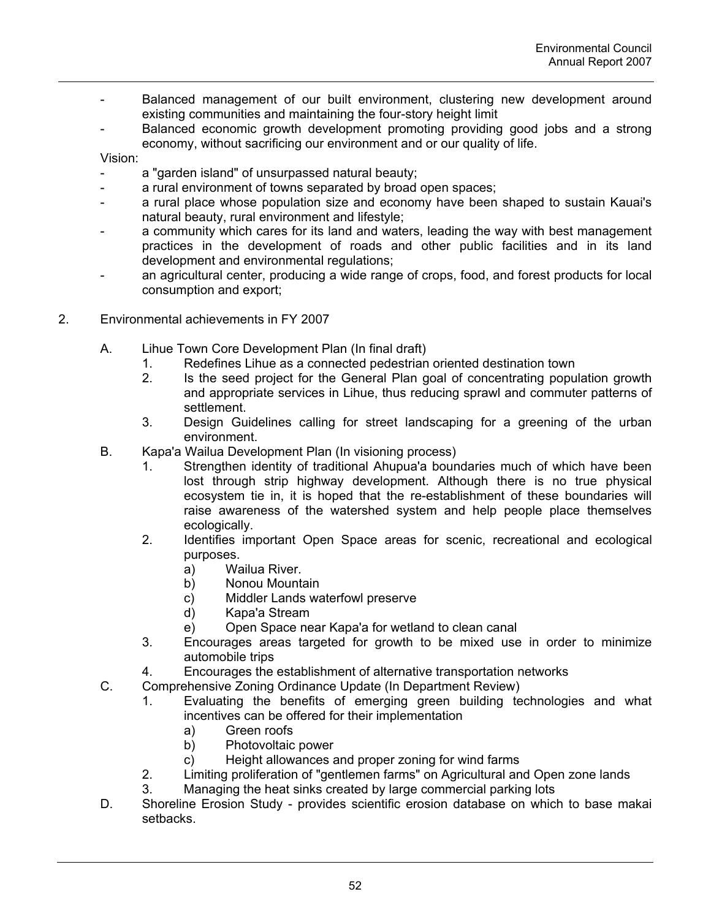- Balanced management of our built environment, clustering new development around existing communities and maintaining the four-story height limit
- Balanced economic growth development promoting providing good jobs and a strong economy, without sacrificing our environment and or our quality of life.

Vision:

- a "garden island" of unsurpassed natural beauty;
- a rural environment of towns separated by broad open spaces;
- a rural place whose population size and economy have been shaped to sustain Kauai's natural beauty, rural environment and lifestyle;
- a community which cares for its land and waters, leading the way with best management practices in the development of roads and other public facilities and in its land development and environmental regulations;
- an agricultural center, producing a wide range of crops, food, and forest products for local consumption and export;

2. Environmental achievements in FY 2007

   A. Lihue Town Core Development Plan (In final draft)
      1. Redefines Lihue as a connected pedestrian oriented destination town
      2. Is the seed project for the General Plan goal of concentrating population growth and appropriate services in Lihue, thus reducing sprawl and commuter patterns of settlement.
      3. Design Guidelines calling for street landscaping for a greening of the urban environment.

   B. Kapa'a Wailua Development Plan (In visioning process)
      1. Strengthen identity of traditional Ahupua'a boundaries much of which have been lost through strip highway development. Although there is no true physical ecosystem tie in, it is hoped that the re-establishment of these boundaries will raise awareness of the watershed system and help people place themselves ecologically.
      2. Identifies important Open Space areas for scenic, recreational and ecological purposes.
         a) Wailua River.
         b) Nonou Mountain
         c) Middler Lands waterfowl preserve
         d) Kapa'a Stream
         e) Open Space near Kapa'a for wetland to clean canal
      3. Encourages areas targeted for growth to be mixed use in order to minimize automobile trips
      4. Encourages the establishment of alternative transportation networks

   C. Comprehensive Zoning Ordinance Update (In Department Review)
      1. Evaluating the benefits of emerging green building technologies and what incentives can be offered for their implementation
         a) Green roofs
         b) Photovoltaic power
         c) Height allowances and proper zoning for wind farms
      2. Limiting proliferation of "gentlemen farms" on Agricultural and Open zone lands
      3. Managing the heat sinks created by large commercial parking lots

   D. Shoreline Erosion Study - provides scientific erosion database on which to base makai setbacks.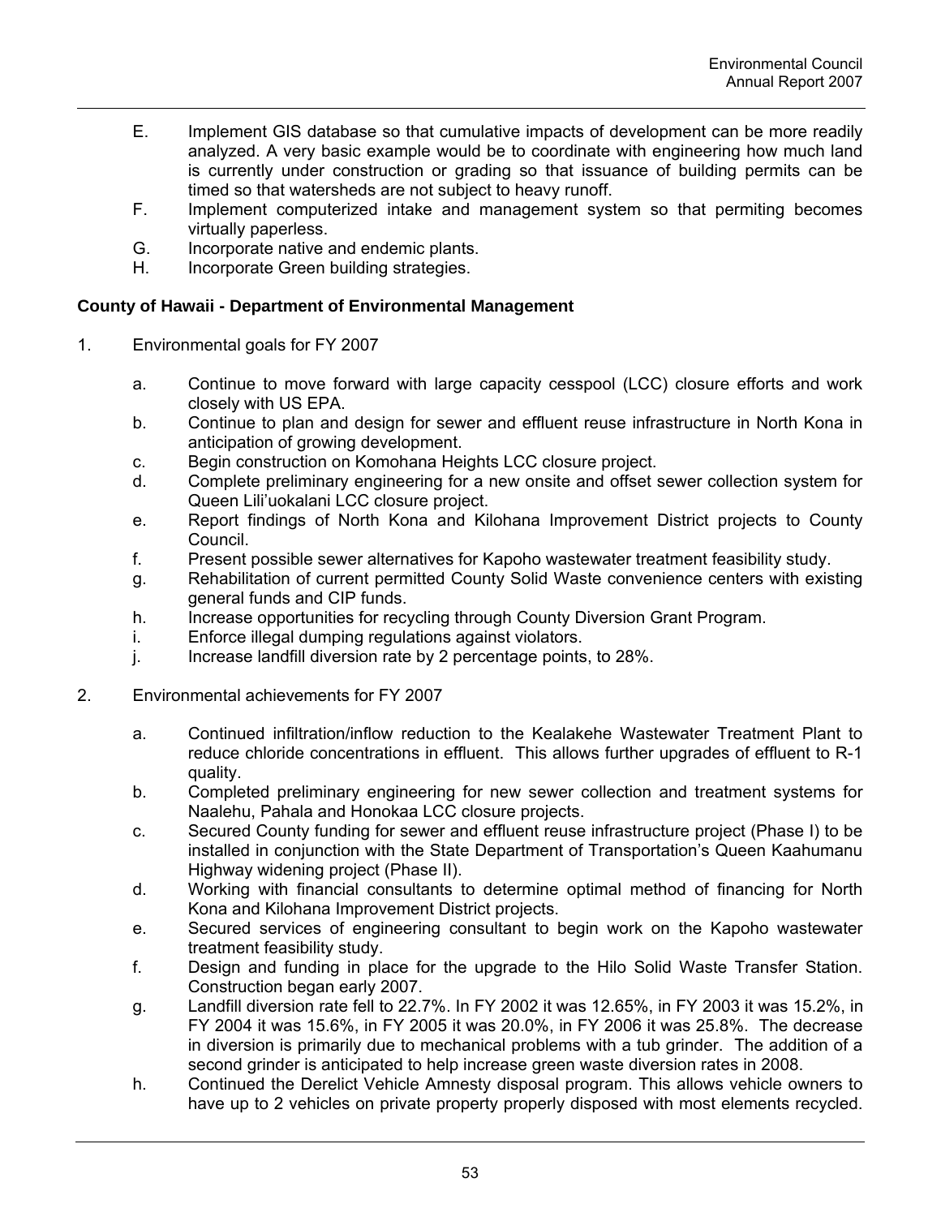E. Implement GIS database so that cumulative impacts of development can be more readily analyzed. A very basic example would be to coordinate with engineering how much land is currently under construction or grading so that issuance of building permits can be timed so that watersheds are not subject to heavy runoff.
F. Implement computerized intake and management system so that permiting becomes virtually paperless.
G. Incorporate native and endemic plants.
H. Incorporate Green building strategies.

**County of Hawaii - Department of Environmental Management**

1. Environmental goals for FY 2007

   a. Continue to move forward with large capacity cesspool (LCC) closure efforts and work closely with US EPA.
   b. Continue to plan and design for sewer and effluent reuse infrastructure in North Kona in anticipation of growing development.
   c. Begin construction on Komohana Heights LCC closure project.
   d. Complete preliminary engineering for a new onsite and offset sewer collection system for Queen Lili'uokalani LCC closure project.
   e. Report findings of North Kona and Kilohana Improvement District projects to County Council.
   f. Present possible sewer alternatives for Kapoho wastewater treatment feasibility study.
   g. Rehabilitation of current permitted County Solid Waste convenience centers with existing general funds and CIP funds.
   h. Increase opportunities for recycling through County Diversion Grant Program.
   i. Enforce illegal dumping regulations against violators.
   j. Increase landfill diversion rate by 2 percentage points, to 28%.

2. Environmental achievements for FY 2007

   a. Continued infiltration/inflow reduction to the Kealakehe Wastewater Treatment Plant to reduce chloride concentrations in effluent. This allows further upgrades of effluent to R-1 quality.
   b. Completed preliminary engineering for new sewer collection and treatment systems for Naalehu, Pahala and Honokaa LCC closure projects.
   c. Secured County funding for sewer and effluent reuse infrastructure project (Phase I) to be installed in conjunction with the State Department of Transportation's Queen Kaahumanu Highway widening project (Phase II).
   d. Working with financial consultants to determine optimal method of financing for North Kona and Kilohana Improvement District projects.
   e. Secured services of engineering consultant to begin work on the Kapoho wastewater treatment feasibility study.
   f. Design and funding in place for the upgrade to the Hilo Solid Waste Transfer Station. Construction began early 2007.
   g. Landfill diversion rate fell to 22.7%. In FY 2002 it was 12.65%, in FY 2003 it was 15.2%, in FY 2004 it was 15.6%, in FY 2005 it was 20.0%, in FY 2006 it was 25.8%. The decrease in diversion is primarily due to mechanical problems with a tub grinder. The addition of a second grinder is anticipated to help increase green waste diversion rates in 2008.
   h. Continued the Derelict Vehicle Amnesty disposal program. This allows vehicle owners to have up to 2 vehicles on private property properly disposed with most elements recycled.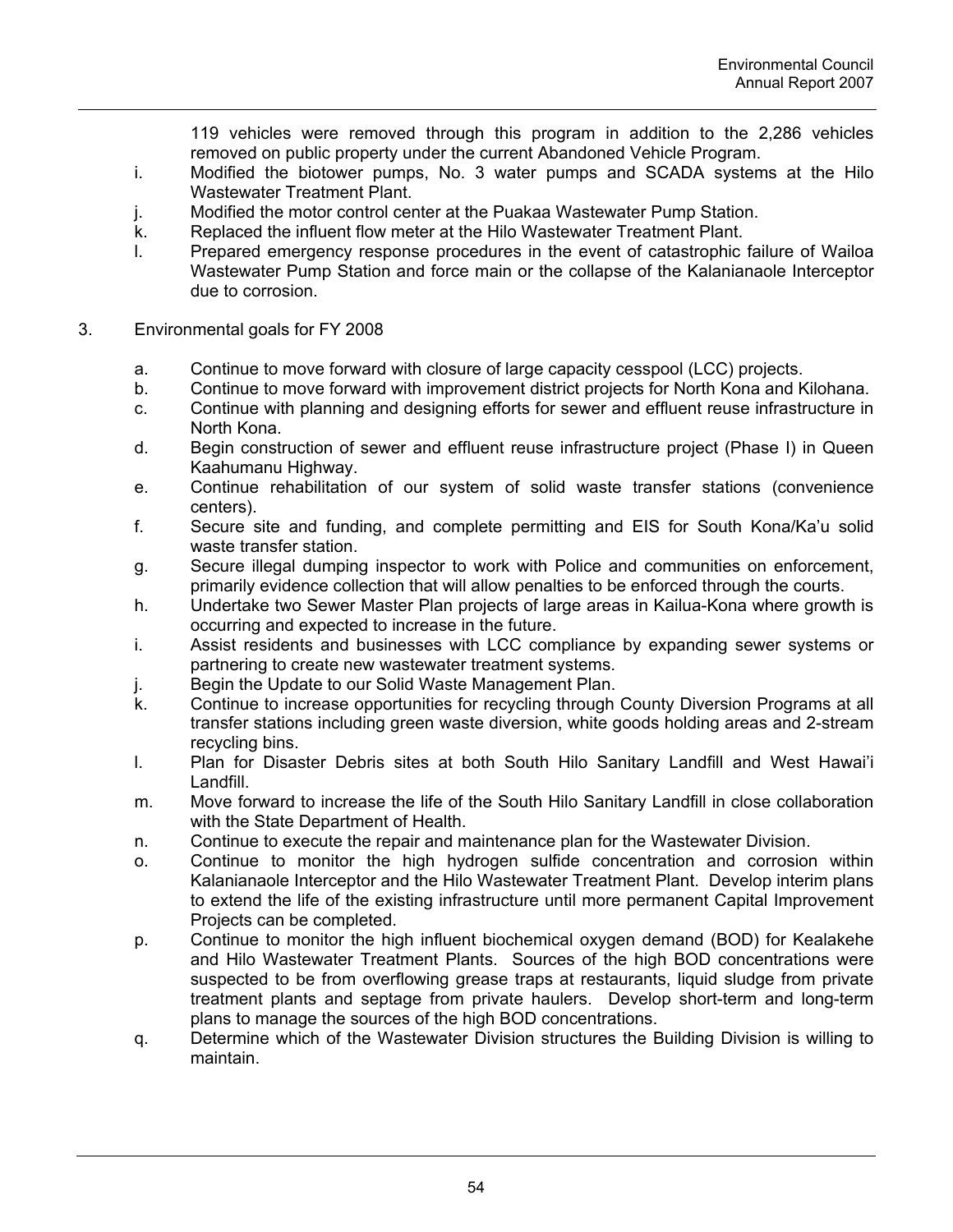119 vehicles were removed through this program in addition to the 2,286 vehicles removed on public property under the current Abandoned Vehicle Program.

i. Modified the biotower pumps, No. 3 water pumps and SCADA systems at the Hilo Wastewater Treatment Plant.
j. Modified the motor control center at the Puakaa Wastewater Pump Station.
k. Replaced the influent flow meter at the Hilo Wastewater Treatment Plant.
l. Prepared emergency response procedures in the event of catastrophic failure of Wailoa Wastewater Pump Station and force main or the collapse of the Kalanianaole Interceptor due to corrosion.

3. Environmental goals for FY 2008

a. Continue to move forward with closure of large capacity cesspool (LCC) projects.
b. Continue to move forward with improvement district projects for North Kona and Kilohana.
c. Continue with planning and designing efforts for sewer and effluent reuse infrastructure in North Kona.
d. Begin construction of sewer and effluent reuse infrastructure project (Phase I) in Queen Kaahumanu Highway.
e. Continue rehabilitation of our system of solid waste transfer stations (convenience centers).
f. Secure site and funding, and complete permitting and EIS for South Kona/Ka'u solid waste transfer station.
g. Secure illegal dumping inspector to work with Police and communities on enforcement, primarily evidence collection that will allow penalties to be enforced through the courts.
h. Undertake two Sewer Master Plan projects of large areas in Kailua-Kona where growth is occurring and expected to increase in the future.
i. Assist residents and businesses with LCC compliance by expanding sewer systems or partnering to create new wastewater treatment systems.
j. Begin the Update to our Solid Waste Management Plan.
k. Continue to increase opportunities for recycling through County Diversion Programs at all transfer stations including green waste diversion, white goods holding areas and 2-stream recycling bins.
l. Plan for Disaster Debris sites at both South Hilo Sanitary Landfill and West Hawai'i Landfill.
m. Move forward to increase the life of the South Hilo Sanitary Landfill in close collaboration with the State Department of Health.
n. Continue to execute the repair and maintenance plan for the Wastewater Division.
o. Continue to monitor the high hydrogen sulfide concentration and corrosion within Kalanianaole Interceptor and the Hilo Wastewater Treatment Plant. Develop interim plans to extend the life of the existing infrastructure until more permanent Capital Improvement Projects can be completed.
p. Continue to monitor the high influent biochemical oxygen demand (BOD) for Kealakehe and Hilo Wastewater Treatment Plants. Sources of the high BOD concentrations were suspected to be from overflowing grease traps at restaurants, liquid sludge from private treatment plants and septage from private haulers. Develop short-term and long-term plans to manage the sources of the high BOD concentrations.
q. Determine which of the Wastewater Division structures the Building Division is willing to maintain.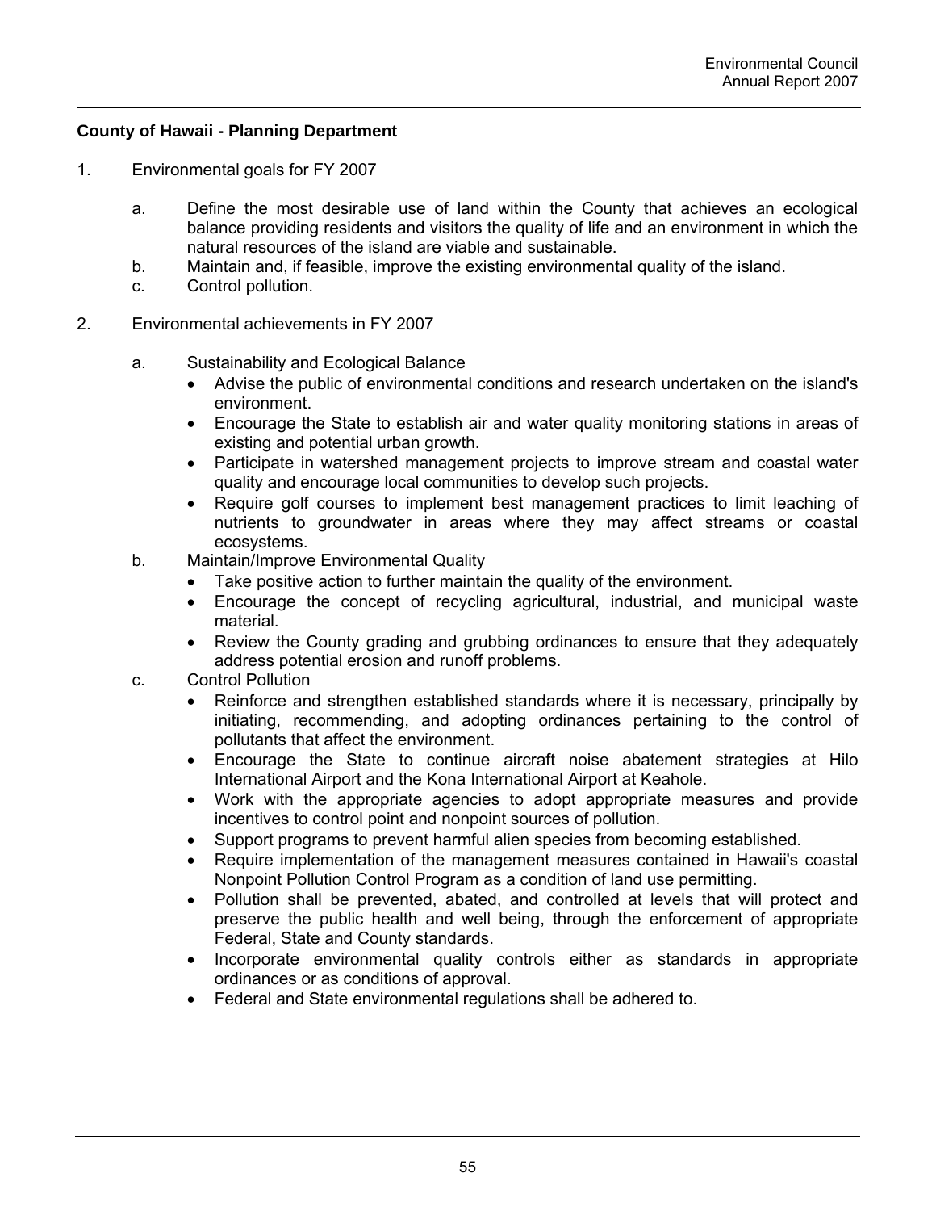**County of Hawaii - Planning Department**

1. Environmental goals for FY 2007

   a. Define the most desirable use of land within the County that achieves an ecological balance providing residents and visitors the quality of life and an environment in which the natural resources of the island are viable and sustainable.
   b. Maintain and, if feasible, improve the existing environmental quality of the island.
   c. Control pollution.

2. Environmental achievements in FY 2007

   a. Sustainability and Ecological Balance
      - Advise the public of environmental conditions and research undertaken on the island's environment.
      - Encourage the State to establish air and water quality monitoring stations in areas of existing and potential urban growth.
      - Participate in watershed management projects to improve stream and coastal water quality and encourage local communities to develop such projects.
      - Require golf courses to implement best management practices to limit leaching of nutrients to groundwater in areas where they may affect streams or coastal ecosystems.
   b. Maintain/Improve Environmental Quality
      - Take positive action to further maintain the quality of the environment.
      - Encourage the concept of recycling agricultural, industrial, and municipal waste material.
      - Review the County grading and grubbing ordinances to ensure that they adequately address potential erosion and runoff problems.
   c. Control Pollution
      - Reinforce and strengthen established standards where it is necessary, principally by initiating, recommending, and adopting ordinances pertaining to the control of pollutants that affect the environment.
      - Encourage the State to continue aircraft noise abatement strategies at Hilo International Airport and the Kona International Airport at Keahole.
      - Work with the appropriate agencies to adopt appropriate measures and provide incentives to control point and nonpoint sources of pollution.
      - Support programs to prevent harmful alien species from becoming established.
      - Require implementation of the management measures contained in Hawaii's coastal Nonpoint Pollution Control Program as a condition of land use permitting.
      - Pollution shall be prevented, abated, and controlled at levels that will protect and preserve the public health and well being, through the enforcement of appropriate Federal, State and County standards.
      - Incorporate environmental quality controls either as standards in appropriate ordinances or as conditions of approval.
      - Federal and State environmental regulations shall be adhered to.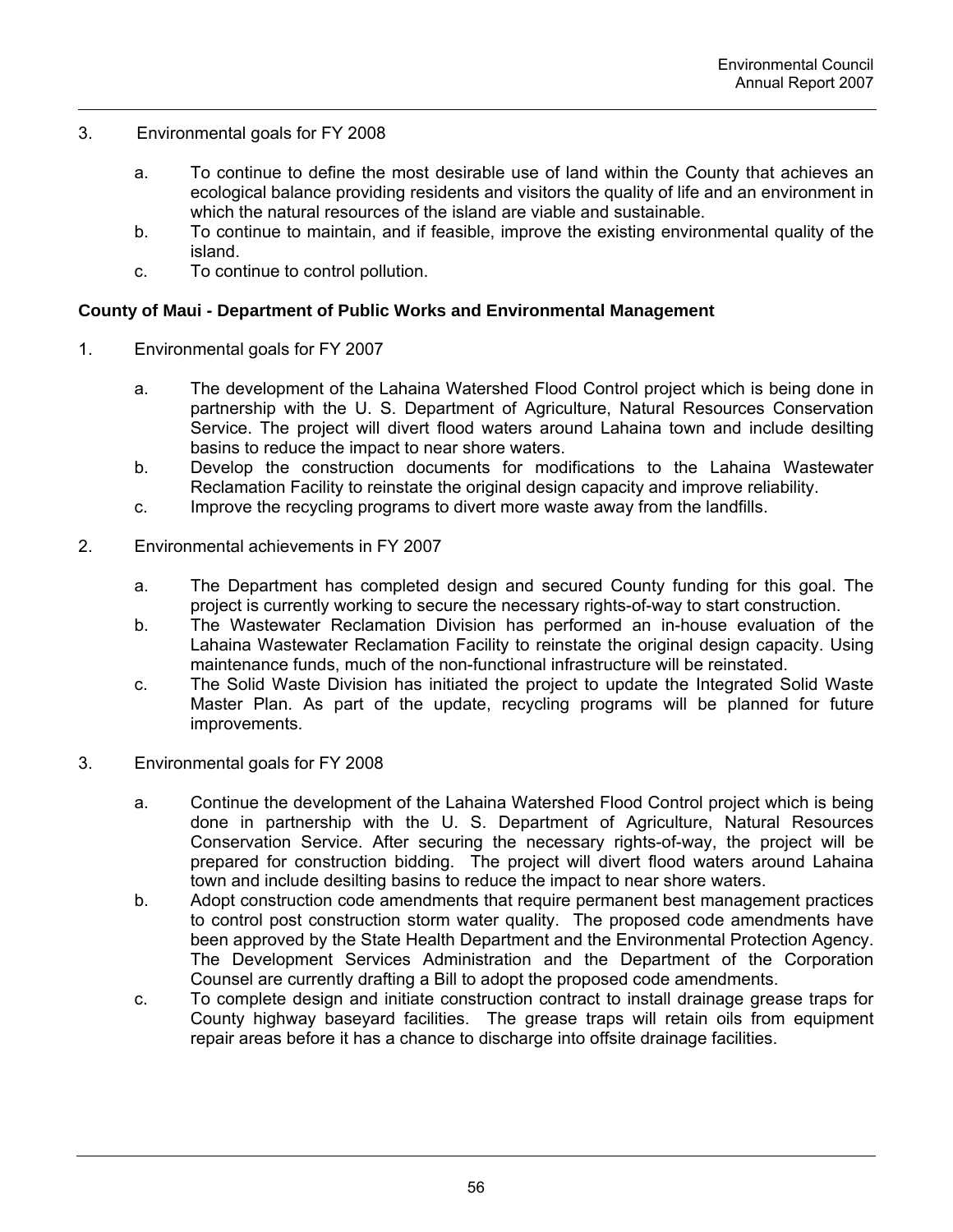3. Environmental goals for FY 2008

   a. To continue to define the most desirable use of land within the County that achieves an ecological balance providing residents and visitors the quality of life and an environment in which the natural resources of the island are viable and sustainable.
   b. To continue to maintain, and if feasible, improve the existing environmental quality of the island.
   c. To continue to control pollution.

**County of Maui - Department of Public Works and Environmental Management**

1. Environmental goals for FY 2007

   a. The development of the Lahaina Watershed Flood Control project which is being done in partnership with the U. S. Department of Agriculture, Natural Resources Conservation Service. The project will divert flood waters around Lahaina town and include desilting basins to reduce the impact to near shore waters.
   b. Develop the construction documents for modifications to the Lahaina Wastewater Reclamation Facility to reinstate the original design capacity and improve reliability.
   c. Improve the recycling programs to divert more waste away from the landfills.

2. Environmental achievements in FY 2007

   a. The Department has completed design and secured County funding for this goal. The project is currently working to secure the necessary rights-of-way to start construction.
   b. The Wastewater Reclamation Division has performed an in-house evaluation of the Lahaina Wastewater Reclamation Facility to reinstate the original design capacity. Using maintenance funds, much of the non-functional infrastructure will be reinstated.
   c. The Solid Waste Division has initiated the project to update the Integrated Solid Waste Master Plan. As part of the update, recycling programs will be planned for future improvements.

3. Environmental goals for FY 2008

   a. Continue the development of the Lahaina Watershed Flood Control project which is being done in partnership with the U. S. Department of Agriculture, Natural Resources Conservation Service. After securing the necessary rights-of-way, the project will be prepared for construction bidding. The project will divert flood waters around Lahaina town and include desilting basins to reduce the impact to near shore waters.
   b. Adopt construction code amendments that require permanent best management practices to control post construction storm water quality. The proposed code amendments have been approved by the State Health Department and the Environmental Protection Agency. The Development Services Administration and the Department of the Corporation Counsel are currently drafting a Bill to adopt the proposed code amendments.
   c. To complete design and initiate construction contract to install drainage grease traps for County highway baseyard facilities. The grease traps will retain oils from equipment repair areas before it has a chance to discharge into offsite drainage facilities.